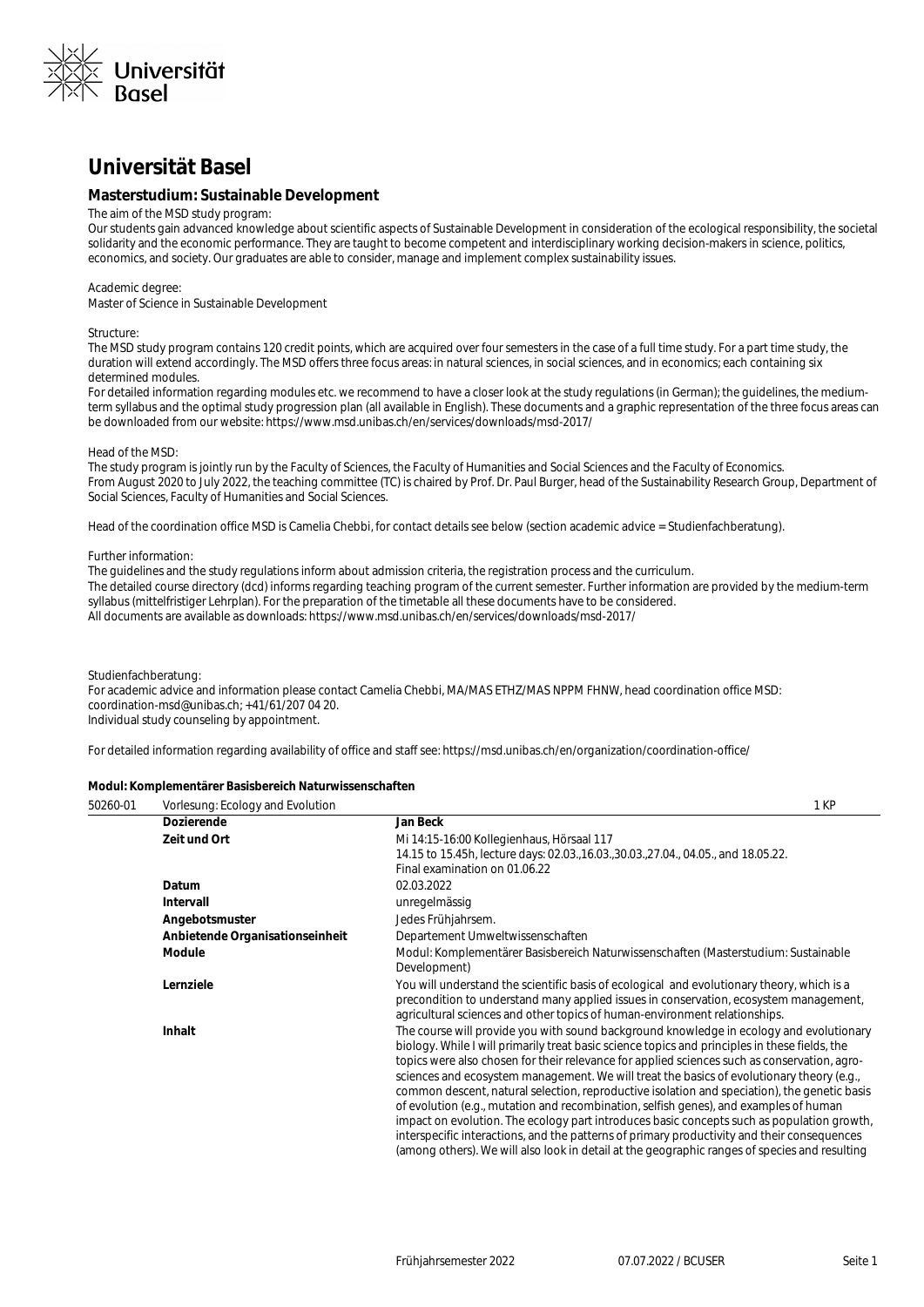# Universität Basel

## Masterstudium: Sustainable Development

The aim of the MSD study program:
Our students gain advanced knowledge about scientific aspects of Sustainable Development in consideration of the ecological responsibility, the societal solidarity and the economic performance. They are taught to become competent and interdisciplinary working decision-makers in science, politics, economics, and society. Our graduates are able to consider, manage and implement complex sustainability issues.

Academic degree:
Master of Science in Sustainable Development

Structure:
The MSD study program contains 120 credit points, which are acquired over four semesters in the case of a full time study. For a part time study, the duration will extend accordingly. The MSD offers three focus areas: in natural sciences, in social sciences, and in economics; each containing six determined modules.
For detailed information regarding modules etc. we recommend to have a closer look at the study regulations (in German); the guidelines, the medium-term syllabus and the optimal study progression plan (all available in English). These documents and a graphic representation of the three focus areas can be downloaded from our website: https://www.msd.unibas.ch/en/services/downloads/msd-2017/

Head of the MSD:
The study program is jointly run by the Faculty of Sciences, the Faculty of Humanities and Social Sciences and the Faculty of Economics.
From August 2020 to July 2022, the teaching committee (TC) is chaired by Prof. Dr. Paul Burger, head of the Sustainability Research Group, Department of Social Sciences, Faculty of Humanities and Social Sciences.

Head of the coordination office MSD is Camelia Chebbi, for contact details see below (section academic advice = Studienfachberatung).

Further information:
The guidelines and the study regulations inform about admission criteria, the registration process and the curriculum.
The detailed course directory (dcd) informs regarding teaching program of the current semester. Further information are provided by the medium-term syllabus (mittelfristiger Lehrplan). For the preparation of the timetable all these documents have to be considered.
All documents are available as downloads: https://www.msd.unibas.ch/en/services/downloads/msd-2017/

Studienfachberatung:
For academic advice and information please contact Camelia Chebbi, MA/MAS ETHZ/MAS NPPM FHNW, head coordination office MSD: coordination-msd@unibas.ch; +41/61/207 04 20.
Individual study counseling by appointment.

For detailed information regarding availability of office and staff see: https://msd.unibas.ch/en/organization/coordination-office/

### Modul: Komplementärer Basisbereich Naturwissenschaften

| 50260-01 | Vorlesung: Ecology and Evolution | 1 KP |
|---|---|---|
| | **Dozierende** | **Jan Beck** |
| | **Zeit und Ort** | Mi 14:15-16:00 Kollegienhaus, Hörsaal 117<br>14.15 to 15.45h, lecture days: 02.03.,16.03.,30.03.,27.04., 04.05., and 18.05.22.<br>Final examination on 01.06.22 |
| | **Datum** | 02.03.2022 |
| | **Intervall** | unregelmässig |
| | **Angebotsmuster** | Jedes Frühjahrsem. |
| | **Anbietende Organisationseinheit** | Departement Umweltwissenschaften |
| | **Module** | Modul: Komplementärer Basisbereich Naturwissenschaften (Masterstudium: Sustainable Development) |
| | **Lernziele** | You will understand the scientific basis of ecological and evolutionary theory, which is a precondition to understand many applied issues in conservation, ecosystem management, agricultural sciences and other topics of human-environment relationships. |
| | **Inhalt** | The course will provide you with sound background knowledge in ecology and evolutionary biology. While I will primarily treat basic science topics and principles in these fields, the topics were also chosen for their relevance for applied sciences such as conservation, agro-sciences and ecosystem management. We will treat the basics of evolutionary theory (e.g., common descent, natural selection, reproductive isolation and speciation), the genetic basis of evolution (e.g., mutation and recombination, selfish genes), and examples of human impact on evolution. The ecology part introduces basic concepts such as population growth, interspecific interactions, and the patterns of primary productivity and their consequences (among others). We will also look in detail at the geographic ranges of species and resulting |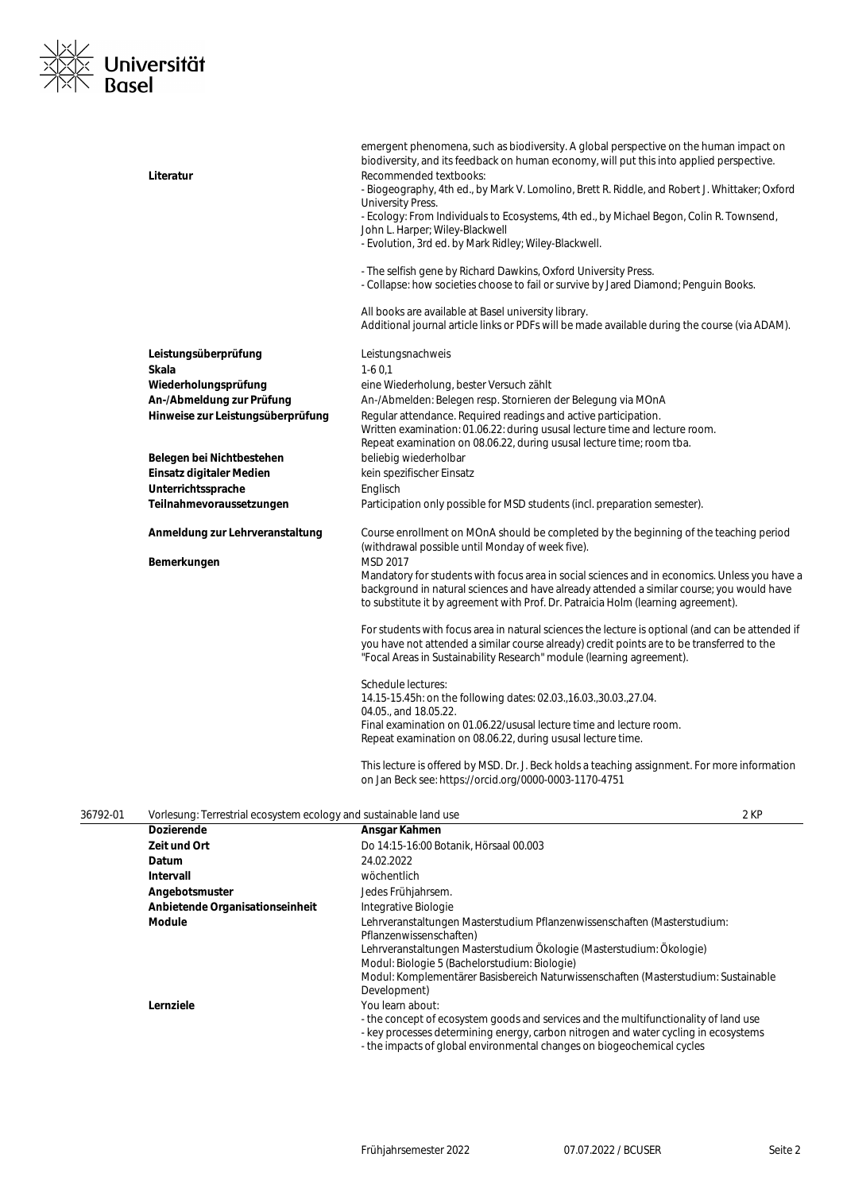| | |
|---|---|
| | emergent phenomena, such as biodiversity. A global perspective on the human impact on biodiversity, and its feedback on human economy, will put this into applied perspective. |
| **Literatur** | Recommended textbooks:<br>- Biogeography, 4th ed., by Mark V. Lomolino, Brett R. Riddle, and Robert J. Whittaker; Oxford University Press.<br>- Ecology: From Individuals to Ecosystems, 4th ed., by Michael Begon, Colin R. Townsend, John L. Harper; Wiley-Blackwell<br>- Evolution, 3rd ed. by Mark Ridley; Wiley-Blackwell.<br><br>- The selfish gene by Richard Dawkins, Oxford University Press.<br>- Collapse: how societies choose to fail or survive by Jared Diamond; Penguin Books.<br><br>All books are available at Basel university library.<br>Additional journal article links or PDFs will be made available during the course (via ADAM). |
| **Leistungsüberprüfung** | Leistungsnachweis |
| **Skala** | 1-6 0,1 |
| **Wiederholungsprüfung** | eine Wiederholung, bester Versuch zählt |
| **An-/Abmeldung zur Prüfung** | An-/Abmelden: Belegen resp. Stornieren der Belegung via MOnA |
| **Hinweise zur Leistungsüberprüfung** | Regular attendance. Required readings and active participation.<br>Written examination: 01.06.22: during ususal lecture time and lecture room.<br>Repeat examination on 08.06.22, during ususal lecture time; room tba. |
| **Belegen bei Nichtbestehen** | beliebig wiederholbar |
| **Einsatz digitaler Medien** | kein spezifischer Einsatz |
| **Unterrichtssprache** | Englisch |
| **Teilnahmevoraussetzungen** | Participation only possible for MSD students (incl. preparation semester). |
| **Anmeldung zur Lehrveranstaltung** | Course enrollment on MOnA should be completed by the beginning of the teaching period (withdrawal possible until Monday of week five). |
| **Bemerkungen** | MSD 2017<br>Mandatory for students with focus area in social sciences and in economics. Unless you have a background in natural sciences and have already attended a similar course; you would have to substitute it by agreement with Prof. Dr. Patraicia Holm (learning agreement).<br><br>For students with focus area in natural sciences the lecture is optional (and can be attended if you have not attended a similar course already) credit points are to be transferred to the "Focal Areas in Sustainability Research" module (learning agreement).<br><br>Schedule lectures:<br>14.15-15.45h: on the following dates: 02.03.,16.03.,30.03.,27.04.<br>04.05., and 18.05.22.<br>Final examination on 01.06.22/ususal lecture time and lecture room.<br>Repeat examination on 08.06.22, during ususal lecture time.<br><br>This lecture is offered by MSD. Dr. J. Beck holds a teaching assignment. For more information on Jan Beck see: https://orcid.org/0000-0003-1170-4751 |

## 36792-01 Vorlesung: Terrestrial ecosystem ecology and sustainable land use — 2 KP

| | |
|---|---|
| **Dozierende** | **Ansgar Kahmen** |
| **Zeit und Ort** | Do 14:15-16:00 Botanik, Hörsaal 00.003 |
| **Datum** | 24.02.2022 |
| **Intervall** | wöchentlich |
| **Angebotsmuster** | Jedes Frühjahrsem. |
| **Anbietende Organisationseinheit** | Integrative Biologie |
| **Module** | Lehrveranstaltungen Masterstudium Pflanzenwissenschaften (Masterstudium: Pflanzenwissenschaften)<br>Lehrveranstaltungen Masterstudium Ökologie (Masterstudium: Ökologie)<br>Modul: Biologie 5 (Bachelorstudium: Biologie)<br>Modul: Komplementärer Basisbereich Naturwissenschaften (Masterstudium: Sustainable Development) |
| **Lernziele** | You learn about:<br>- the concept of ecosystem goods and services and the multifunctionality of land use<br>- key processes determining energy, carbon nitrogen and water cycling in ecosystems<br>- the impacts of global environmental changes on biogeochemical cycles |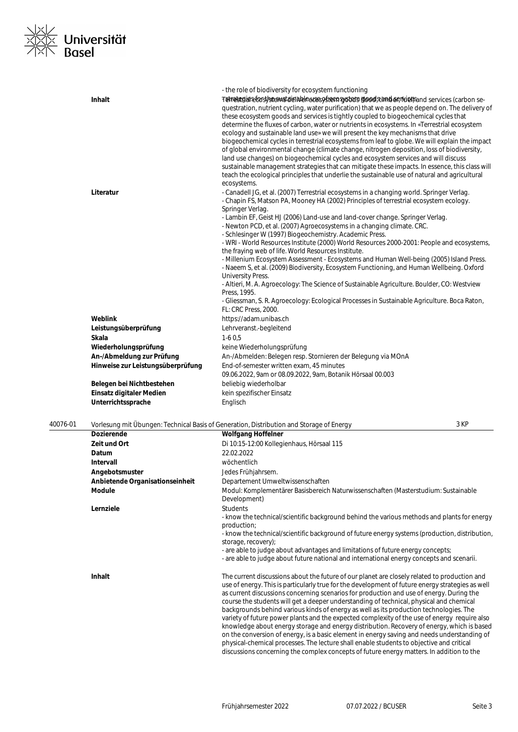- the role of biodiversity for ecosystem functioning
- strategies for the sustainable use of ecosystem goods and services

| | |
|---|---|
| **Inhalt** | Terrestrial ecosystems deliver ecosystem goods (food, timber, fuel) and services (carbon sequestration, nutrient cycling, water purification) that we as people depend on. The delivery of these ecosystem goods and services is tightly coupled to biogeochemical cycles that determine the fluxes of carbon, water or nutrients in ecosystems. In «Terrestrial ecosystem ecology and sustainable land use» we will present the key mechanisms that drive biogeochemical cycles in terrestrial ecosystems from leaf to globe. We will explain the impact of global environmental change (climate change, nitrogen deposition, loss of biodiversity, land use changes) on biogeochemical cycles and ecosystem services and will discuss sustainable management strategies that can mitigate these impacts. In essence, this class will teach the ecological principles that underlie the sustainable use of natural and agricultural ecosystems. |
| **Literatur** | - Canadell JG, et al. (2007) Terrestrial ecosystems in a changing world. Springer Verlag.<br>- Chapin FS, Matson PA, Mooney HA (2002) Principles of terrestrial ecosystem ecology. Springer Verlag.<br>- Lambin EF, Geist HJ (2006) Land-use and land-cover change. Springer Verlag.<br>- Newton PCD, et al. (2007) Agroecosystems in a changing climate. CRC.<br>- Schlesinger W (1997) Biogeochemistry. Academic Press.<br>- WRI - World Resources Institute (2000) World Resources 2000-2001: People and ecosystems, the fraying web of life. World Resources Institute.<br>- Millenium Ecosystem Assessment - Ecosystems and Human Well-being (2005) Island Press.<br>- Naeem S, et al. (2009) Biodiversity, Ecosystem Functioning, and Human Wellbeing. Oxford University Press.<br>- Altieri, M. A. Agroecology: The Science of Sustainable Agriculture. Boulder, CO: Westview Press, 1995.<br>- Gliessman, S. R. Agroecology: Ecological Processes in Sustainable Agriculture. Boca Raton, FL: CRC Press, 2000. |
| **Weblink** | https://adam.unibas.ch |
| **Leistungsüberprüfung** | Lehrveranst.-begleitend |
| **Skala** | 1-6 0,5 |
| **Wiederholungsprüfung** | keine Wiederholungsprüfung |
| **An-/Abmeldung zur Prüfung** | An-/Abmelden: Belegen resp. Stornieren der Belegung via MOnA |
| **Hinweise zur Leistungsüberprüfung** | End-of-semester written exam, 45 minutes<br>09.06.2022, 9am or 08.09.2022, 9am, Botanik Hörsaal 00.003 |
| **Belegen bei Nichtbestehen** | beliebig wiederholbar |
| **Einsatz digitaler Medien** | kein spezifischer Einsatz |
| **Unterrichtssprache** | Englisch |

## 40076-01 Vorlesung mit Übungen: Technical Basis of Generation, Distribution and Storage of Energy — 3 KP

| | |
|---|---|
| **Dozierende** | **Wolfgang Hoffelner** |
| **Zeit und Ort** | Di 10:15-12:00 Kollegienhaus, Hörsaal 115 |
| **Datum** | 22.02.2022 |
| **Intervall** | wöchentlich |
| **Angebotsmuster** | Jedes Frühjahrsem. |
| **Anbietende Organisationseinheit** | Departement Umweltwissenschaften |
| **Module** | Modul: Komplementärer Basisbereich Naturwissenschaften (Masterstudium: Sustainable Development) |
| **Lernziele** | Students<br>- know the technical/scientific background behind the various methods and plants for energy production;<br>- know the technical/scientific background of future energy systems (production, distribution, storage, recovery);<br>- are able to judge about advantages and limitations of future energy concepts;<br>- are able to judge about future national and international energy concepts and scenarii. |
| **Inhalt** | The current discussions about the future of our planet are closely related to production and use of energy. This is particularly true for the development of future energy strategies as well as current discussions concerning scenarios for production and use of energy. During the course the students will get a deeper understanding of technical, physical and chemical backgrounds behind various kinds of energy as well as its production technologies. The variety of future power plants and the expected complexity of the use of energy require also knowledge about energy storage and energy distribution. Recovery of energy, which is based on the conversion of energy, is a basic element in energy saving and needs understanding of physical-chemical processes. The lecture shall enable students to objective and critical discussions concerning the complex concepts of future energy matters. In addition to the |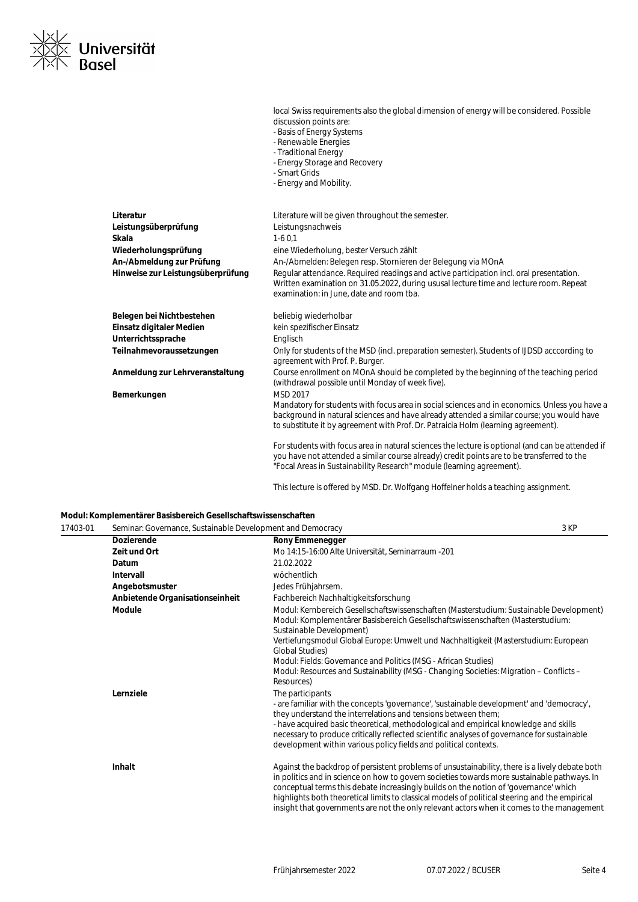local Swiss requirements also the global dimension of energy will be considered. Possible discussion points are:
- Basis of Energy Systems
- Renewable Energies
- Traditional Energy
- Energy Storage and Recovery
- Smart Grids
- Energy and Mobility.

| | |
|---|---|
| **Literatur** | Literature will be given throughout the semester. |
| **Leistungsüberprüfung** | Leistungsnachweis |
| **Skala** | 1-6 0,1 |
| **Wiederholungsprüfung** | eine Wiederholung, bester Versuch zählt |
| **An-/Abmeldung zur Prüfung** | An-/Abmelden: Belegen resp. Stornieren der Belegung via MOnA |
| **Hinweise zur Leistungsüberprüfung** | Regular attendance. Required readings and active participation incl. oral presentation. Written examination on 31.05.2022, during ususal lecture time and lecture room. Repeat examination: in June, date and room tba. |
| **Belegen bei Nichtbestehen** | beliebig wiederholbar |
| **Einsatz digitaler Medien** | kein spezifischer Einsatz |
| **Unterrichtssprache** | Englisch |
| **Teilnahmevoraussetzungen** | Only for students of the MSD (incl. preparation semester). Students of IJDSD acccording to agreement with Prof. P. Burger. |
| **Anmeldung zur Lehrveranstaltung** | Course enrollment on MOnA should be completed by the beginning of the teaching period (withdrawal possible until Monday of week five). |
| **Bemerkungen** | MSD 2017<br>Mandatory for students with focus area in social sciences and in economics. Unless you have a background in natural sciences and have already attended a similar course; you would have to substitute it by agreement with Prof. Dr. Patraicia Holm (learning agreement).<br><br>For students with focus area in natural sciences the lecture is optional (and can be attended if you have not attended a similar course already) credit points are to be transferred to the "Focal Areas in Sustainability Research" module (learning agreement).<br><br>This lecture is offered by MSD. Dr. Wolfgang Hoffelner holds a teaching assignment. |

**Modul: Komplementärer Basisbereich Gesellschaftswissenschaften**

**17403-01 Seminar: Governance, Sustainable Development and Democracy — 3 KP**

| | |
|---|---|
| **Dozierende** | **Rony Emmenegger** |
| **Zeit und Ort** | Mo 14:15-16:00 Alte Universität, Seminarraum -201 |
| **Datum** | 21.02.2022 |
| **Intervall** | wöchentlich |
| **Angebotsmuster** | Jedes Frühjahrsem. |
| **Anbietende Organisationseinheit** | Fachbereich Nachhaltigkeitsforschung |
| **Module** | Modul: Kernbereich Gesellschaftswissenschaften (Masterstudium: Sustainable Development)<br>Modul: Komplementärer Basisbereich Gesellschaftswissenschaften (Masterstudium: Sustainable Development)<br>Vertiefungsmodul Global Europe: Umwelt und Nachhaltigkeit (Masterstudium: European Global Studies)<br>Modul: Fields: Governance and Politics (MSG - African Studies)<br>Modul: Resources and Sustainability (MSG - Changing Societies: Migration – Conflicts – Resources) |
| **Lernziele** | The participants<br>- are familiar with the concepts 'governance', 'sustainable development' and 'democracy', they understand the interrelations and tensions between them;<br>- have acquired basic theoretical, methodological and empirical knowledge and skills necessary to produce critically reflected scientific analyses of governance for sustainable development within various policy fields and political contexts. |
| **Inhalt** | Against the backdrop of persistent problems of unsustainability, there is a lively debate both in politics and in science on how to govern societies towards more sustainable pathways. In conceptual terms this debate increasingly builds on the notion of 'governance' which highlights both theoretical limits to classical models of political steering and the empirical insight that governments are not the only relevant actors when it comes to the management |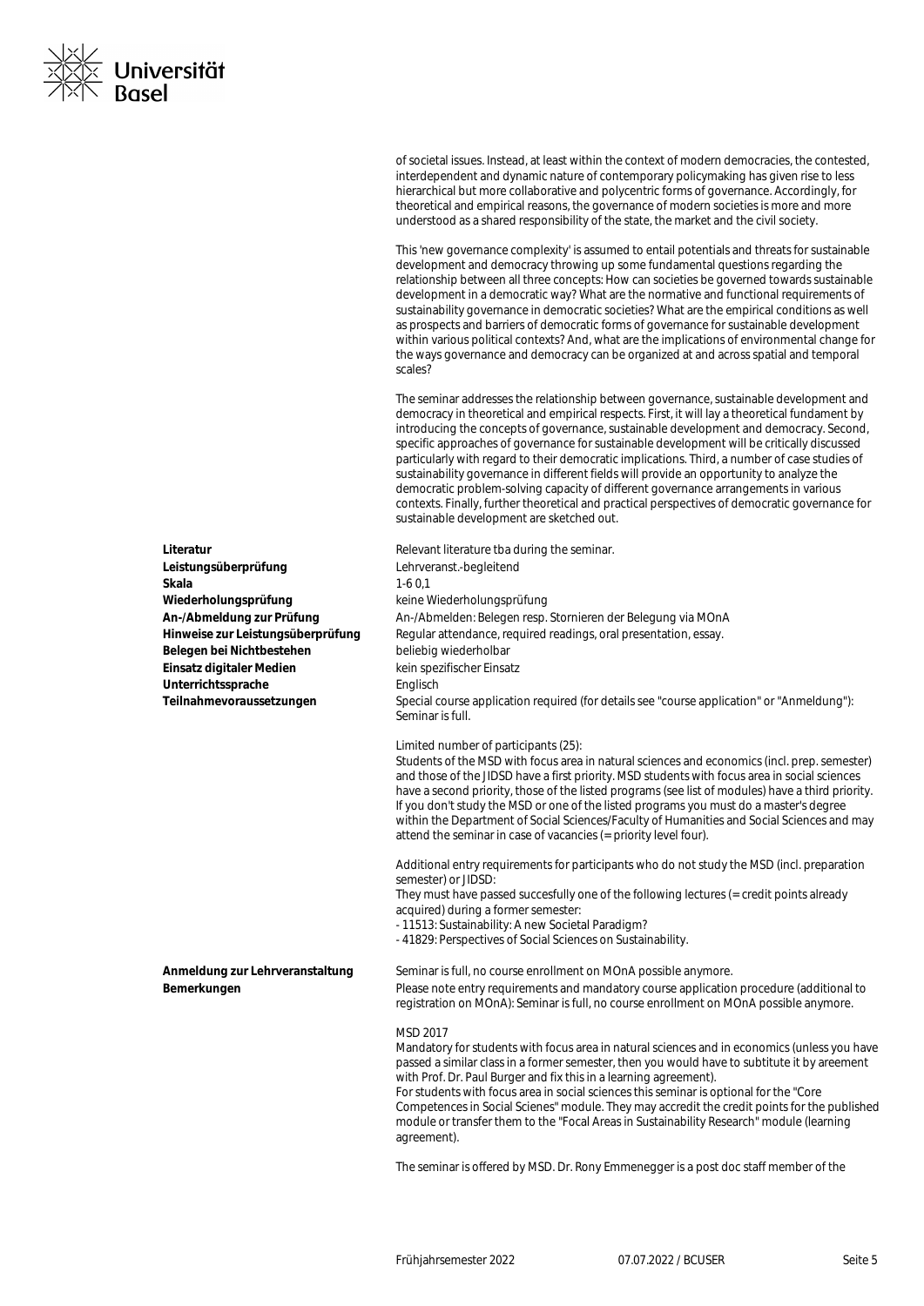of societal issues. Instead, at least within the context of modern democracies, the contested, interdependent and dynamic nature of contemporary policymaking has given rise to less hierarchical but more collaborative and polycentric forms of governance. Accordingly, for theoretical and empirical reasons, the governance of modern societies is more and more understood as a shared responsibility of the state, the market and the civil society.

This 'new governance complexity' is assumed to entail potentials and threats for sustainable development and democracy throwing up some fundamental questions regarding the relationship between all three concepts: How can societies be governed towards sustainable development in a democratic way? What are the normative and functional requirements of sustainability governance in democratic societies? What are the empirical conditions as well as prospects and barriers of democratic forms of governance for sustainable development within various political contexts? And, what are the implications of environmental change for the ways governance and democracy can be organized at and across spatial and temporal scales?

The seminar addresses the relationship between governance, sustainable development and democracy in theoretical and empirical respects. First, it will lay a theoretical fundament by introducing the concepts of governance, sustainable development and democracy. Second, specific approaches of governance for sustainable development will be critically discussed particularly with regard to their democratic implications. Third, a number of case studies of sustainability governance in different fields will provide an opportunity to analyze the democratic problem-solving capacity of different governance arrangements in various contexts. Finally, further theoretical and practical perspectives of democratic governance for sustainable development are sketched out.

**Literatur** Relevant literature tba during the seminar.

**Leistungsüberprüfung** Lehrveranst.-begleitend

**Skala** 1-6 0,1

**Wiederholungsprüfung** keine Wiederholungsprüfung

**An-/Abmeldung zur Prüfung** An-/Abmelden: Belegen resp. Stornieren der Belegung via MOnA

**Hinweise zur Leistungsüberprüfung** Regular attendance, required readings, oral presentation, essay.

**Belegen bei Nichtbestehen** beliebig wiederholbar

**Einsatz digitaler Medien** kein spezifischer Einsatz

**Unterrichtssprache** Englisch

**Teilnahmevoraussetzungen** Special course application required (for details see "course application" or "Anmeldung"): Seminar is full.

Limited number of participants (25):
Students of the MSD with focus area in natural sciences and economics (incl. prep. semester) and those of the JIDSD have a first priority. MSD students with focus area in social sciences have a second priority, those of the listed programs (see list of modules) have a third priority. If you don't study the MSD or one of the listed programs you must do a master's degree within the Department of Social Sciences/Faculty of Humanities and Social Sciences and may attend the seminar in case of vacancies (= priority level four).

Additional entry requirements for participants who do not study the MSD (incl. preparation semester) or JIDSD:
They must have passed succesfully one of the following lectures (= credit points already acquired) during a former semester:
- 11513: Sustainability: A new Societal Paradigm?
- 41829: Perspectives of Social Sciences on Sustainability.

**Anmeldung zur Lehrveranstaltung** Seminar is full, no course enrollment on MOnA possible anymore.

**Bemerkungen** Please note entry requirements and mandatory course application procedure (additional to registration on MOnA): Seminar is full, no course enrollment on MOnA possible anymore.

MSD 2017
Mandatory for students with focus area in natural sciences and in economics (unless you have passed a similar class in a former semester, then you would have to subtitute it by areement with Prof. Dr. Paul Burger and fix this in a learning agreement).
For students with focus area in social sciences this seminar is optional for the "Core Competences in Social Scienes" module. They may accredit the credit points for the published module or transfer them to the "Focal Areas in Sustainability Research" module (learning agreement).

The seminar is offered by MSD. Dr. Rony Emmenegger is a post doc staff member of the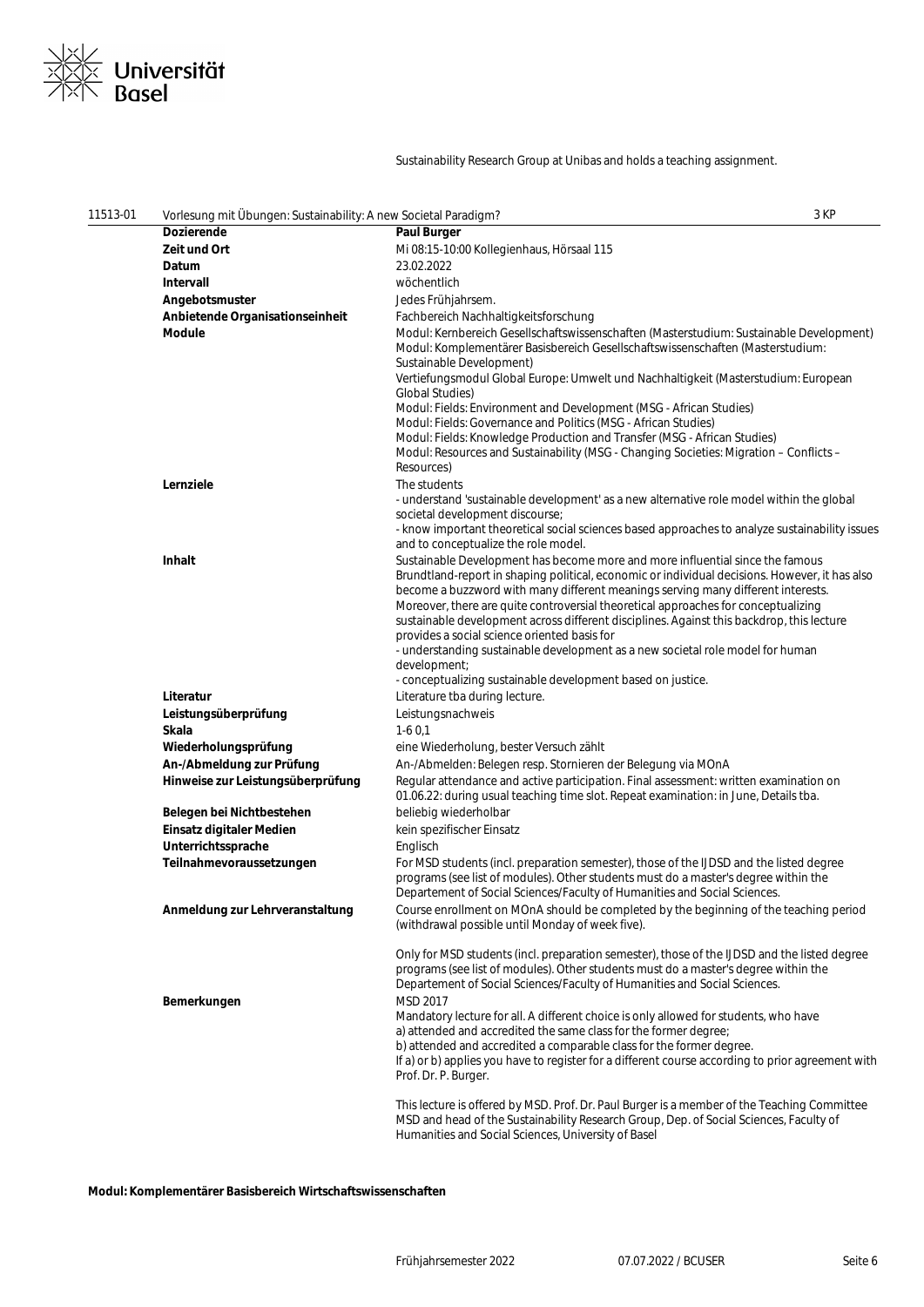Sustainability Research Group at Unibas and holds a teaching assignment.

| 11513-01 | Vorlesung mit Übungen: Sustainability: A new Societal Paradigm? | 3 KP |
|---|---|---|
| | **Dozierende** | **Paul Burger** |
| | **Zeit und Ort** | Mi 08:15-10:00 Kollegienhaus, Hörsaal 115 |
| | **Datum** | 23.02.2022 |
| | **Intervall** | wöchentlich |
| | **Angebotsmuster** | Jedes Frühjahrsem. |
| | **Anbietende Organisationseinheit** | Fachbereich Nachhaltigkeitsforschung |
| | **Module** | Modul: Kernbereich Gesellschaftswissenschaften (Masterstudium: Sustainable Development)<br>Modul: Komplementärer Basisbereich Gesellschaftswissenschaften (Masterstudium: Sustainable Development)<br>Vertiefungsmodul Global Europe: Umwelt und Nachhaltigkeit (Masterstudium: European Global Studies)<br>Modul: Fields: Environment and Development (MSG - African Studies)<br>Modul: Fields: Governance and Politics (MSG - African Studies)<br>Modul: Fields: Knowledge Production and Transfer (MSG - African Studies)<br>Modul: Resources and Sustainability (MSG - Changing Societies: Migration – Conflicts – Resources) |
| | **Lernziele** | The students<br>- understand 'sustainable development' as a new alternative role model within the global societal development discourse;<br>- know important theoretical social sciences based approaches to analyze sustainability issues and to conceptualize the role model. |
| | **Inhalt** | Sustainable Development has become more and more influential since the famous Brundtland-report in shaping political, economic or individual decisions. However, it has also become a buzzword with many different meanings serving many different interests. Moreover, there are quite controversial theoretical approaches for conceptualizing sustainable development across different disciplines. Against this backdrop, this lecture provides a social science oriented basis for<br>- understanding sustainable development as a new societal role model for human development;<br>- conceptualizing sustainable development based on justice. |
| | **Literatur** | Literature tba during lecture. |
| | **Leistungsüberprüfung** | Leistungsnachweis |
| | **Skala** | 1-6 0,1 |
| | **Wiederholungsprüfung** | eine Wiederholung, bester Versuch zählt |
| | **An-/Abmeldung zur Prüfung** | An-/Abmelden: Belegen resp. Stornieren der Belegung via MOnA |
| | **Hinweise zur Leistungsüberprüfung** | Regular attendance and active participation. Final assessment: written examination on 01.06.22: during usual teaching time slot. Repeat examination: in June, Details tba. |
| | **Belegen bei Nichtbestehen** | beliebig wiederholbar |
| | **Einsatz digitaler Medien** | kein spezifischer Einsatz |
| | **Unterrichtssprache** | Englisch |
| | **Teilnahmevoraussetzungen** | For MSD students (incl. preparation semester), those of the IJDSD and the listed degree programs (see list of modules). Other students must do a master's degree within the Departement of Social Sciences/Faculty of Humanities and Social Sciences. |
| | **Anmeldung zur Lehrveranstaltung** | Course enrollment on MOnA should be completed by the beginning of the teaching period (withdrawal possible until Monday of week five).<br><br>Only for MSD students (incl. preparation semester), those of the IJDSD and the listed degree programs (see list of modules). Other students must do a master's degree within the Departement of Social Sciences/Faculty of Humanities and Social Sciences. |
| | **Bemerkungen** | MSD 2017<br>Mandatory lecture for all. A different choice is only allowed for students, who have<br>a) attended and accredited the same class for the former degree;<br>b) attended and accredited a comparable class for the former degree.<br>If a) or b) applies you have to register for a different course according to prior agreement with Prof. Dr. P. Burger.<br><br>This lecture is offered by MSD. Prof. Dr. Paul Burger is a member of the Teaching Committee MSD and head of the Sustainability Research Group, Dep. of Social Sciences, Faculty of Humanities and Social Sciences, University of Basel |

**Modul: Komplementärer Basisbereich Wirtschaftswissenschaften**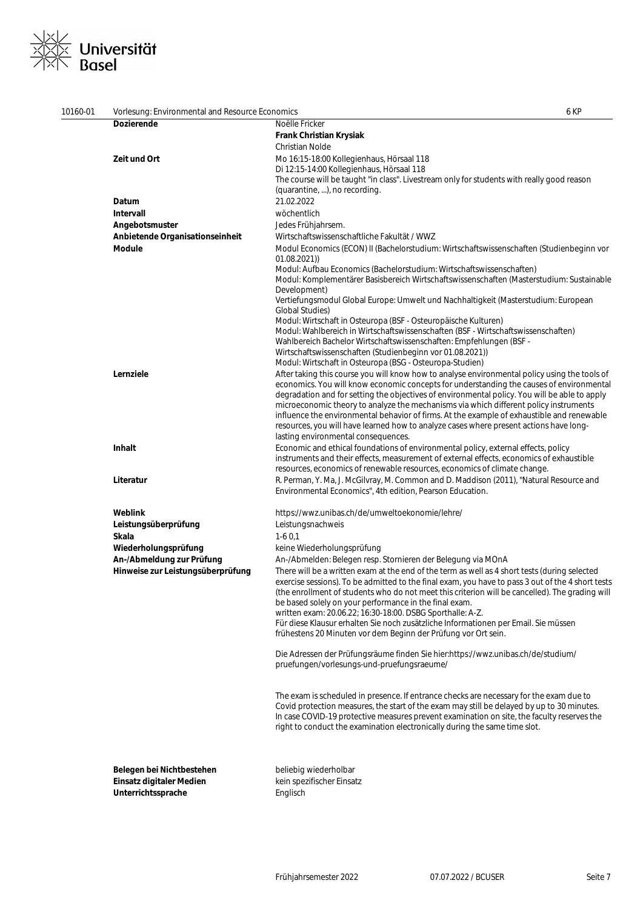10160-01 Vorlesung: Environmental and Resource Economics 6 KP

| | |
|---|---|
| **Dozierende** | Noëlle Fricker<br>**Frank Christian Krysiak**<br>Christian Nolde |
| **Zeit und Ort** | Mo 16:15-18:00 Kollegienhaus, Hörsaal 118<br>Di 12:15-14:00 Kollegienhaus, Hörsaal 118<br>The course will be taught "in class". Livestream only for students with really good reason (quarantine, ...), no recording. |
| **Datum** | 21.02.2022 |
| **Intervall** | wöchentlich |
| **Angebotsmuster** | Jedes Frühjahrsem. |
| **Anbietende Organisationseinheit** | Wirtschaftswissenschaftliche Fakultät / WWZ |
| **Module** | Modul Economics (ECON) II (Bachelorstudium: Wirtschaftswissenschaften (Studienbeginn vor 01.08.2021))<br>Modul: Aufbau Economics (Bachelorstudium: Wirtschaftswissenschaften)<br>Modul: Komplementärer Basisbereich Wirtschaftswissenschaften (Masterstudium: Sustainable Development)<br>Vertiefungsmodul Global Europe: Umwelt und Nachhaltigkeit (Masterstudium: European Global Studies)<br>Modul: Wirtschaft in Osteuropa (BSF - Osteuropäische Kulturen)<br>Modul: Wahlbereich in Wirtschaftswissenschaften (BSF - Wirtschaftswissenschaften)<br>Wahlbereich Bachelor Wirtschaftswissenschaften: Empfehlungen (BSF - Wirtschaftswissenschaften (Studienbeginn vor 01.08.2021))<br>Modul: Wirtschaft in Osteuropa (BSG - Osteuropa-Studien) |
| **Lernziele** | After taking this course you will know how to analyse environmental policy using the tools of economics. You will know economic concepts for understanding the causes of environmental degradation and for setting the objectives of environmental policy. You will be able to apply microeconomic theory to analyze the mechanisms via which different policy instruments influence the environmental behavior of firms. At the example of exhaustible and renewable resources, you will have learned how to analyze cases where present actions have long-lasting environmental consequences. |
| **Inhalt** | Economic and ethical foundations of environmental policy, external effects, policy instruments and their effects, measurement of external effects, economics of exhaustible resources, economics of renewable resources, economics of climate change. |
| **Literatur** | R. Perman, Y. Ma, J. McGilvray, M. Common and D. Maddison (2011), "Natural Resource and Environmental Economics", 4th edition, Pearson Education. |
| **Weblink** | https://wwz.unibas.ch/de/umweltoekonomie/lehre/ |
| **Leistungsüberprüfung** | Leistungsnachweis |
| **Skala** | 1-6 0,1 |
| **Wiederholungsprüfung** | keine Wiederholungsprüfung |
| **An-/Abmeldung zur Prüfung** | An-/Abmelden: Belegen resp. Stornieren der Belegung via MOnA |
| **Hinweise zur Leistungsüberprüfung** | There will be a written exam at the end of the term as well as 4 short tests (during selected exercise sessions). To be admitted to the final exam, you have to pass 3 out of the 4 short tests (the enrollment of students who do not meet this criterion will be cancelled). The grading will be based solely on your performance in the final exam.<br>written exam: 20.06.22; 16:30-18:00. DSBG Sporthalle: A-Z.<br>Für diese Klausur erhalten Sie noch zusätzliche Informationen per Email. Sie müssen frühestens 20 Minuten vor dem Beginn der Prüfung vor Ort sein.<br><br>Die Adressen der Prüfungsräume finden Sie hier:https://wwz.unibas.ch/de/studium/pruefungen/vorlesungs-und-pruefungsraeume/<br><br>The exam is scheduled in presence. If entrance checks are necessary for the exam due to Covid protection measures, the start of the exam may still be delayed by up to 30 minutes. In case COVID-19 protective measures prevent examination on site, the faculty reserves the right to conduct the examination electronically during the same time slot. |
| **Belegen bei Nichtbestehen** | beliebig wiederholbar |
| **Einsatz digitaler Medien** | kein spezifischer Einsatz |
| **Unterrichtssprache** | Englisch |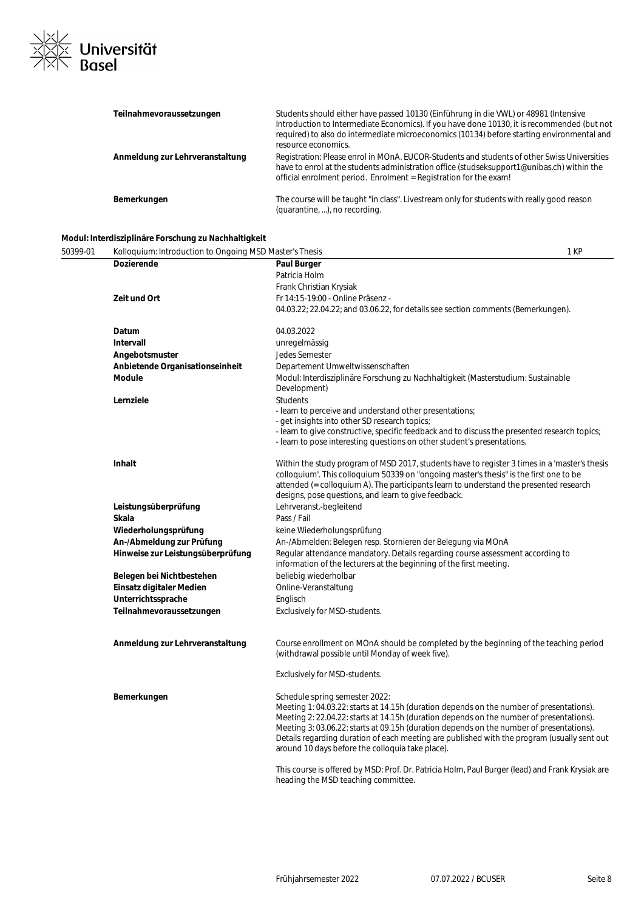| | |
|---|---|
| **Teilnahmevoraussetzungen** | Students should either have passed 10130 (Einführung in die VWL) or 48981 (Intensive Introduction to Intermediate Economics). If you have done 10130, it is recommended (but not required) to also do intermediate microeconomics (10134) before starting environmental and resource economics. |
| **Anmeldung zur Lehrveranstaltung** | Registration: Please enrol in MOnA. EUCOR-Students and students of other Swiss Universities have to enrol at the students administration office (studseksupport1@unibas.ch) within the official enrolment period. Enrolment = Registration for the exam! |
| **Bemerkungen** | The course will be taught "in class". Livestream only for students with really good reason (quarantine, ...), no recording. |

**Modul: Interdisziplinäre Forschung zu Nachhaltigkeit**

**50399-01 Kolloquium: Introduction to Ongoing MSD Master's Thesis** — 1 KP

| | |
|---|---|
| **Dozierende** | **Paul Burger**<br>Patricia Holm<br>Frank Christian Krysiak |
| **Zeit und Ort** | Fr 14:15-19:00 - Online Präsenz -<br>04.03.22; 22.04.22; and 03.06.22, for details see section comments (Bemerkungen). |
| **Datum** | 04.03.2022 |
| **Intervall** | unregelmässig |
| **Angebotsmuster** | Jedes Semester |
| **Anbietende Organisationseinheit** | Departement Umweltwissenschaften |
| **Module** | Modul: Interdisziplinäre Forschung zu Nachhaltigkeit (Masterstudium: Sustainable Development) |
| **Lernziele** | Students<br>- learn to perceive and understand other presentations;<br>- get insights into other SD research topics;<br>- learn to give constructive, specific feedback and to discuss the presented research topics;<br>- learn to pose interesting questions on other student's presentations. |
| **Inhalt** | Within the study program of MSD 2017, students have to register 3 times in a 'master's thesis colloquium'. This colloquium 50339 on "ongoing master's thesis" is the first one to be attended (= colloquium A). The participants learn to understand the presented research designs, pose questions, and learn to give feedback. |
| **Leistungsüberprüfung** | Lehrveranst.-begleitend |
| **Skala** | Pass / Fail |
| **Wiederholungsprüfung** | keine Wiederholungsprüfung |
| **An-/Abmeldung zur Prüfung** | An-/Abmelden: Belegen resp. Stornieren der Belegung via MOnA |
| **Hinweise zur Leistungsüberprüfung** | Regular attendance mandatory. Details regarding course assessment according to information of the lecturers at the beginning of the first meeting. |
| **Belegen bei Nichtbestehen** | beliebig wiederholbar |
| **Einsatz digitaler Medien** | Online-Veranstaltung |
| **Unterrichtssprache** | Englisch |
| **Teilnahmevoraussetzungen** | Exclusively for MSD-students. |
| **Anmeldung zur Lehrveranstaltung** | Course enrollment on MOnA should be completed by the beginning of the teaching period (withdrawal possible until Monday of week five).<br><br>Exclusively for MSD-students. |
| **Bemerkungen** | Schedule spring semester 2022:<br>Meeting 1: 04.03.22: starts at 14.15h (duration depends on the number of presentations).<br>Meeting 2: 22.04.22: starts at 14.15h (duration depends on the number of presentations).<br>Meeting 3: 03.06.22: starts at 09.15h (duration depends on the number of presentations).<br>Details regarding duration of each meeting are published with the program (usually sent out around 10 days before the colloquia take place).<br><br>This course is offered by MSD: Prof. Dr. Patricia Holm, Paul Burger (lead) and Frank Krysiak are heading the MSD teaching committee. |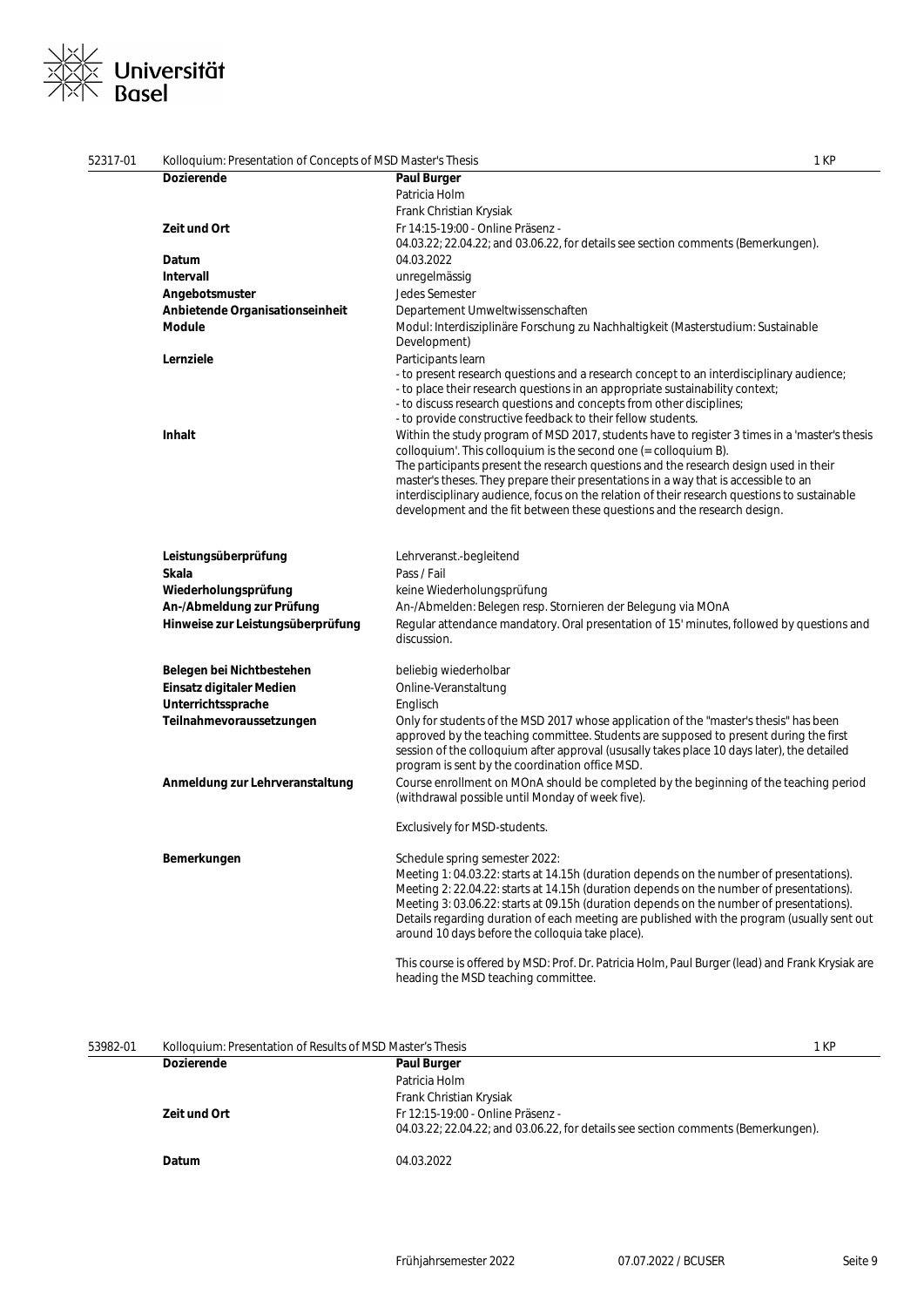| 52317-01 | Kolloquium: Presentation of Concepts of MSD Master's Thesis | 1 KP |
|---|---|---|
| | **Dozierende** | **Paul Burger**<br>Patricia Holm<br>Frank Christian Krysiak |
| | **Zeit und Ort** | Fr 14:15-19:00 - Online Präsenz -<br>04.03.22; 22.04.22; and 03.06.22, for details see section comments (Bemerkungen). |
| | **Datum** | 04.03.2022 |
| | **Intervall** | unregelmässig |
| | **Angebotsmuster** | Jedes Semester |
| | **Anbietende Organisationseinheit** | Departement Umweltwissenschaften |
| | **Module** | Modul: Interdisziplinäre Forschung zu Nachhaltigkeit (Masterstudium: Sustainable Development) |
| | **Lernziele** | Participants learn<br>- to present research questions and a research concept to an interdisciplinary audience;<br>- to place their research questions in an appropriate sustainability context;<br>- to discuss research questions and concepts from other disciplines;<br>- to provide constructive feedback to their fellow students. |
| | **Inhalt** | Within the study program of MSD 2017, students have to register 3 times in a 'master's thesis colloquium'. This colloquium is the second one (= colloquium B).<br>The participants present the research questions and the research design used in their master's theses. They prepare their presentations in a way that is accessible to an interdisciplinary audience, focus on the relation of their research questions to sustainable development and the fit between these questions and the research design. |
| | **Leistungsüberprüfung** | Lehrveranst.-begleitend |
| | **Skala** | Pass / Fail |
| | **Wiederholungsprüfung** | keine Wiederholungsprüfung |
| | **An-/Abmeldung zur Prüfung** | An-/Abmelden: Belegen resp. Stornieren der Belegung via MOnA |
| | **Hinweise zur Leistungsüberprüfung** | Regular attendance mandatory. Oral presentation of 15' minutes, followed by questions and discussion. |
| | **Belegen bei Nichtbestehen** | beliebig wiederholbar |
| | **Einsatz digitaler Medien** | Online-Veranstaltung |
| | **Unterrichtssprache** | Englisch |
| | **Teilnahmevoraussetzungen** | Only for students of the MSD 2017 whose application of the "master's thesis" has been approved by the teaching committee. Students are supposed to present during the first session of the colloquium after approval (ususally takes place 10 days later), the detailed program is sent by the coordination office MSD. |
| | **Anmeldung zur Lehrveranstaltung** | Course enrollment on MOnA should be completed by the beginning of the teaching period (withdrawal possible until Monday of week five).<br><br>Exclusively for MSD-students. |
| | **Bemerkungen** | Schedule spring semester 2022:<br>Meeting 1: 04.03.22: starts at 14.15h (duration depends on the number of presentations).<br>Meeting 2: 22.04.22: starts at 14.15h (duration depends on the number of presentations).<br>Meeting 3: 03.06.22: starts at 09.15h (duration depends on the number of presentations).<br>Details regarding duration of each meeting are published with the program (usually sent out around 10 days before the colloquia take place).<br><br>This course is offered by MSD: Prof. Dr. Patricia Holm, Paul Burger (lead) and Frank Krysiak are heading the MSD teaching committee. |

| 53982-01 | Kolloquium: Presentation of Results of MSD Master's Thesis | 1 KP |
|---|---|---|
| | **Dozierende** | **Paul Burger**<br>Patricia Holm<br>Frank Christian Krysiak |
| | **Zeit und Ort** | Fr 12:15-19:00 - Online Präsenz -<br>04.03.22; 22.04.22; and 03.06.22, for details see section comments (Bemerkungen). |
| | **Datum** | 04.03.2022 |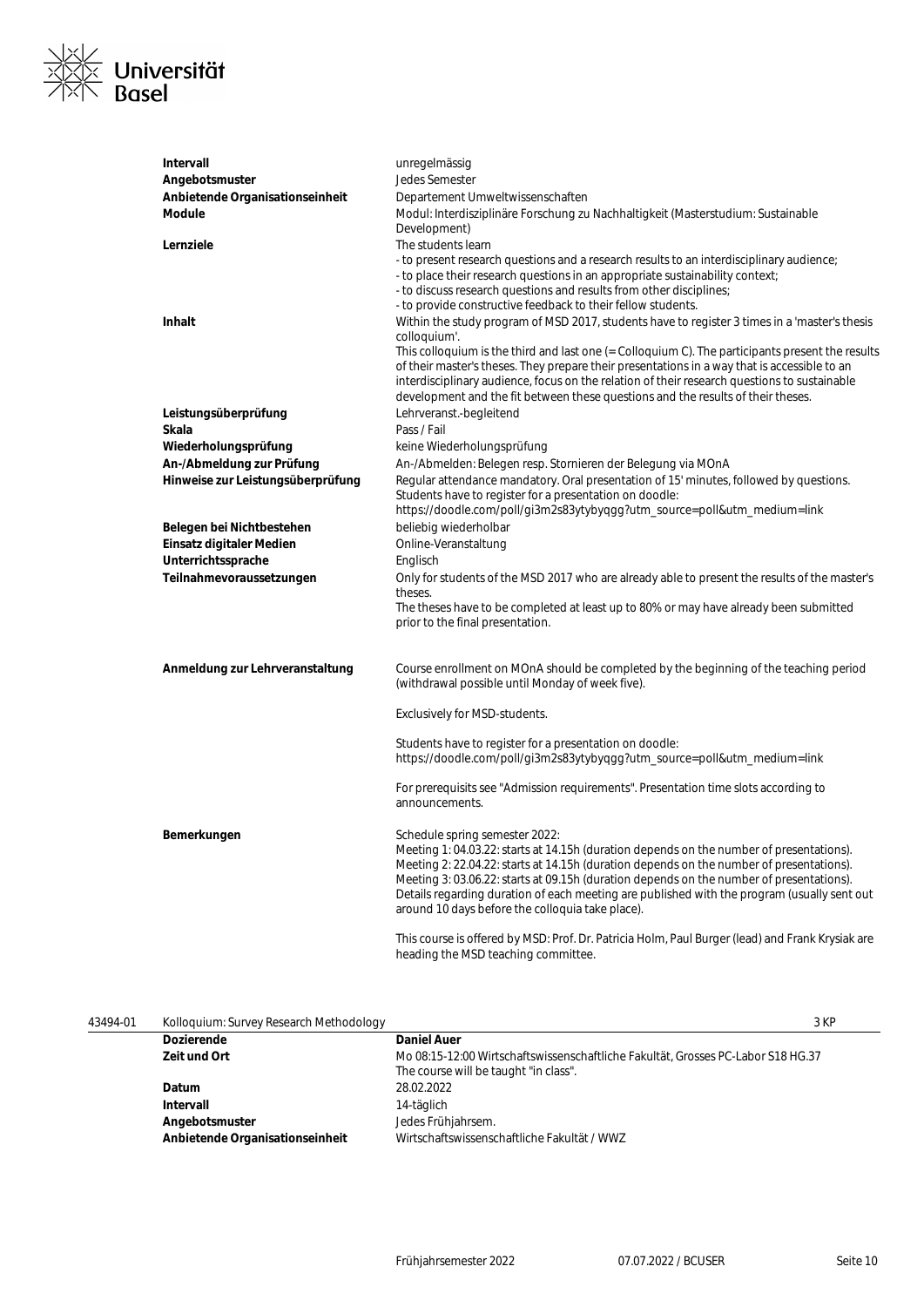| | |
|---|---|
| **Intervall** | unregelmässig |
| **Angebotsmuster** | Jedes Semester |
| **Anbietende Organisationseinheit** | Departement Umweltwissenschaften |
| **Module** | Modul: Interdisziplinäre Forschung zu Nachhaltigkeit (Masterstudium: Sustainable Development) |
| **Lernziele** | The students learn<br>- to present research questions and a research results to an interdisciplinary audience;<br>- to place their research questions in an appropriate sustainability context;<br>- to discuss research questions and results from other disciplines;<br>- to provide constructive feedback to their fellow students. |
| **Inhalt** | Within the study program of MSD 2017, students have to register 3 times in a 'master's thesis colloquium'.<br>This colloquium is the third and last one (= Colloquium C). The participants present the results of their master's theses. They prepare their presentations in a way that is accessible to an interdisciplinary audience, focus on the relation of their research questions to sustainable development and the fit between these questions and the results of their theses. |
| **Leistungsüberprüfung** | Lehrveranst.-begleitend |
| **Skala** | Pass / Fail |
| **Wiederholungsprüfung** | keine Wiederholungsprüfung |
| **An-/Abmeldung zur Prüfung** | An-/Abmelden: Belegen resp. Stornieren der Belegung via MOnA |
| **Hinweise zur Leistungsüberprüfung** | Regular attendance mandatory. Oral presentation of 15' minutes, followed by questions.<br>Students have to register for a presentation on doodle:<br>https://doodle.com/poll/gi3m2s83ytybyqgg?utm_source=poll&utm_medium=link |
| **Belegen bei Nichtbestehen** | beliebig wiederholbar |
| **Einsatz digitaler Medien** | Online-Veranstaltung |
| **Unterrichtssprache** | Englisch |
| **Teilnahmevoraussetzungen** | Only for students of the MSD 2017 who are already able to present the results of the master's theses.<br>The theses have to be completed at least up to 80% or may have already been submitted prior to the final presentation. |
| **Anmeldung zur Lehrveranstaltung** | Course enrollment on MOnA should be completed by the beginning of the teaching period (withdrawal possible until Monday of week five).<br><br>Exclusively for MSD-students.<br><br>Students have to register for a presentation on doodle:<br>https://doodle.com/poll/gi3m2s83ytybyqgg?utm_source=poll&utm_medium=link<br><br>For prerequisits see "Admission requirements". Presentation time slots according to announcements. |
| **Bemerkungen** | Schedule spring semester 2022:<br>Meeting 1: 04.03.22: starts at 14.15h (duration depends on the number of presentations).<br>Meeting 2: 22.04.22: starts at 14.15h (duration depends on the number of presentations).<br>Meeting 3: 03.06.22: starts at 09.15h (duration depends on the number of presentations).<br>Details regarding duration of each meeting are published with the program (usually sent out around 10 days before the colloquia take place).<br><br>This course is offered by MSD: Prof. Dr. Patricia Holm, Paul Burger (lead) and Frank Krysiak are heading the MSD teaching committee. |

**43494-01 Kolloquium: Survey Research Methodology** — 3 KP

| | |
|---|---|
| **Dozierende** | **Daniel Auer** |
| **Zeit und Ort** | Mo 08:15-12:00 Wirtschaftswissenschaftliche Fakultät, Grosses PC-Labor S18 HG.37<br>The course will be taught "in class". |
| **Datum** | 28.02.2022 |
| **Intervall** | 14-täglich |
| **Angebotsmuster** | Jedes Frühjahrsem. |
| **Anbietende Organisationseinheit** | Wirtschaftswissenschaftliche Fakultät / WWZ |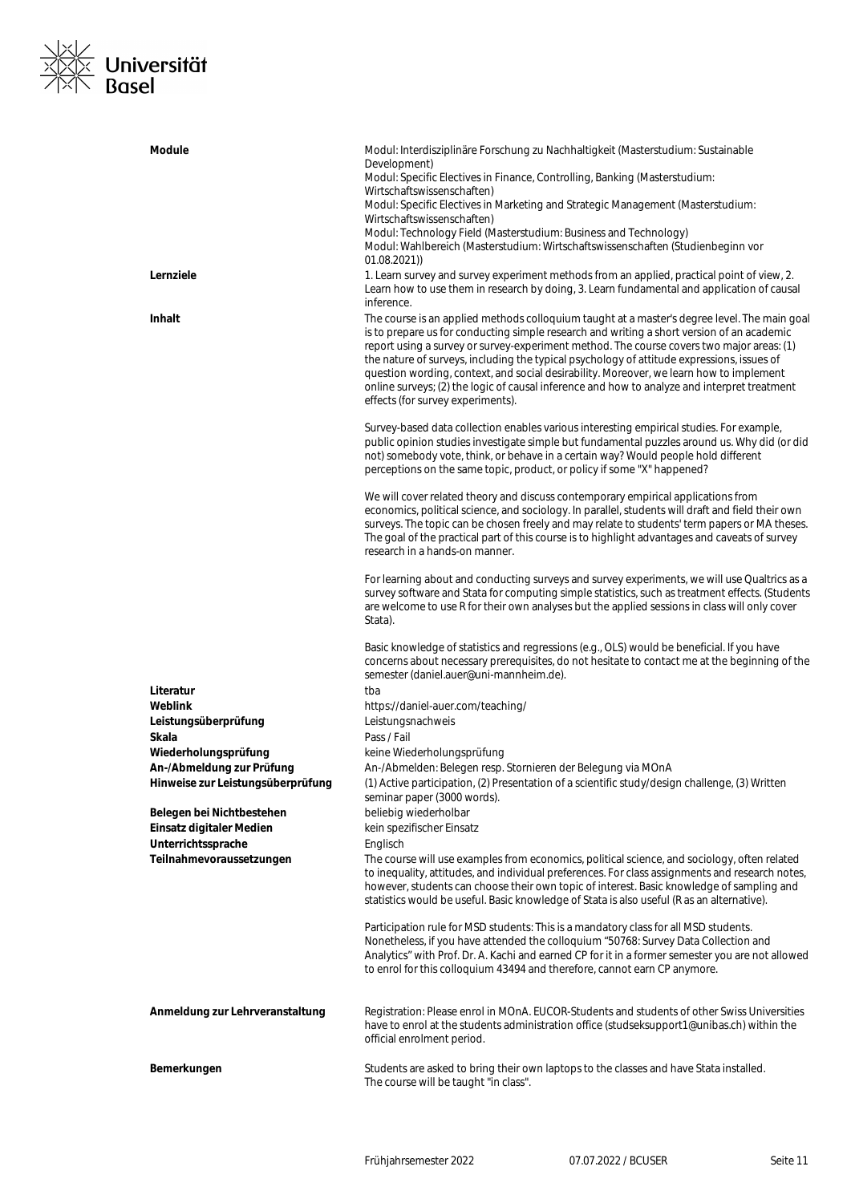**Module**

Modul: Interdisziplinäre Forschung zu Nachhaltigkeit (Masterstudium: Sustainable Development)
Modul: Specific Electives in Finance, Controlling, Banking (Masterstudium: Wirtschaftswissenschaften)
Modul: Specific Electives in Marketing and Strategic Management (Masterstudium: Wirtschaftswissenschaften)
Modul: Technology Field (Masterstudium: Business and Technology)
Modul: Wahlbereich (Masterstudium: Wirtschaftswissenschaften (Studienbeginn vor 01.08.2021))

**Lernziele**

1. Learn survey and survey experiment methods from an applied, practical point of view, 2. Learn how to use them in research by doing, 3. Learn fundamental and application of causal inference.

**Inhalt**

The course is an applied methods colloquium taught at a master's degree level. The main goal is to prepare us for conducting simple research and writing a short version of an academic report using a survey or survey-experiment method. The course covers two major areas: (1) the nature of surveys, including the typical psychology of attitude expressions, issues of question wording, context, and social desirability. Moreover, we learn how to implement online surveys; (2) the logic of causal inference and how to analyze and interpret treatment effects (for survey experiments).

Survey-based data collection enables various interesting empirical studies. For example, public opinion studies investigate simple but fundamental puzzles around us. Why did (or did not) somebody vote, think, or behave in a certain way? Would people hold different perceptions on the same topic, product, or policy if some "X" happened?

We will cover related theory and discuss contemporary empirical applications from economics, political science, and sociology. In parallel, students will draft and field their own surveys. The topic can be chosen freely and may relate to students' term papers or MA theses. The goal of the practical part of this course is to highlight advantages and caveats of survey research in a hands-on manner.

For learning about and conducting surveys and survey experiments, we will use Qualtrics as a survey software and Stata for computing simple statistics, such as treatment effects. (Students are welcome to use R for their own analyses but the applied sessions in class will only cover Stata).

Basic knowledge of statistics and regressions (e.g., OLS) would be beneficial. If you have concerns about necessary prerequisites, do not hesitate to contact me at the beginning of the semester (daniel.auer@uni-mannheim.de).

**Literatur**

tba

**Weblink**

https://daniel-auer.com/teaching/

**Leistungsüberprüfung**

Leistungsnachweis

**Skala**

Pass / Fail

**Wiederholungsprüfung**

keine Wiederholungsprüfung

**An-/Abmeldung zur Prüfung**

An-/Abmelden: Belegen resp. Stornieren der Belegung via MOnA

**Hinweise zur Leistungsüberprüfung**

(1) Active participation, (2) Presentation of a scientific study/design challenge, (3) Written seminar paper (3000 words).

**Belegen bei Nichtbestehen**

beliebig wiederholbar

**Einsatz digitaler Medien**

kein spezifischer Einsatz

**Unterrichtssprache**

Englisch

**Teilnahmevoraussetzungen**

The course will use examples from economics, political science, and sociology, often related to inequality, attitudes, and individual preferences. For class assignments and research notes, however, students can choose their own topic of interest. Basic knowledge of sampling and statistics would be useful. Basic knowledge of Stata is also useful (R as an alternative).

Participation rule for MSD students: This is a mandatory class for all MSD students. Nonetheless, if you have attended the colloquium "50768: Survey Data Collection and Analytics" with Prof. Dr. A. Kachi and earned CP for it in a former semester you are not allowed to enrol for this colloquium 43494 and therefore, cannot earn CP anymore.

**Anmeldung zur Lehrveranstaltung**

Registration: Please enrol in MOnA. EUCOR-Students and students of other Swiss Universities have to enrol at the students administration office (studseksupport1@unibas.ch) within the official enrolment period.

**Bemerkungen**

Students are asked to bring their own laptops to the classes and have Stata installed. The course will be taught "in class".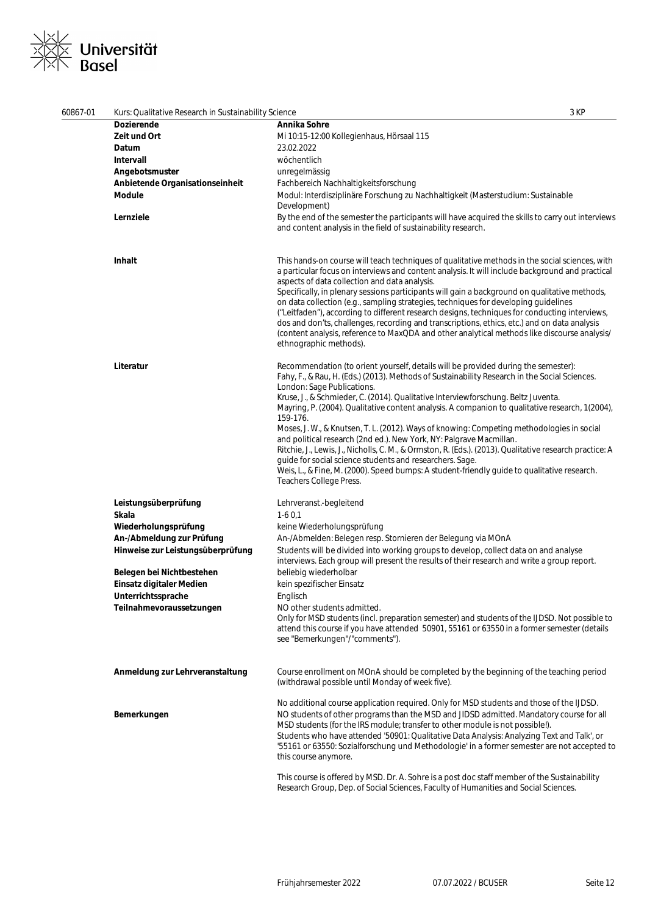**60867-01** Kurs: Qualitative Research in Sustainability Science — 3 KP

| | |
|---|---|
| **Dozierende** | **Annika Sohre** |
| **Zeit und Ort** | Mi 10:15-12:00 Kollegienhaus, Hörsaal 115 |
| **Datum** | 23.02.2022 |
| **Intervall** | wöchentlich |
| **Angebotsmuster** | unregelmässig |
| **Anbietende Organisationseinheit** | Fachbereich Nachhaltigkeitsforschung |
| **Module** | Modul: Interdisziplinäre Forschung zu Nachhaltigkeit (Masterstudium: Sustainable Development) |
| **Lernziele** | By the end of the semester the participants will have acquired the skills to carry out interviews and content analysis in the field of sustainability research. |
| **Inhalt** | This hands-on course will teach techniques of qualitative methods in the social sciences, with a particular focus on interviews and content analysis. It will include background and practical aspects of data collection and data analysis.<br>Specifically, in plenary sessions participants will gain a background on qualitative methods, on data collection (e.g., sampling strategies, techniques for developing guidelines ("Leitfaden"), according to different research designs, techniques for conducting interviews, dos and don'ts, challenges, recording and transcriptions, ethics, etc.) and on data analysis (content analysis, reference to MaxQDA and other analytical methods like discourse analysis/ ethnographic methods). |
| **Literatur** | Recommendation (to orient yourself, details will be provided during the semester):<br>Fahy, F., & Rau, H. (Eds.) (2013). Methods of Sustainability Research in the Social Sciences. London: Sage Publications.<br>Kruse, J., & Schmieder, C. (2014). Qualitative Interviewforschung. Beltz Juventa.<br>Mayring, P. (2004). Qualitative content analysis. A companion to qualitative research, 1(2004), 159-176.<br>Moses, J. W., & Knutsen, T. L. (2012). Ways of knowing: Competing methodologies in social and political research (2nd ed.). New York, NY: Palgrave Macmillan.<br>Ritchie, J., Lewis, J., Nicholls, C. M., & Ormston, R. (Eds.). (2013). Qualitative research practice: A guide for social science students and researchers. Sage.<br>Weis, L., & Fine, M. (2000). Speed bumps: A student-friendly guide to qualitative research. Teachers College Press. |
| **Leistungsüberprüfung** | Lehrveranst.-begleitend |
| **Skala** | 1-6 0,1 |
| **Wiederholungsprüfung** | keine Wiederholungsprüfung |
| **An-/Abmeldung zur Prüfung** | An-/Abmelden: Belegen resp. Stornieren der Belegung via MOnA |
| **Hinweise zur Leistungsüberprüfung** | Students will be divided into working groups to develop, collect data on and analyse interviews. Each group will present the results of their research and write a group report. |
| **Belegen bei Nichtbestehen** | beliebig wiederholbar |
| **Einsatz digitaler Medien** | kein spezifischer Einsatz |
| **Unterrichtssprache** | Englisch |
| **Teilnahmevoraussetzungen** | NO other students admitted.<br>Only for MSD students (incl. preparation semester) and students of the IJDSD. Not possible to attend this course if you have attended 50901, 55161 or 63550 in a former semester (details see "Bemerkungen"/"comments"). |
| **Anmeldung zur Lehrveranstaltung** | Course enrollment on MOnA should be completed by the beginning of the teaching period (withdrawal possible until Monday of week five).<br><br>No additional course application required. Only for MSD students and those of the IJDSD. |
| **Bemerkungen** | NO students of other programs than the MSD and JIDSD admitted. Mandatory course for all MSD students (for the IRS module; transfer to other module is not possible!).<br>Students who have attended '50901: Qualitative Data Analysis: Analyzing Text and Talk', or '55161 or 63550: Sozialforschung und Methodologie' in a former semester are not accepted to this course anymore.<br><br>This course is offered by MSD. Dr. A. Sohre is a post doc staff member of the Sustainability Research Group, Dep. of Social Sciences, Faculty of Humanities and Social Sciences. |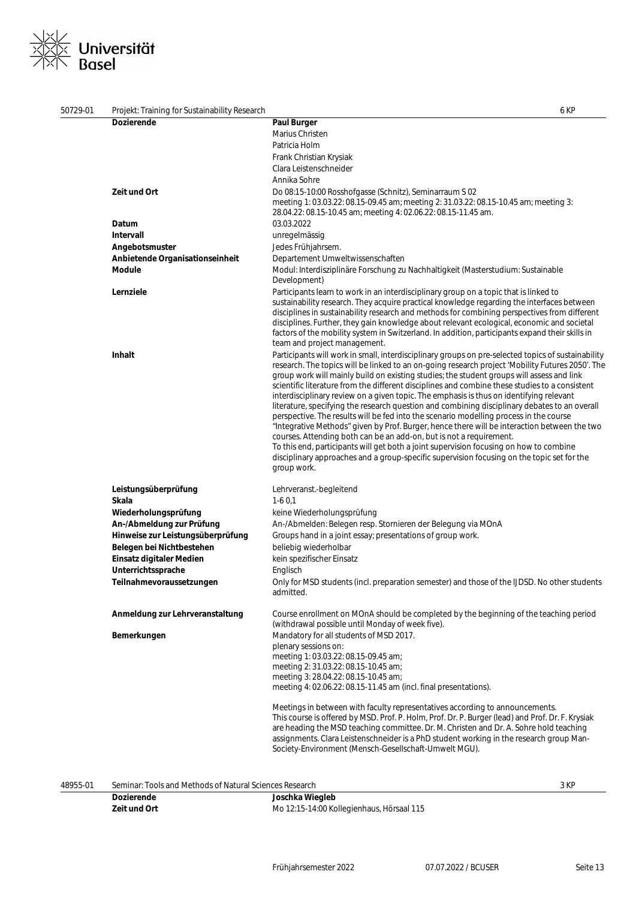| 50729-01 | Projekt: Training for Sustainability Research | 6 KP |
|---|---|---|
| | **Dozierende** | **Paul Burger**<br>Marius Christen<br>Patricia Holm<br>Frank Christian Krysiak<br>Clara Leistenschneider<br>Annika Sohre |
| | **Zeit und Ort** | Do 08:15-10:00 Rosshofgasse (Schnitz), Seminarraum S 02<br>meeting 1: 03.03.22: 08.15-09.45 am; meeting 2: 31.03.22: 08.15-10.45 am; meeting 3: 28.04.22: 08.15-10.45 am; meeting 4: 02.06.22: 08.15-11.45 am. |
| | **Datum** | 03.03.2022 |
| | **Intervall** | unregelmässig |
| | **Angebotsmuster** | Jedes Frühjahrsem. |
| | **Anbietende Organisationseinheit** | Departement Umweltwissenschaften |
| | **Module** | Modul: Interdisziplinäre Forschung zu Nachhaltigkeit (Masterstudium: Sustainable Development) |
| | **Lernziele** | Participants learn to work in an interdisciplinary group on a topic that is linked to sustainability research. They acquire practical knowledge regarding the interfaces between disciplines in sustainability research and methods for combining perspectives from different disciplines. Further, they gain knowledge about relevant ecological, economic and societal factors of the mobility system in Switzerland. In addition, participants expand their skills in team and project management. |
| | **Inhalt** | Participants will work in small, interdisciplinary groups on pre-selected topics of sustainability research. The topics will be linked to an on-going research project 'Mobility Futures 2050'. The group work will mainly build on existing studies; the student groups will assess and link scientific literature from the different disciplines and combine these studies to a consistent interdisciplinary review on a given topic. The emphasis is thus on identifying relevant literature, specifying the research question and combining disciplinary debates to an overall perspective. The results will be fed into the scenario modelling process in the course "Integrative Methods" given by Prof. Burger, hence there will be interaction between the two courses. Attending both can be an add-on, but is not a requirement.<br>To this end, participants will get both a joint supervision focusing on how to combine disciplinary approaches and a group-specific supervision focusing on the topic set for the group work. |
| | **Leistungsüberprüfung** | Lehrveranst.-begleitend |
| | **Skala** | 1-6 0,1 |
| | **Wiederholungsprüfung** | keine Wiederholungsprüfung |
| | **An-/Abmeldung zur Prüfung** | An-/Abmelden: Belegen resp. Stornieren der Belegung via MOnA |
| | **Hinweise zur Leistungsüberprüfung** | Groups hand in a joint essay; presentations of group work. |
| | **Belegen bei Nichtbestehen** | beliebig wiederholbar |
| | **Einsatz digitaler Medien** | kein spezifischer Einsatz |
| | **Unterrichtssprache** | Englisch |
| | **Teilnahmevoraussetzungen** | Only for MSD students (incl. preparation semester) and those of the IJDSD. No other students admitted. |
| | **Anmeldung zur Lehrveranstaltung** | Course enrollment on MOnA should be completed by the beginning of the teaching period (withdrawal possible until Monday of week five). |
| | **Bemerkungen** | Mandatory for all students of MSD 2017.<br>plenary sessions on:<br>meeting 1: 03.03.22: 08.15-09.45 am;<br>meeting 2: 31.03.22: 08.15-10.45 am;<br>meeting 3: 28.04.22: 08.15-10.45 am;<br>meeting 4: 02.06.22: 08.15-11.45 am (incl. final presentations).<br><br>Meetings in between with faculty representatives according to announcements.<br>This course is offered by MSD. Prof. P. Holm, Prof. Dr. P. Burger (lead) and Prof. Dr. F. Krysiak are heading the MSD teaching committee. Dr. M. Christen and Dr. A. Sohre hold teaching assignments. Clara Leistenschneider is a PhD student working in the research group Man-Society-Environment (Mensch-Gesellschaft-Umwelt MGU). |

| 48955-01 | Seminar: Tools and Methods of Natural Sciences Research | 3 KP |
|---|---|---|
| | **Dozierende** | **Joschka Wiegleb** |
| | **Zeit und Ort** | Mo 12:15-14:00 Kollegienhaus, Hörsaal 115 |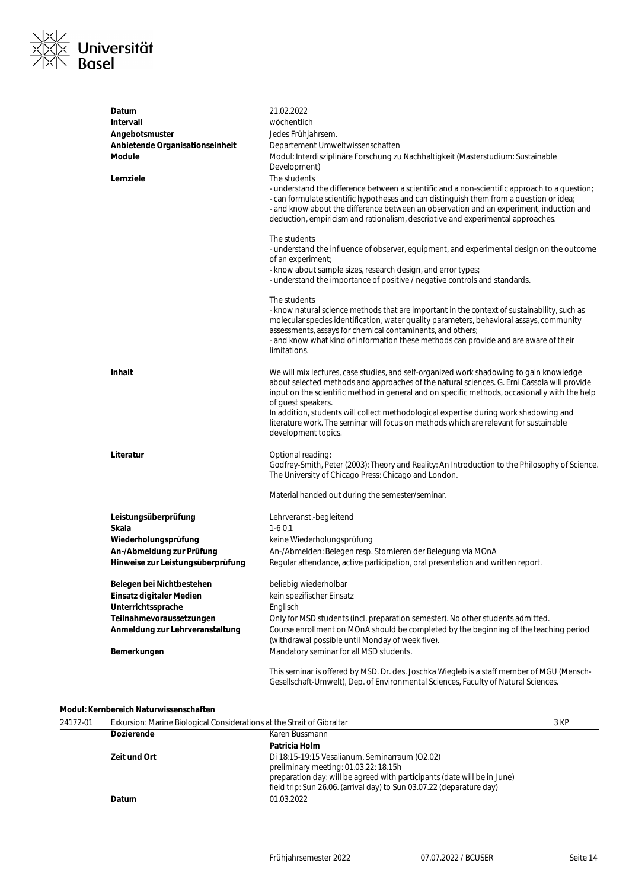| | |
|---|---|
| **Datum** | 21.02.2022 |
| **Intervall** | wöchentlich |
| **Angebotsmuster** | Jedes Frühjahrsem. |
| **Anbietende Organisationseinheit** | Departement Umweltwissenschaften |
| **Module** | Modul: Interdisziplinäre Forschung zu Nachhaltigkeit (Masterstudium: Sustainable Development) |
| **Lernziele** | The students<br>- understand the difference between a scientific and a non-scientific approach to a question;<br>- can formulate scientific hypotheses and can distinguish them from a question or idea;<br>- and know about the difference between an observation and an experiment, induction and deduction, empiricism and rationalism, descriptive and experimental approaches.<br><br>The students<br>- understand the influence of observer, equipment, and experimental design on the outcome of an experiment;<br>- know about sample sizes, research design, and error types;<br>- understand the importance of positive / negative controls and standards.<br><br>The students<br>- know natural science methods that are important in the context of sustainability, such as molecular species identification, water quality parameters, behavioral assays, community assessments, assays for chemical contaminants, and others;<br>- and know what kind of information these methods can provide and are aware of their limitations. |
| **Inhalt** | We will mix lectures, case studies, and self-organized work shadowing to gain knowledge about selected methods and approaches of the natural sciences. G. Erni Cassola will provide input on the scientific method in general and on specific methods, occasionally with the help of guest speakers.<br>In addition, students will collect methodological expertise during work shadowing and literature work. The seminar will focus on methods which are relevant for sustainable development topics. |
| **Literatur** | Optional reading:<br>Godfrey-Smith, Peter (2003): Theory and Reality: An Introduction to the Philosophy of Science. The University of Chicago Press: Chicago and London.<br><br>Material handed out during the semester/seminar. |
| **Leistungsüberprüfung** | Lehrveranst.-begleitend |
| **Skala** | 1-6 0,1 |
| **Wiederholungsprüfung** | keine Wiederholungsprüfung |
| **An-/Abmeldung zur Prüfung** | An-/Abmelden: Belegen resp. Stornieren der Belegung via MOnA |
| **Hinweise zur Leistungsüberprüfung** | Regular attendance, active participation, oral presentation and written report. |
| **Belegen bei Nichtbestehen** | beliebig wiederholbar |
| **Einsatz digitaler Medien** | kein spezifischer Einsatz |
| **Unterrichtssprache** | Englisch |
| **Teilnahmevoraussetzungen** | Only for MSD students (incl. preparation semester). No other students admitted. |
| **Anmeldung zur Lehrveranstaltung** | Course enrollment on MOnA should be completed by the beginning of the teaching period (withdrawal possible until Monday of week five). |
| **Bemerkungen** | Mandatory seminar for all MSD students.<br><br>This seminar is offered by MSD. Dr. des. Joschka Wiegleb is a staff member of MGU (Mensch-Gesellschaft-Umwelt), Dep. of Environmental Sciences, Faculty of Natural Sciences. |

**Modul: Kernbereich Naturwissenschaften**

| 24172-01 | Exkursion: Marine Biological Considerations at the Strait of Gibraltar | 3 KP |
|---|---|---|
| | **Dozierende** | Karen Bussmann<br>**Patricia Holm** |
| | **Zeit und Ort** | Di 18:15-19:15 Vesalianum, Seminarraum (O2.02)<br>preliminary meeting: 01.03.22: 18.15h<br>preparation day: will be agreed with participants (date will be in June)<br>field trip: Sun 26.06. (arrival day) to Sun 03.07.22 (deparature day) |
| | **Datum** | 01.03.2022 |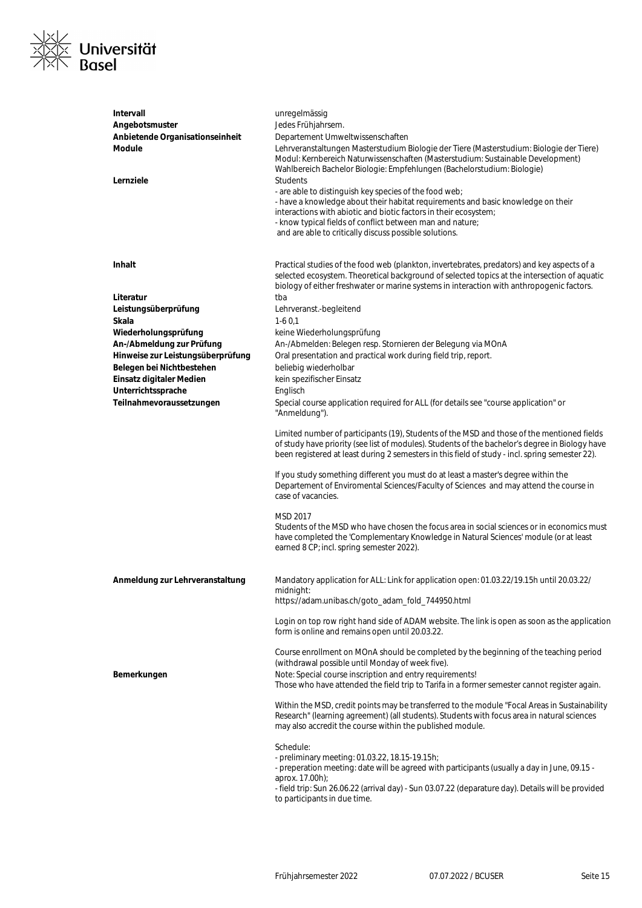| | |
|---|---|
| **Intervall** | unregelmässig |
| **Angebotsmuster** | Jedes Frühjahrsem. |
| **Anbietende Organisationseinheit** | Departement Umweltwissenschaften |
| **Module** | Lehrveranstaltungen Masterstudium Biologie der Tiere (Masterstudium: Biologie der Tiere)<br>Modul: Kernbereich Naturwissenschaften (Masterstudium: Sustainable Development)<br>Wahlbereich Bachelor Biologie: Empfehlungen (Bachelorstudium: Biologie) |
| **Lernziele** | Students<br>- are able to distinguish key species of the food web;<br>- have a knowledge about their habitat requirements and basic knowledge on their interactions with abiotic and biotic factors in their ecosystem;<br>- know typical fields of conflict between man and nature;<br>and are able to critically discuss possible solutions. |
| **Inhalt** | Practical studies of the food web (plankton, invertebrates, predators) and key aspects of a selected ecosystem. Theoretical background of selected topics at the intersection of aquatic biology of either freshwater or marine systems in interaction with anthropogenic factors. |
| **Literatur** | tba |
| **Leistungsüberprüfung** | Lehrveranst.-begleitend |
| **Skala** | 1-6 0,1 |
| **Wiederholungsprüfung** | keine Wiederholungsprüfung |
| **An-/Abmeldung zur Prüfung** | An-/Abmelden: Belegen resp. Stornieren der Belegung via MOnA |
| **Hinweise zur Leistungsüberprüfung** | Oral presentation and practical work during field trip, report. |
| **Belegen bei Nichtbestehen** | beliebig wiederholbar |
| **Einsatz digitaler Medien** | kein spezifischer Einsatz |
| **Unterrichtssprache** | Englisch |
| **Teilnahmevoraussetzungen** | Special course application required for ALL (for details see "course application" or "Anmeldung").<br><br>Limited number of participants (19), Students of the MSD and those of the mentioned fields of study have priority (see list of modules). Students of the bachelor's degree in Biology have been registered at least during 2 semesters in this field of study - incl. spring semester 22).<br><br>If you study something different you must do at least a master's degree within the Departement of Enviromental Sciences/Faculty of Sciences and may attend the course in case of vacancies.<br><br>MSD 2017<br>Students of the MSD who have chosen the focus area in social sciences or in economics must have completed the 'Complementary Knowledge in Natural Sciences' module (or at least earned 8 CP; incl. spring semester 2022). |
| **Anmeldung zur Lehrveranstaltung** | Mandatory application for ALL: Link for application open: 01.03.22/19.15h until 20.03.22/ midnight:<br>https://adam.unibas.ch/goto_adam_fold_744950.html<br><br>Login on top row right hand side of ADAM website. The link is open as soon as the application form is online and remains open until 20.03.22.<br><br>Course enrollment on MOnA should be completed by the beginning of the teaching period (withdrawal possible until Monday of week five). |
| **Bemerkungen** | Note: Special course inscription and entry requirements!<br>Those who have attended the field trip to Tarifa in a former semester cannot register again.<br><br>Within the MSD, credit points may be transferred to the module "Focal Areas in Sustainability Research" (learning agreement) (all students). Students with focus area in natural sciences may also accredit the course within the published module.<br><br>Schedule:<br>- preliminary meeting: 01.03.22, 18.15-19.15h;<br>- preperation meeting: date will be agreed with participants (usually a day in June, 09.15 - aprox. 17.00h);<br>- field trip: Sun 26.06.22 (arrival day) - Sun 03.07.22 (deparature day). Details will be provided to participants in due time. |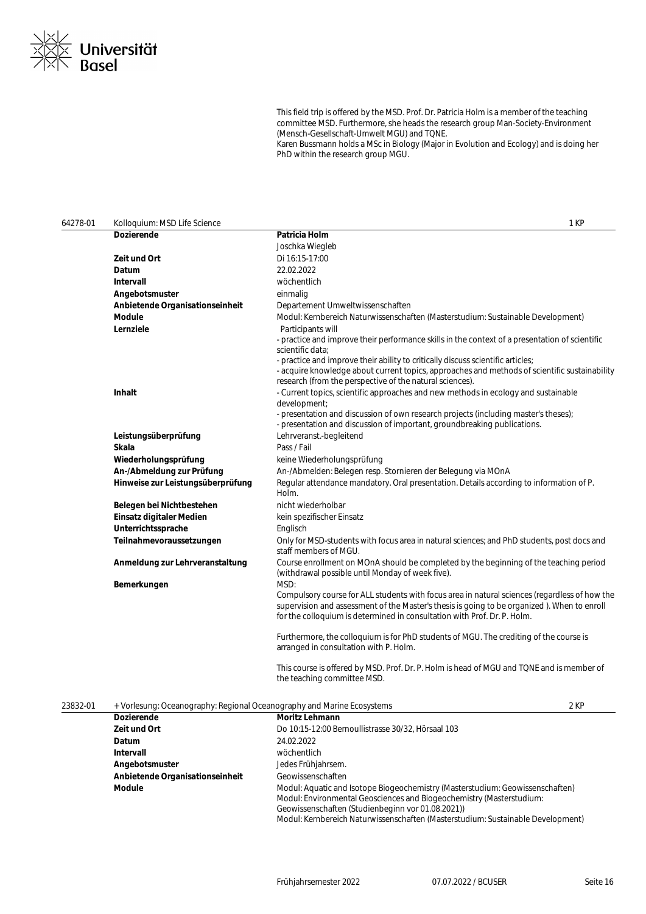This field trip is offered by the MSD. Prof. Dr. Patricia Holm is a member of the teaching committee MSD. Furthermore, she heads the research group Man-Society-Environment (Mensch-Gesellschaft-Umwelt MGU) and TQNE.
Karen Bussmann holds a MSc in Biology (Major in Evolution and Ecology) and is doing her PhD within the research group MGU.

| 64278-01 | Kolloquium: MSD Life Science | 1 KP |
|---|---|---|
| | **Dozierende** | **Patricia Holm**<br>Joschka Wiegleb |
| | **Zeit und Ort** | Di 16:15-17:00 |
| | **Datum** | 22.02.2022 |
| | **Intervall** | wöchentlich |
| | **Angebotsmuster** | einmalig |
| | **Anbietende Organisationseinheit** | Departement Umweltwissenschaften |
| | **Module** | Modul: Kernbereich Naturwissenschaften (Masterstudium: Sustainable Development) |
| | **Lernziele** | Participants will<br>- practice and improve their performance skills in the context of a presentation of scientific scientific data;<br>- practice and improve their ability to critically discuss scientific articles;<br>- acquire knowledge about current topics, approaches and methods of scientific sustainability research (from the perspective of the natural sciences). |
| | **Inhalt** | - Current topics, scientific approaches and new methods in ecology and sustainable development;<br>- presentation and discussion of own research projects (including master's theses);<br>- presentation and discussion of important, groundbreaking publications. |
| | **Leistungsüberprüfung** | Lehrveranst.-begleitend |
| | **Skala** | Pass / Fail |
| | **Wiederholungsprüfung** | keine Wiederholungsprüfung |
| | **An-/Abmeldung zur Prüfung** | An-/Abmelden: Belegen resp. Stornieren der Belegung via MOnA |
| | **Hinweise zur Leistungsüberprüfung** | Regular attendance mandatory. Oral presentation. Details according to information of P. Holm. |
| | **Belegen bei Nichtbestehen** | nicht wiederholbar |
| | **Einsatz digitaler Medien** | kein spezifischer Einsatz |
| | **Unterrichtssprache** | Englisch |
| | **Teilnahmevoraussetzungen** | Only for MSD-students with focus area in natural sciences; and PhD students, post docs and staff members of MGU. |
| | **Anmeldung zur Lehrveranstaltung** | Course enrollment on MOnA should be completed by the beginning of the teaching period (withdrawal possible until Monday of week five). |
| | **Bemerkungen** | MSD:<br>Compulsory course for ALL students with focus area in natural sciences (regardless of how the supervision and assessment of the Master's thesis is going to be organized ). When to enroll for the colloquium is determined in consultation with Prof. Dr. P. Holm.<br><br>Furthermore, the colloquium is for PhD students of MGU. The crediting of the course is arranged in consultation with P. Holm.<br><br>This course is offered by MSD. Prof. Dr. P. Holm is head of MGU and TQNE and is member of the teaching committee MSD. |

| 23832-01 | + Vorlesung: Oceanography: Regional Oceanography and Marine Ecosystems | 2 KP |
|---|---|---|
| | **Dozierende** | **Moritz Lehmann** |
| | **Zeit und Ort** | Do 10:15-12:00 Bernoullistrasse 30/32, Hörsaal 103 |
| | **Datum** | 24.02.2022 |
| | **Intervall** | wöchentlich |
| | **Angebotsmuster** | Jedes Frühjahrsem. |
| | **Anbietende Organisationseinheit** | Geowissenschaften |
| | **Module** | Modul: Aquatic and Isotope Biogeochemistry (Masterstudium: Geowissenschaften)<br>Modul: Environmental Geosciences and Biogeochemistry (Masterstudium: Geowissenschaften (Studienbeginn vor 01.08.2021))<br>Modul: Kernbereich Naturwissenschaften (Masterstudium: Sustainable Development) |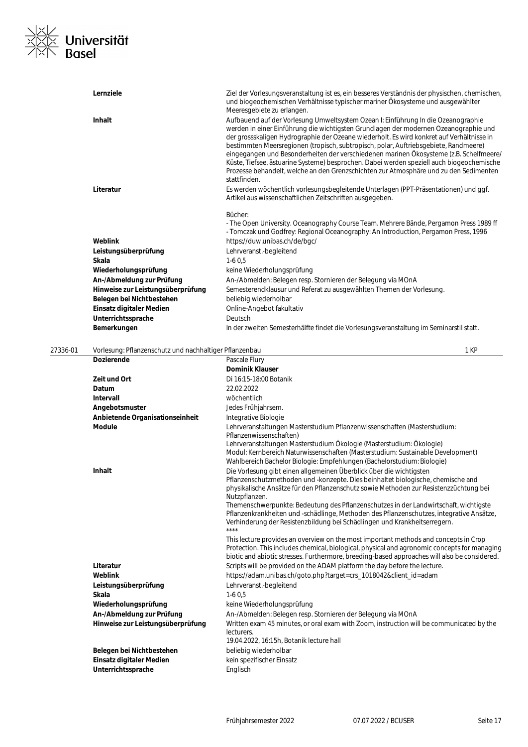| | |
|---|---|
| **Lernziele** | Ziel der Vorlesungsveranstaltung ist es, ein besseres Verständnis der physischen, chemischen, und biogeochemischen Verhältnisse typischer mariner Ökosysteme und ausgewählter Meeresgebiete zu erlangen. |
| **Inhalt** | Aufbauend auf der Vorlesung Umweltsystem Ozean I: Einführung In die Ozeanographie werden in einer Einführung die wichtigsten Grundlagen der modernen Ozeanographie und der grossskaligen Hydrographie der Ozeane wiederholt. Es wird konkret auf Verhältnisse in bestimmten Meersregionen (tropisch, subtropisch, polar, Auftriebsgebiete, Randmeere) eingegangen und Besonderheiten der verschiedenen marinen Ökosysteme (z.B. Schelfmeere/ Küste, Tiefsee, ästuarine Systeme) besprochen. Dabei werden speziell auch biogeochemische Prozesse behandelt, welche an den Grenzschichten zur Atmosphäre und zu den Sedimenten stattfinden. |
| **Literatur** | Es werden wöchentlich vorlesungsbegleitende Unterlagen (PPT-Präsentationen) und ggf. Artikel aus wissenschaftlichen Zeitschriften ausgegeben.<br><br>Bücher:<br>- The Open University. Oceanography Course Team. Mehrere Bände, Pergamon Press 1989 ff<br>- Tomczak und Godfrey: Regional Oceanography: An Introduction, Pergamon Press, 1996 |
| **Weblink** | https://duw.unibas.ch/de/bgc/ |
| **Leistungsüberprüfung** | Lehrveranst.-begleitend |
| **Skala** | 1-6 0,5 |
| **Wiederholungsprüfung** | keine Wiederholungsprüfung |
| **An-/Abmeldung zur Prüfung** | An-/Abmelden: Belegen resp. Stornieren der Belegung via MOnA |
| **Hinweise zur Leistungsüberprüfung** | Semesterendklausur und Referat zu ausgewählten Themen der Vorlesung. |
| **Belegen bei Nichtbestehen** | beliebig wiederholbar |
| **Einsatz digitaler Medien** | Online-Angebot fakultativ |
| **Unterrichtssprache** | Deutsch |
| **Bemerkungen** | In der zweiten Semesterhälfte findet die Vorlesungsveranstaltung im Seminarstil statt. |

## 27336-01 Vorlesung: Pflanzenschutz und nachhaltiger Pflanzenbau — 1 KP

| | |
|---|---|
| **Dozierende** | Pascale Flury<br>**Dominik Klauser** |
| **Zeit und Ort** | Di 16:15-18:00 Botanik |
| **Datum** | 22.02.2022 |
| **Intervall** | wöchentlich |
| **Angebotsmuster** | Jedes Frühjahrsem. |
| **Anbietende Organisationseinheit** | Integrative Biologie |
| **Module** | Lehrveranstaltungen Masterstudium Pflanzenwissenschaften (Masterstudium: Pflanzenwissenschaften)<br>Lehrveranstaltungen Masterstudium Ökologie (Masterstudium: Ökologie)<br>Modul: Kernbereich Naturwissenschaften (Masterstudium: Sustainable Development)<br>Wahlbereich Bachelor Biologie: Empfehlungen (Bachelorstudium: Biologie) |
| **Inhalt** | Die Vorlesung gibt einen allgemeinen Überblick über die wichtigsten Pflanzenschutzmethoden und -konzepte. Dies beinhaltet biologische, chemische und physikalische Ansätze für den Pflanzenschutz sowie Methoden zur Resistenzzüchtung bei Nutzpflanzen.<br>Themenschwerpunkte: Bedeutung des Pflanzenschutzes in der Landwirtschaft, wichtigste Pflanzenkrankheiten und -schädlinge, Methoden des Pflanzenschutzes, integrative Ansätze, Verhinderung der Resistenzbildung bei Schädlingen und Krankheitserregern.<br>****<br>This lecture provides an overview on the most important methods and concepts in Crop Protection. This includes chemical, biological, physical and agronomic concepts for managing biotic and abiotic stresses. Furthermore, breeding-based approaches will also be considered. |
| **Literatur** | Scripts will be provided on the ADAM platform the day before the lecture. |
| **Weblink** | https://adam.unibas.ch/goto.php?target=crs_1018042&client_id=adam |
| **Leistungsüberprüfung** | Lehrveranst.-begleitend |
| **Skala** | 1-6 0,5 |
| **Wiederholungsprüfung** | keine Wiederholungsprüfung |
| **An-/Abmeldung zur Prüfung** | An-/Abmelden: Belegen resp. Stornieren der Belegung via MOnA |
| **Hinweise zur Leistungsüberprüfung** | Written exam 45 minutes, or oral exam with Zoom, instruction will be communicated by the lecturers.<br>19.04.2022, 16:15h, Botanik lecture hall |
| **Belegen bei Nichtbestehen** | beliebig wiederholbar |
| **Einsatz digitaler Medien** | kein spezifischer Einsatz |
| **Unterrichtssprache** | Englisch |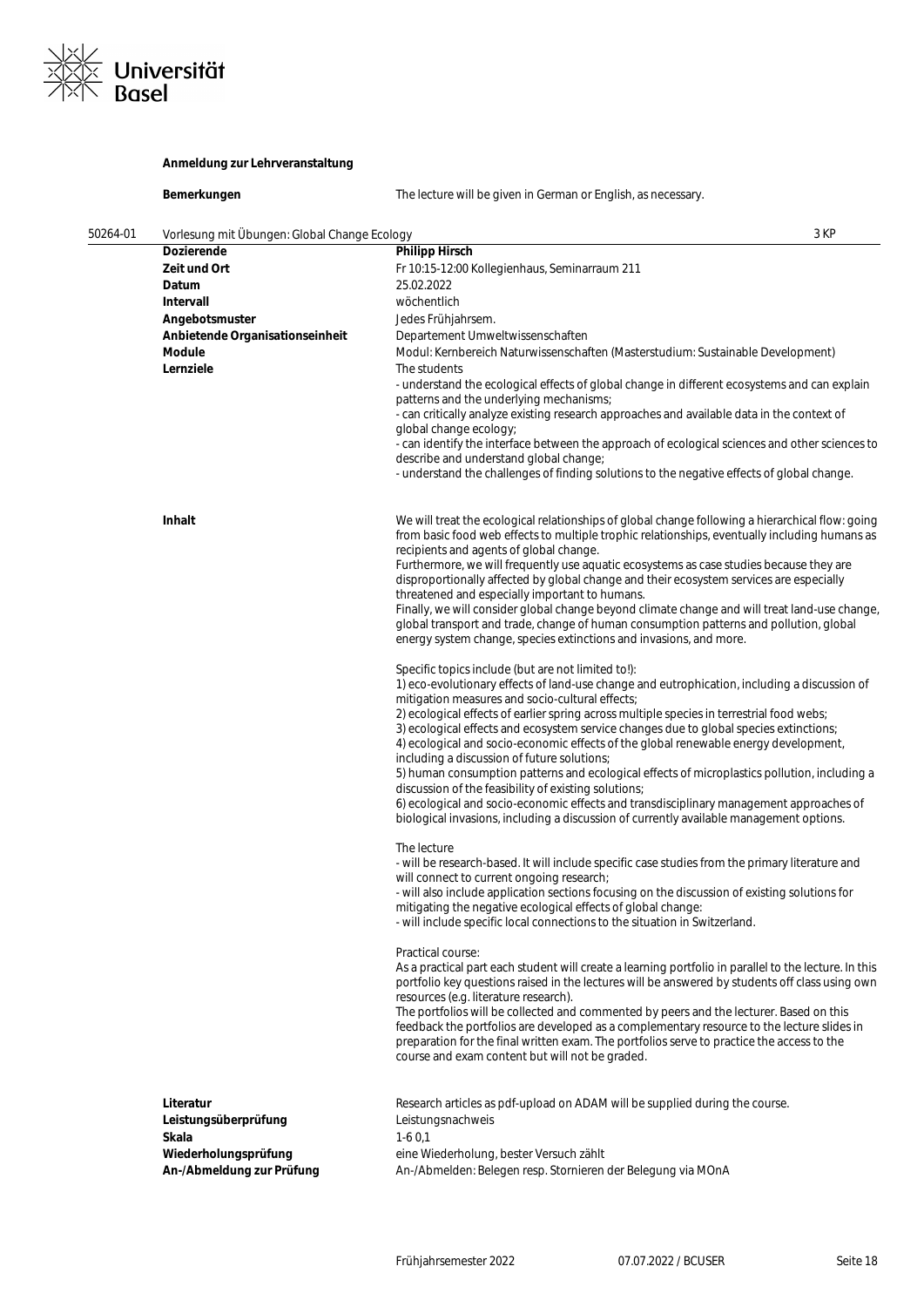**Anmeldung zur Lehrveranstaltung**

| | |
|---|---|
| **Bemerkungen** | The lecture will be given in German or English, as necessary. |

## 50264-01 Vorlesung mit Übungen: Global Change Ecology — 3 KP

| | |
|---|---|
| **Dozierende** | **Philipp Hirsch** |
| **Zeit und Ort** | Fr 10:15-12:00 Kollegienhaus, Seminarraum 211 |
| **Datum** | 25.02.2022 |
| **Intervall** | wöchentlich |
| **Angebotsmuster** | Jedes Frühjahrsem. |
| **Anbietende Organisationseinheit** | Departement Umweltwissenschaften |
| **Module** | Modul: Kernbereich Naturwissenschaften (Masterstudium: Sustainable Development) |

**Lernziele**

The students
- understand the ecological effects of global change in different ecosystems and can explain patterns and the underlying mechanisms;
- can critically analyze existing research approaches and available data in the context of global change ecology;
- can identify the interface between the approach of ecological sciences and other sciences to describe and understand global change;
- understand the challenges of finding solutions to the negative effects of global change.

**Inhalt**

We will treat the ecological relationships of global change following a hierarchical flow: going from basic food web effects to multiple trophic relationships, eventually including humans as recipients and agents of global change.
Furthermore, we will frequently use aquatic ecosystems as case studies because they are disproportionally affected by global change and their ecosystem services are especially threatened and especially important to humans.
Finally, we will consider global change beyond climate change and will treat land-use change, global transport and trade, change of human consumption patterns and pollution, global energy system change, species extinctions and invasions, and more.

Specific topics include (but are not limited to!):
1) eco-evolutionary effects of land-use change and eutrophication, including a discussion of mitigation measures and socio-cultural effects;
2) ecological effects of earlier spring across multiple species in terrestrial food webs;
3) ecological effects and ecosystem service changes due to global species extinctions;
4) ecological and socio-economic effects of the global renewable energy development, including a discussion of future solutions;
5) human consumption patterns and ecological effects of microplastics pollution, including a discussion of the feasibility of existing solutions;
6) ecological and socio-economic effects and transdisciplinary management approaches of biological invasions, including a discussion of currently available management options.

The lecture
- will be research-based. It will include specific case studies from the primary literature and will connect to current ongoing research;
- will also include application sections focusing on the discussion of existing solutions for mitigating the negative ecological effects of global change:
- will include specific local connections to the situation in Switzerland.

Practical course:
As a practical part each student will create a learning portfolio in parallel to the lecture. In this portfolio key questions raised in the lectures will be answered by students off class using own resources (e.g. literature research).
The portfolios will be collected and commented by peers and the lecturer. Based on this feedback the portfolios are developed as a complementary resource to the lecture slides in preparation for the final written exam. The portfolios serve to practice the access to the course and exam content but will not be graded.

| | |
|---|---|
| **Literatur** | Research articles as pdf-upload on ADAM will be supplied during the course. |
| **Leistungsüberprüfung** | Leistungsnachweis |
| **Skala** | 1-6 0,1 |
| **Wiederholungsprüfung** | eine Wiederholung, bester Versuch zählt |
| **An-/Abmeldung zur Prüfung** | An-/Abmelden: Belegen resp. Stornieren der Belegung via MOnA |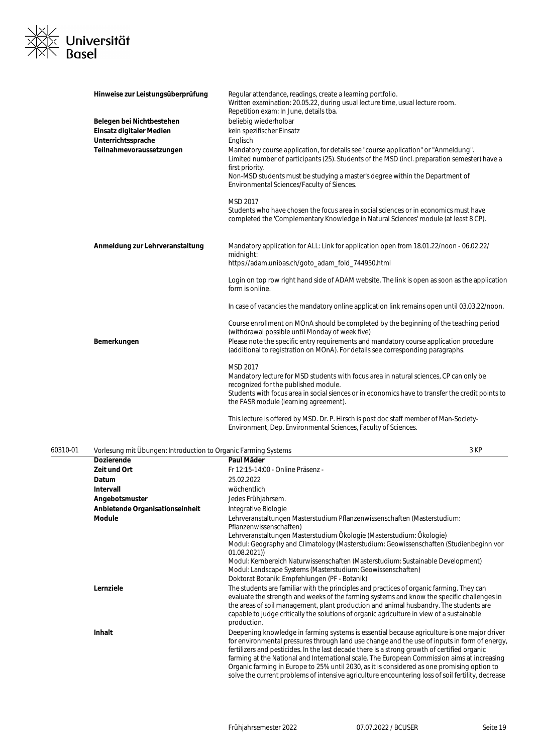| | |
|---|---|
| **Hinweise zur Leistungsüberprüfung** | Regular attendance, readings, create a learning portfolio. Written examination: 20.05.22, during usual lecture time, usual lecture room. Repetition exam: In June, details tba. |
| **Belegen bei Nichtbestehen** | beliebig wiederholbar |
| **Einsatz digitaler Medien** | kein spezifischer Einsatz |
| **Unterrichtssprache** | Englisch |
| **Teilnahmevoraussetzungen** | Mandatory course application, for details see "course application" or "Anmeldung". Limited number of participants (25). Students of the MSD (incl. preparation semester) have a first priority. Non-MSD students must be studying a master's degree within the Department of Environmental Sciences/Faculty of Siences.<br><br>MSD 2017<br>Students who have chosen the focus area in social sciences or in economics must have completed the 'Complementary Knowledge in Natural Sciences' module (at least 8 CP). |
| **Anmeldung zur Lehrveranstaltung** | Mandatory application for ALL: Link for application open from 18.01.22/noon - 06.02.22/ midnight: https://adam.unibas.ch/goto_adam_fold_744950.html<br><br>Login on top row right hand side of ADAM website. The link is open as soon as the application form is online.<br><br>In case of vacancies the mandatory online application link remains open until 03.03.22/noon.<br><br>Course enrollment on MOnA should be completed by the beginning of the teaching period (withdrawal possible until Monday of week five) |
| **Bemerkungen** | Please note the specific entry requirements and mandatory course application procedure (additional to registration on MOnA). For details see corresponding paragraphs.<br><br>MSD 2017<br>Mandatory lecture for MSD students with focus area in natural sciences, CP can only be recognized for the published module.<br>Students with focus area in social siences or in economics have to transfer the credit points to the FASR module (learning agreement).<br><br>This lecture is offered by MSD. Dr. P. Hirsch is post doc staff member of Man-Society-Environment, Dep. Environmental Sciences, Faculty of Sciences. |

**60310-01** Vorlesung mit Übungen: Introduction to Organic Farming Systems — 3 KP

| | |
|---|---|
| **Dozierende** | **Paul Mäder** |
| **Zeit und Ort** | Fr 12:15-14:00 - Online Präsenz - |
| **Datum** | 25.02.2022 |
| **Intervall** | wöchentlich |
| **Angebotsmuster** | Jedes Frühjahrsem. |
| **Anbietende Organisationseinheit** | Integrative Biologie |
| **Module** | Lehrveranstaltungen Masterstudium Pflanzenwissenschaften (Masterstudium: Pflanzenwissenschaften)<br>Lehrveranstaltungen Masterstudium Ökologie (Masterstudium: Ökologie)<br>Modul: Geography and Climatology (Masterstudium: Geowissenschaften (Studienbeginn vor 01.08.2021))<br>Modul: Kernbereich Naturwissenschaften (Masterstudium: Sustainable Development)<br>Modul: Landscape Systems (Masterstudium: Geowissenschaften)<br>Doktorat Botanik: Empfehlungen (PF - Botanik) |
| **Lernziele** | The students are familiar with the principles and practices of organic farming. They can evaluate the strength and weeks of the farming systems and know the specific challenges in the areas of soil management, plant production and animal husbandry. The students are capable to judge critically the solutions of organic agriculture in view of a sustainable production. |
| **Inhalt** | Deepening knowledge in farming systems is essential because agriculture is one major driver for environmental pressures through land use change and the use of inputs in form of energy, fertilizers and pesticides. In the last decade there is a strong growth of certified organic farming at the National and International scale. The European Commission aims at increasing Organic farming in Europe to 25% until 2030, as it is considered as one promising option to solve the current problems of intensive agriculture encountering loss of soil fertility, decrease |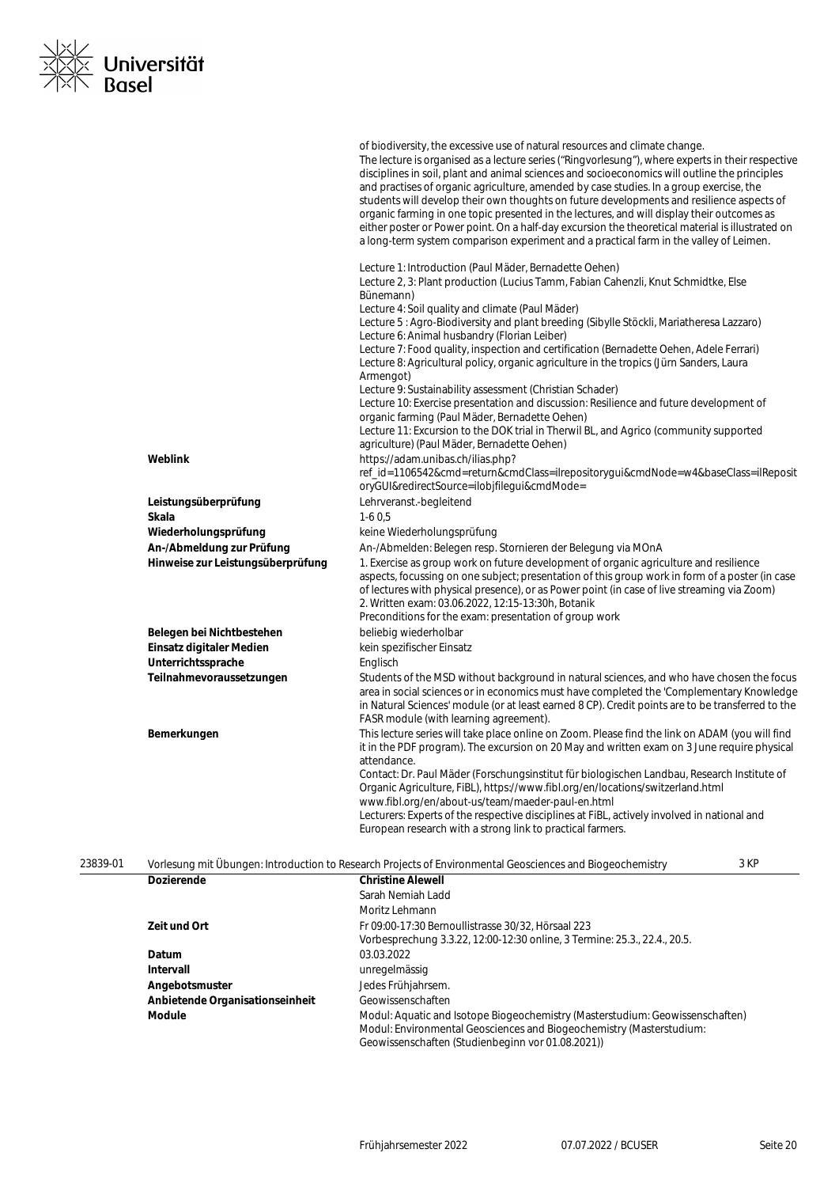| | |
|---|---|
| | of biodiversity, the excessive use of natural resources and climate change. The lecture is organised as a lecture series ("Ringvorlesung"), where experts in their respective disciplines in soil, plant and animal sciences and socioeconomics will outline the principles and practises of organic agriculture, amended by case studies. In a group exercise, the students will develop their own thoughts on future developments and resilience aspects of organic farming in one topic presented in the lectures, and will display their outcomes as either poster or Power point. On a half-day excursion the theoretical material is illustrated on a long-term system comparison experiment and a practical farm in the valley of Leimen.<br><br>Lecture 1: Introduction (Paul Mäder, Bernadette Oehen)<br>Lecture 2, 3: Plant production (Lucius Tamm, Fabian Cahenzli, Knut Schmidtke, Else Bünemann)<br>Lecture 4: Soil quality and climate (Paul Mäder)<br>Lecture 5 : Agro-Biodiversity and plant breeding (Sibylle Stöckli, Mariatheresa Lazzaro)<br>Lecture 6: Animal husbandry (Florian Leiber)<br>Lecture 7: Food quality, inspection and certification (Bernadette Oehen, Adele Ferrari)<br>Lecture 8: Agricultural policy, organic agriculture in the tropics (Jürn Sanders, Laura Armengot)<br>Lecture 9: Sustainability assessment (Christian Schader)<br>Lecture 10: Exercise presentation and discussion: Resilience and future development of organic farming (Paul Mäder, Bernadette Oehen)<br>Lecture 11: Excursion to the DOK trial in Therwil BL, and Agrico (community supported agriculture) (Paul Mäder, Bernadette Oehen) |
| **Weblink** | https://adam.unibas.ch/ilias.php?ref_id=1106542&cmd=return&cmdClass=ilrepositorygui&cmdNode=w4&baseClass=ilRepositoryGUI&redirectSource=ilobjfilegui&cmdMode= |
| **Leistungsüberprüfung** | Lehrveranst.-begleitend |
| **Skala** | 1-6 0,5 |
| **Wiederholungsprüfung** | keine Wiederholungsprüfung |
| **An-/Abmeldung zur Prüfung** | An-/Abmelden: Belegen resp. Stornieren der Belegung via MOnA |
| **Hinweise zur Leistungsüberprüfung** | 1. Exercise as group work on future development of organic agriculture and resilience aspects, focussing on one subject; presentation of this group work in form of a poster (in case of lectures with physical presence), or as Power point (in case of live streaming via Zoom)<br>2. Written exam: 03.06.2022, 12:15-13:30h, Botanik<br>Preconditions for the exam: presentation of group work |
| **Belegen bei Nichtbestehen** | beliebig wiederholbar |
| **Einsatz digitaler Medien** | kein spezifischer Einsatz |
| **Unterrichtssprache** | Englisch |
| **Teilnahmevoraussetzungen** | Students of the MSD without background in natural sciences, and who have chosen the focus area in social sciences or in economics must have completed the 'Complementary Knowledge in Natural Sciences' module (or at least earned 8 CP). Credit points are to be transferred to the FASR module (with learning agreement). |
| **Bemerkungen** | This lecture series will take place online on Zoom. Please find the link on ADAM (you will find it in the PDF program). The excursion on 20 May and written exam on 3 June require physical attendance.<br>Contact: Dr. Paul Mäder (Forschungsinstitut für biologischen Landbau, Research Institute of Organic Agriculture, FiBL), https://www.fibl.org/en/locations/switzerland.html www.fibl.org/en/about-us/team/maeder-paul-en.html<br>Lecturers: Experts of the respective disciplines at FiBL, actively involved in national and European research with a strong link to practical farmers. |

### 23839-01 Vorlesung mit Übungen: Introduction to Research Projects of Environmental Geosciences and Biogeochemistry — 3 KP

| | |
|---|---|
| **Dozierende** | **Christine Alewell**<br>Sarah Nemiah Ladd<br>Moritz Lehmann |
| **Zeit und Ort** | Fr 09:00-17:30 Bernoullistrasse 30/32, Hörsaal 223<br>Vorbesprechung 3.3.22, 12:00-12:30 online, 3 Termine: 25.3., 22.4., 20.5. |
| **Datum** | 03.03.2022 |
| **Intervall** | unregelmässig |
| **Angebotsmuster** | Jedes Frühjahrsem. |
| **Anbietende Organisationseinheit** | Geowissenschaften |
| **Module** | Modul: Aquatic and Isotope Biogeochemistry (Masterstudium: Geowissenschaften)<br>Modul: Environmental Geosciences and Biogeochemistry (Masterstudium: Geowissenschaften (Studienbeginn vor 01.08.2021)) |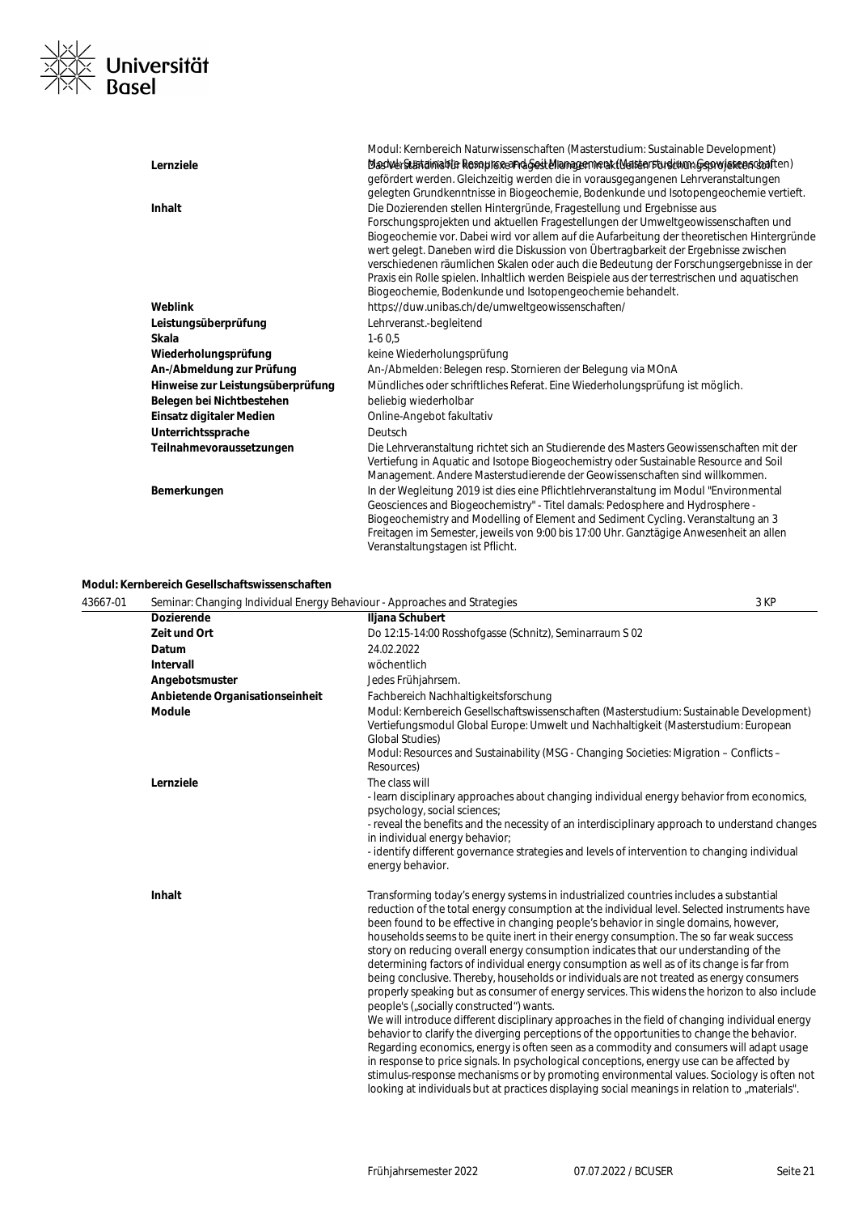| | |
|---|---|
| | Modul: Kernbereich Naturwissenschaften (Masterstudium: Sustainable Development) Modul: Sustainable Resource and Soil Management (Masterstudium: Geowissenschaften) |
| **Lernziele** | Das Verständnis für komplexe Fragestellungen in aktuellen Forschungsprojekten soll gefördert werden. Gleichzeitig werden die in vorausgegangenen Lehrveranstaltungen gelegten Grundkenntnisse in Biogeochemie, Bodenkunde und Isotopengeochemie vertieft. |
| **Inhalt** | Die Dozierenden stellen Hintergründe, Fragestellung und Ergebnisse aus Forschungsprojekten und aktuellen Fragestellungen der Umweltgeowissenschaften und Biogeochemie vor. Dabei wird vor allem auf die Aufarbeitung der theoretischen Hintergründe wert gelegt. Daneben wird die Diskussion von Übertragbarkeit der Ergebnisse zwischen verschiedenen räumlichen Skalen oder auch die Bedeutung der Forschungsergebnisse in der Praxis ein Rolle spielen. Inhaltlich werden Beispiele aus der terrestrischen und aquatischen Biogeochemie, Bodenkunde und Isotopengeochemie behandelt. |
| **Weblink** | https://duw.unibas.ch/de/umweltgeowissenschaften/ |
| **Leistungsüberprüfung** | Lehrveranst.-begleitend |
| **Skala** | 1-6 0,5 |
| **Wiederholungsprüfung** | keine Wiederholungsprüfung |
| **An-/Abmeldung zur Prüfung** | An-/Abmelden: Belegen resp. Stornieren der Belegung via MOnA |
| **Hinweise zur Leistungsüberprüfung** | Mündliches oder schriftliches Referat. Eine Wiederholungsprüfung ist möglich. |
| **Belegen bei Nichtbestehen** | beliebig wiederholbar |
| **Einsatz digitaler Medien** | Online-Angebot fakultativ |
| **Unterrichtssprache** | Deutsch |
| **Teilnahmevoraussetzungen** | Die Lehrveranstaltung richtet sich an Studierende des Masters Geowissenschaften mit der Vertiefung in Aquatic and Isotope Biogeochemistry oder Sustainable Resource and Soil Management. Andere Masterstudierende der Geowissenschaften sind willkommen. |
| **Bemerkungen** | In der Wegleitung 2019 ist dies eine Pflichtlehrveranstaltung im Modul "Environmental Geosciences and Biogeochemistry" - Titel damals: Pedosphere and Hydrosphere - Biogeochemistry and Modelling of Element and Sediment Cycling. Veranstaltung an 3 Freitagen im Semester, jeweils von 9:00 bis 17:00 Uhr. Ganztägige Anwesenheit an allen Veranstaltungstagen ist Pflicht. |

**Modul: Kernbereich Gesellschaftswissenschaften**

**43667-01** Seminar: Changing Individual Energy Behaviour - Approaches and Strategies — 3 KP

| | |
|---|---|
| **Dozierende** | **Iljana Schubert** |
| **Zeit und Ort** | Do 12:15-14:00 Rosshofgasse (Schnitz), Seminarraum S 02 |
| **Datum** | 24.02.2022 |
| **Intervall** | wöchentlich |
| **Angebotsmuster** | Jedes Frühjahrsem. |
| **Anbietende Organisationseinheit** | Fachbereich Nachhaltigkeitsforschung |
| **Module** | Modul: Kernbereich Gesellschaftswissenschaften (Masterstudium: Sustainable Development)<br>Vertiefungsmodul Global Europe: Umwelt und Nachhaltigkeit (Masterstudium: European Global Studies)<br>Modul: Resources and Sustainability (MSG - Changing Societies: Migration – Conflicts – Resources) |
| **Lernziele** | The class will<br>- learn disciplinary approaches about changing individual energy behavior from economics, psychology, social sciences;<br>- reveal the benefits and the necessity of an interdisciplinary approach to understand changes in individual energy behavior;<br>- identify different governance strategies and levels of intervention to changing individual energy behavior. |
| **Inhalt** | Transforming today's energy systems in industrialized countries includes a substantial reduction of the total energy consumption at the individual level. Selected instruments have been found to be effective in changing people's behavior in single domains, however, households seems to be quite inert in their energy consumption. The so far weak success story on reducing overall energy consumption indicates that our understanding of the determining factors of individual energy consumption as well as of its change is far from being conclusive. Thereby, households or individuals are not treated as energy consumers properly speaking but as consumer of energy services. This widens the horizon to also include people's („socially constructed") wants.<br>We will introduce different disciplinary approaches in the field of changing individual energy behavior to clarify the diverging perceptions of the opportunities to change the behavior. Regarding economics, energy is often seen as a commodity and consumers will adapt usage in response to price signals. In psychological conceptions, energy use can be affected by stimulus-response mechanisms or by promoting environmental values. Sociology is often not looking at individuals but at practices displaying social meanings in relation to „materials". |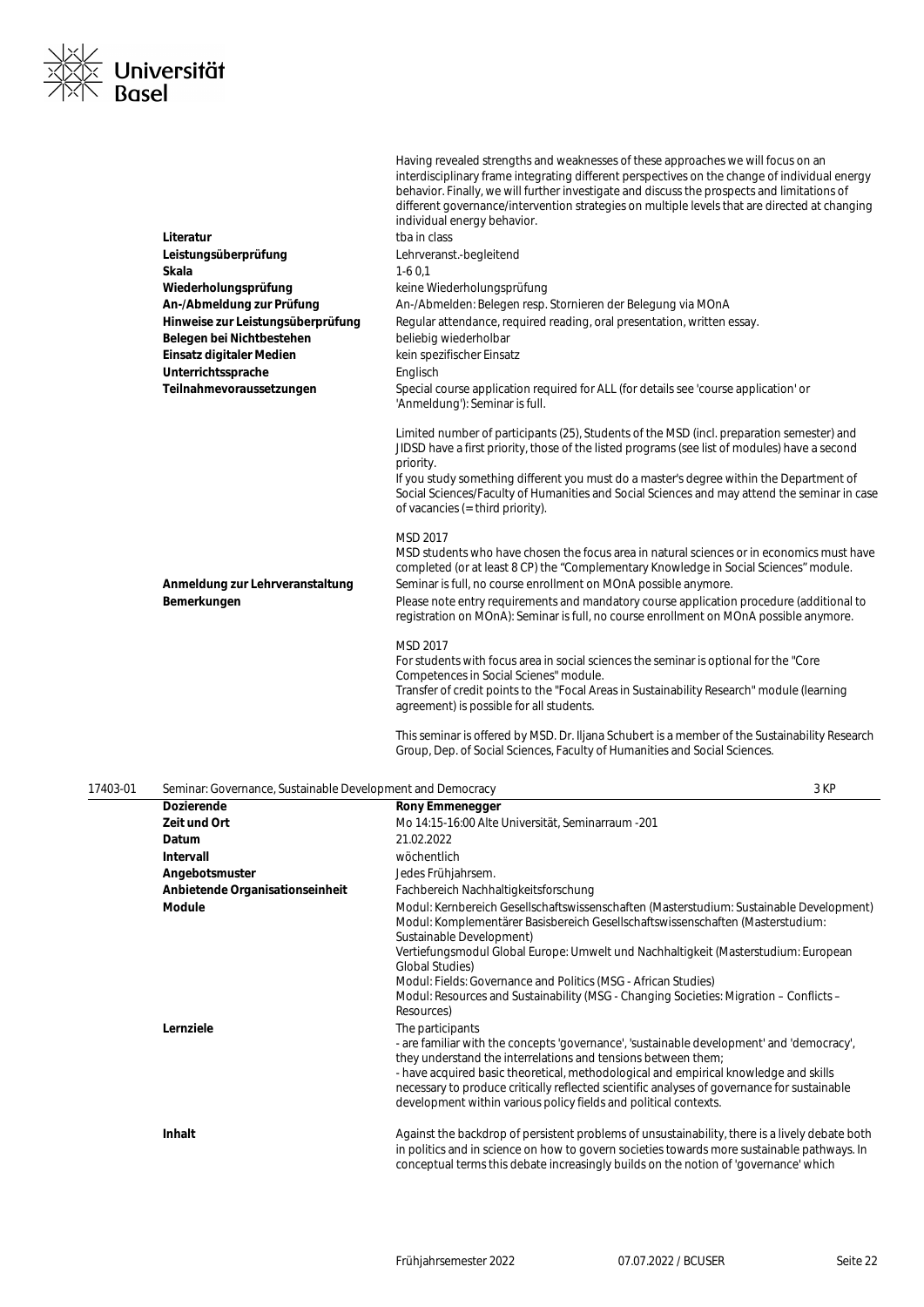Having revealed strengths and weaknesses of these approaches we will focus on an interdisciplinary frame integrating different perspectives on the change of individual energy behavior. Finally, we will further investigate and discuss the prospects and limitations of different governance/intervention strategies on multiple levels that are directed at changing individual energy behavior.

| | |
|---|---|
| **Literatur** | tba in class |
| **Leistungsüberprüfung** | Lehrveranst.-begleitend |
| **Skala** | 1-6 0,1 |
| **Wiederholungsprüfung** | keine Wiederholungsprüfung |
| **An-/Abmeldung zur Prüfung** | An-/Abmelden: Belegen resp. Stornieren der Belegung via MOnA |
| **Hinweise zur Leistungsüberprüfung** | Regular attendance, required reading, oral presentation, written essay. |
| **Belegen bei Nichtbestehen** | beliebig wiederholbar |
| **Einsatz digitaler Medien** | kein spezifischer Einsatz |
| **Unterrichtssprache** | Englisch |
| **Teilnahmevoraussetzungen** | Special course application required for ALL (for details see 'course application' or 'Anmeldung'): Seminar is full.<br><br>Limited number of participants (25), Students of the MSD (incl. preparation semester) and JIDSD have a first priority, those of the listed programs (see list of modules) have a second priority.<br>If you study something different you must do a master's degree within the Department of Social Sciences/Faculty of Humanities and Social Sciences and may attend the seminar in case of vacancies (= third priority).<br><br>MSD 2017<br>MSD students who have chosen the focus area in natural sciences or in economics must have completed (or at least 8 CP) the "Complementary Knowledge in Social Sciences" module. |
| **Anmeldung zur Lehrveranstaltung** | Seminar is full, no course enrollment on MOnA possible anymore. |
| **Bemerkungen** | Please note entry requirements and mandatory course application procedure (additional to registration on MOnA): Seminar is full, no course enrollment on MOnA possible anymore.<br><br>MSD 2017<br>For students with focus area in social sciences the seminar is optional for the "Core Competences in Social Scienes" module.<br>Transfer of credit points to the "Focal Areas in Sustainability Research" module (learning agreement) is possible for all students.<br><br>This seminar is offered by MSD. Dr. Iljana Schubert is a member of the Sustainability Research Group, Dep. of Social Sciences, Faculty of Humanities and Social Sciences. |

## 17403-01 Seminar: Governance, Sustainable Development and Democracy — 3 KP

| | |
|---|---|
| **Dozierende** | **Rony Emmenegger** |
| **Zeit und Ort** | Mo 14:15-16:00 Alte Universität, Seminarraum -201 |
| **Datum** | 21.02.2022 |
| **Intervall** | wöchentlich |
| **Angebotsmuster** | Jedes Frühjahrsem. |
| **Anbietende Organisationseinheit** | Fachbereich Nachhaltigkeitsforschung |
| **Module** | Modul: Kernbereich Gesellschaftswissenschaften (Masterstudium: Sustainable Development)<br>Modul: Komplementärer Basisbereich Gesellschaftswissenschaften (Masterstudium: Sustainable Development)<br>Vertiefungsmodul Global Europe: Umwelt und Nachhaltigkeit (Masterstudium: European Global Studies)<br>Modul: Fields: Governance and Politics (MSG - African Studies)<br>Modul: Resources and Sustainability (MSG - Changing Societies: Migration – Conflicts – Resources) |
| **Lernziele** | The participants<br>- are familiar with the concepts 'governance', 'sustainable development' and 'democracy', they understand the interrelations and tensions between them;<br>- have acquired basic theoretical, methodological and empirical knowledge and skills necessary to produce critically reflected scientific analyses of governance for sustainable development within various policy fields and political contexts. |
| **Inhalt** | Against the backdrop of persistent problems of unsustainability, there is a lively debate both in politics and in science on how to govern societies towards more sustainable pathways. In conceptual terms this debate increasingly builds on the notion of 'governance' which |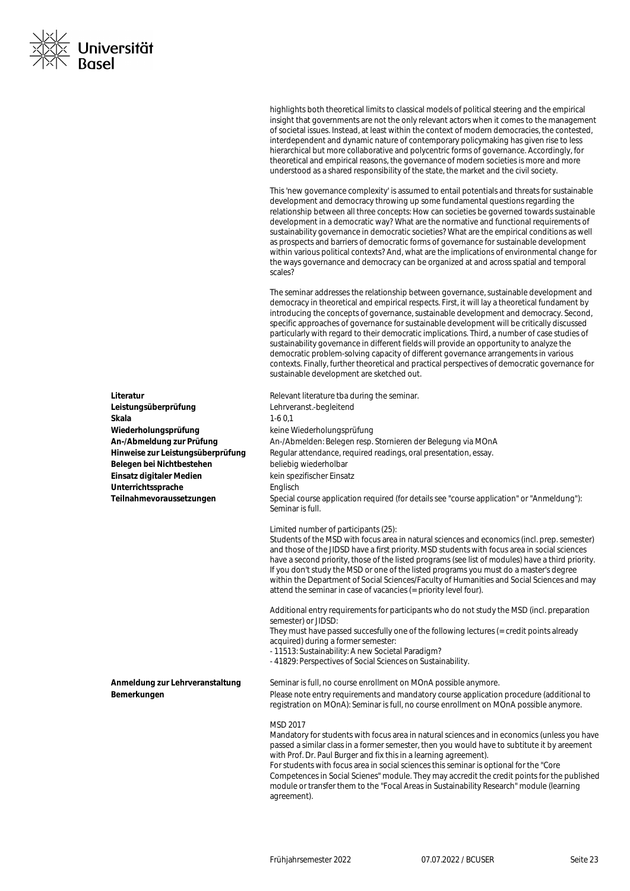highlights both theoretical limits to classical models of political steering and the empirical insight that governments are not the only relevant actors when it comes to the management of societal issues. Instead, at least within the context of modern democracies, the contested, interdependent and dynamic nature of contemporary policymaking has given rise to less hierarchical but more collaborative and polycentric forms of governance. Accordingly, for theoretical and empirical reasons, the governance of modern societies is more and more understood as a shared responsibility of the state, the market and the civil society.

This 'new governance complexity' is assumed to entail potentials and threats for sustainable development and democracy throwing up some fundamental questions regarding the relationship between all three concepts: How can societies be governed towards sustainable development in a democratic way? What are the normative and functional requirements of sustainability governance in democratic societies? What are the empirical conditions as well as prospects and barriers of democratic forms of governance for sustainable development within various political contexts? And, what are the implications of environmental change for the ways governance and democracy can be organized at and across spatial and temporal scales?

The seminar addresses the relationship between governance, sustainable development and democracy in theoretical and empirical respects. First, it will lay a theoretical fundament by introducing the concepts of governance, sustainable development and democracy. Second, specific approaches of governance for sustainable development will be critically discussed particularly with regard to their democratic implications. Third, a number of case studies of sustainability governance in different fields will provide an opportunity to analyze the democratic problem-solving capacity of different governance arrangements in various contexts. Finally, further theoretical and practical perspectives of democratic governance for sustainable development are sketched out.

**Literatur** Relevant literature tba during the seminar.

**Leistungsüberprüfung** Lehrveranst.-begleitend

**Skala** 1-6 0,1

**Wiederholungsprüfung** keine Wiederholungsprüfung

**An-/Abmeldung zur Prüfung** An-/Abmelden: Belegen resp. Stornieren der Belegung via MOnA

**Hinweise zur Leistungsüberprüfung** Regular attendance, required readings, oral presentation, essay.

**Belegen bei Nichtbestehen** beliebig wiederholbar

**Einsatz digitaler Medien** kein spezifischer Einsatz

**Unterrichtssprache** Englisch

**Teilnahmevoraussetzungen** Special course application required (for details see "course application" or "Anmeldung"): Seminar is full.

Limited number of participants (25):
Students of the MSD with focus area in natural sciences and economics (incl. prep. semester) and those of the JIDSD have a first priority. MSD students with focus area in social sciences have a second priority, those of the listed programs (see list of modules) have a third priority. If you don't study the MSD or one of the listed programs you must do a master's degree within the Department of Social Sciences/Faculty of Humanities and Social Sciences and may attend the seminar in case of vacancies (= priority level four).

Additional entry requirements for participants who do not study the MSD (incl. preparation semester) or JIDSD:
They must have passed succesfully one of the following lectures (= credit points already acquired) during a former semester:
- 11513: Sustainability: A new Societal Paradigm?
- 41829: Perspectives of Social Sciences on Sustainability.

**Anmeldung zur Lehrveranstaltung** Seminar is full, no course enrollment on MOnA possible anymore.

**Bemerkungen** Please note entry requirements and mandatory course application procedure (additional to registration on MOnA): Seminar is full, no course enrollment on MOnA possible anymore.

MSD 2017
Mandatory for students with focus area in natural sciences and in economics (unless you have passed a similar class in a former semester, then you would have to subtitute it by areement with Prof. Dr. Paul Burger and fix this in a learning agreement).
For students with focus area in social sciences this seminar is optional for the "Core Competences in Social Scienes" module. They may accredit the credit points for the published module or transfer them to the "Focal Areas in Sustainability Research" module (learning agreement).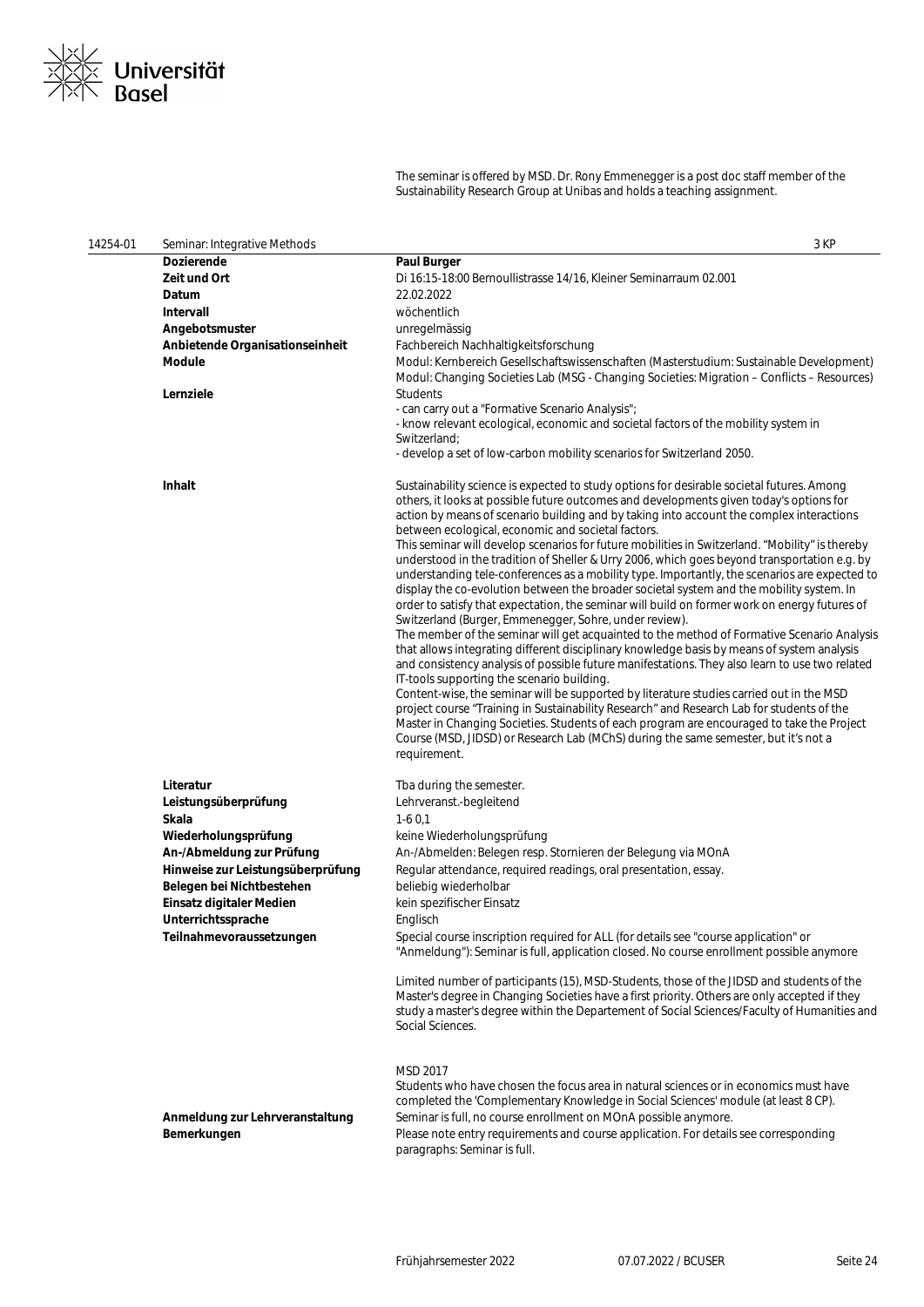The seminar is offered by MSD. Dr. Rony Emmenegger is a post doc staff member of the Sustainability Research Group at Unibas and holds a teaching assignment.

| 14254-01 | Seminar: Integrative Methods | 3 KP |
|---|---|---|
| | **Dozierende** | **Paul Burger** |
| | **Zeit und Ort** | Di 16:15-18:00 Bernoullistrasse 14/16, Kleiner Seminarraum 02.001 |
| | **Datum** | 22.02.2022 |
| | **Intervall** | wöchentlich |
| | **Angebotsmuster** | unregelmässig |
| | **Anbietende Organisationseinheit** | Fachbereich Nachhaltigkeitsforschung |
| | **Module** | Modul: Kernbereich Gesellschaftswissenschaften (Masterstudium: Sustainable Development)<br>Modul: Changing Societies Lab (MSG - Changing Societies: Migration – Conflicts – Resources) |
| | **Lernziele** | Students<br>- can carry out a "Formative Scenario Analysis";<br>- know relevant ecological, economic and societal factors of the mobility system in Switzerland;<br>- develop a set of low-carbon mobility scenarios for Switzerland 2050. |
| | **Inhalt** | Sustainability science is expected to study options for desirable societal futures. Among others, it looks at possible future outcomes and developments given today's options for action by means of scenario building and by taking into account the complex interactions between ecological, economic and societal factors.<br>This seminar will develop scenarios for future mobilities in Switzerland. "Mobility" is thereby understood in the tradition of Sheller & Urry 2006, which goes beyond transportation e.g. by understanding tele-conferences as a mobility type. Importantly, the scenarios are expected to display the co-evolution between the broader societal system and the mobility system. In order to satisfy that expectation, the seminar will build on former work on energy futures of Switzerland (Burger, Emmenegger, Sohre, under review).<br>The member of the seminar will get acquainted to the method of Formative Scenario Analysis that allows integrating different disciplinary knowledge basis by means of system analysis and consistency analysis of possible future manifestations. They also learn to use two related IT-tools supporting the scenario building.<br>Content-wise, the seminar will be supported by literature studies carried out in the MSD project course "Training in Sustainability Research" and Research Lab for students of the Master in Changing Societies. Students of each program are encouraged to take the Project Course (MSD, JIDSD) or Research Lab (MChS) during the same semester, but it's not a requirement. |
| | **Literatur** | Tba during the semester. |
| | **Leistungsüberprüfung** | Lehrveranst.-begleitend |
| | **Skala** | 1-6 0,1 |
| | **Wiederholungsprüfung** | keine Wiederholungsprüfung |
| | **An-/Abmeldung zur Prüfung** | An-/Abmelden: Belegen resp. Stornieren der Belegung via MOnA |
| | **Hinweise zur Leistungsüberprüfung** | Regular attendance, required readings, oral presentation, essay. |
| | **Belegen bei Nichtbestehen** | beliebig wiederholbar |
| | **Einsatz digitaler Medien** | kein spezifischer Einsatz |
| | **Unterrichtssprache** | Englisch |
| | **Teilnahmevoraussetzungen** | Special course inscription required for ALL (for details see "course application" or "Anmeldung"): Seminar is full, application closed. No course enrollment possible anymore<br><br>Limited number of participants (15), MSD-Students, those of the JIDSD and students of the Master's degree in Changing Societies have a first priority. Others are only accepted if they study a master's degree within the Departement of Social Sciences/Faculty of Humanities and Social Sciences.<br><br>MSD 2017<br>Students who have chosen the focus area in natural sciences or in economics must have completed the 'Complementary Knowledge in Social Sciences' module (at least 8 CP). |
| | **Anmeldung zur Lehrveranstaltung** | Seminar is full, no course enrollment on MOnA possible anymore. |
| | **Bemerkungen** | Please note entry requirements and course application. For details see corresponding paragraphs: Seminar is full. |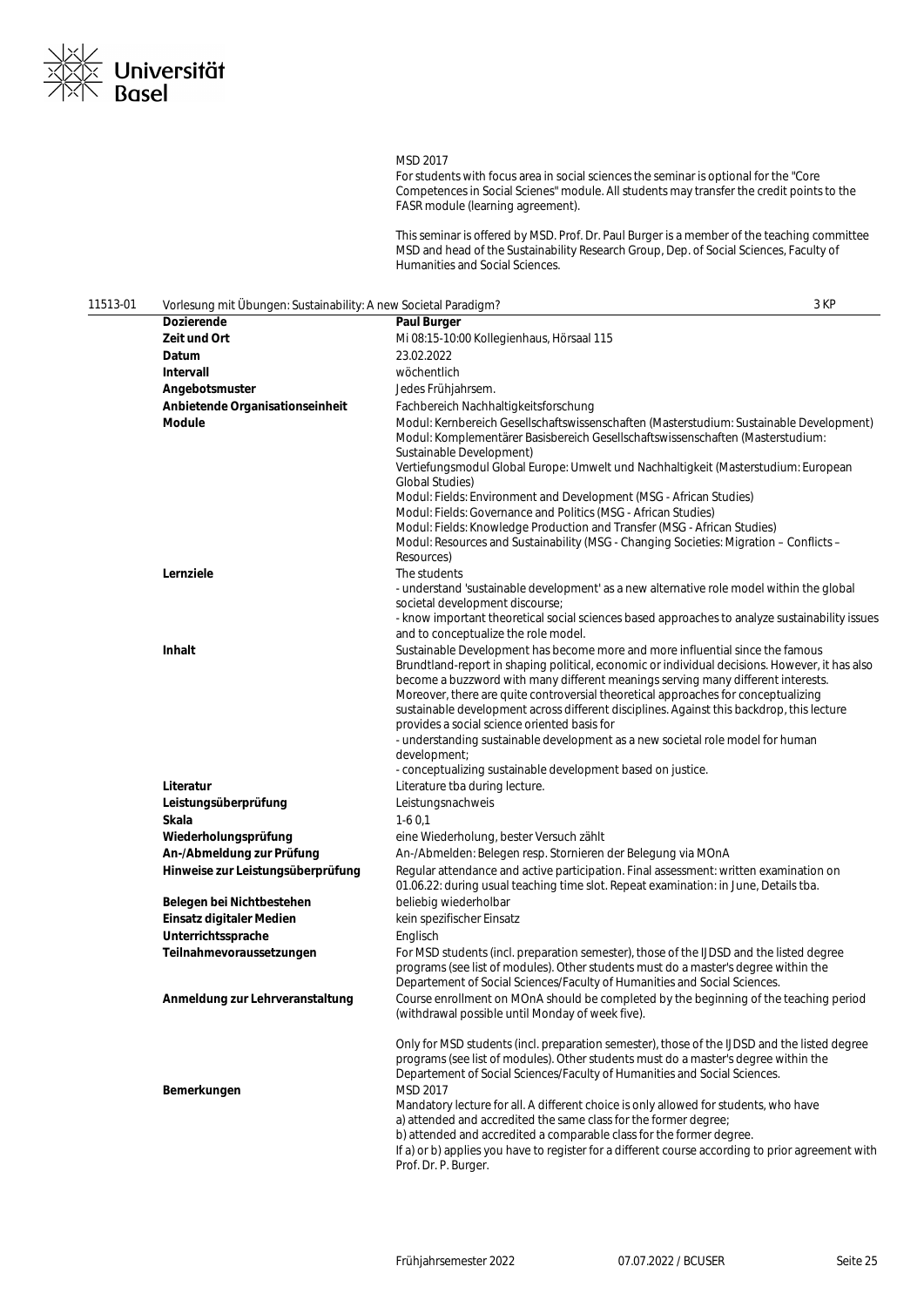MSD 2017
For students with focus area in social sciences the seminar is optional for the "Core Competences in Social Scienes" module. All students may transfer the credit points to the FASR module (learning agreement).

This seminar is offered by MSD. Prof. Dr. Paul Burger is a member of the teaching committee MSD and head of the Sustainability Research Group, Dep. of Social Sciences, Faculty of Humanities and Social Sciences.

## 11513-01 Vorlesung mit Übungen: Sustainability: A new Societal Paradigm? — 3 KP

| | |
|---|---|
| **Dozierende** | **Paul Burger** |
| **Zeit und Ort** | Mi 08:15-10:00 Kollegienhaus, Hörsaal 115 |
| **Datum** | 23.02.2022 |
| **Intervall** | wöchentlich |
| **Angebotsmuster** | Jedes Frühjahrsem. |
| **Anbietende Organisationseinheit** | Fachbereich Nachhaltigkeitsforschung |
| **Module** | Modul: Kernbereich Gesellschaftswissenschaften (Masterstudium: Sustainable Development)<br>Modul: Komplementärer Basisbereich Gesellschaftswissenschaften (Masterstudium: Sustainable Development)<br>Vertiefungsmodul Global Europe: Umwelt und Nachhaltigkeit (Masterstudium: European Global Studies)<br>Modul: Fields: Environment and Development (MSG - African Studies)<br>Modul: Fields: Governance and Politics (MSG - African Studies)<br>Modul: Fields: Knowledge Production and Transfer (MSG - African Studies)<br>Modul: Resources and Sustainability (MSG - Changing Societies: Migration – Conflicts – Resources) |
| **Lernziele** | The students<br>- understand 'sustainable development' as a new alternative role model within the global societal development discourse;<br>- know important theoretical social sciences based approaches to analyze sustainability issues and to conceptualize the role model. |
| **Inhalt** | Sustainable Development has become more and more influential since the famous Brundtland-report in shaping political, economic or individual decisions. However, it has also become a buzzword with many different meanings serving many different interests. Moreover, there are quite controversial theoretical approaches for conceptualizing sustainable development across different disciplines. Against this backdrop, this lecture provides a social science oriented basis for<br>- understanding sustainable development as a new societal role model for human development;<br>- conceptualizing sustainable development based on justice. |
| **Literatur** | Literature tba during lecture. |
| **Leistungsüberprüfung** | Leistungsnachweis |
| **Skala** | 1-6 0,1 |
| **Wiederholungsprüfung** | eine Wiederholung, bester Versuch zählt |
| **An-/Abmeldung zur Prüfung** | An-/Abmelden: Belegen resp. Stornieren der Belegung via MOnA |
| **Hinweise zur Leistungsüberprüfung** | Regular attendance and active participation. Final assessment: written examination on 01.06.22: during usual teaching time slot. Repeat examination: in June, Details tba. |
| **Belegen bei Nichtbestehen** | beliebig wiederholbar |
| **Einsatz digitaler Medien** | kein spezifischer Einsatz |
| **Unterrichtssprache** | Englisch |
| **Teilnahmevoraussetzungen** | For MSD students (incl. preparation semester), those of the IJDSD and the listed degree programs (see list of modules). Other students must do a master's degree within the Departement of Social Sciences/Faculty of Humanities and Social Sciences. |
| **Anmeldung zur Lehrveranstaltung** | Course enrollment on MOnA should be completed by the beginning of the teaching period (withdrawal possible until Monday of week five).<br><br>Only for MSD students (incl. preparation semester), those of the IJDSD and the listed degree programs (see list of modules). Other students must do a master's degree within the Departement of Social Sciences/Faculty of Humanities and Social Sciences. |
| **Bemerkungen** | MSD 2017<br>Mandatory lecture for all. A different choice is only allowed for students, who have<br>a) attended and accredited the same class for the former degree;<br>b) attended and accredited a comparable class for the former degree.<br>If a) or b) applies you have to register for a different course according to prior agreement with Prof. Dr. P. Burger. |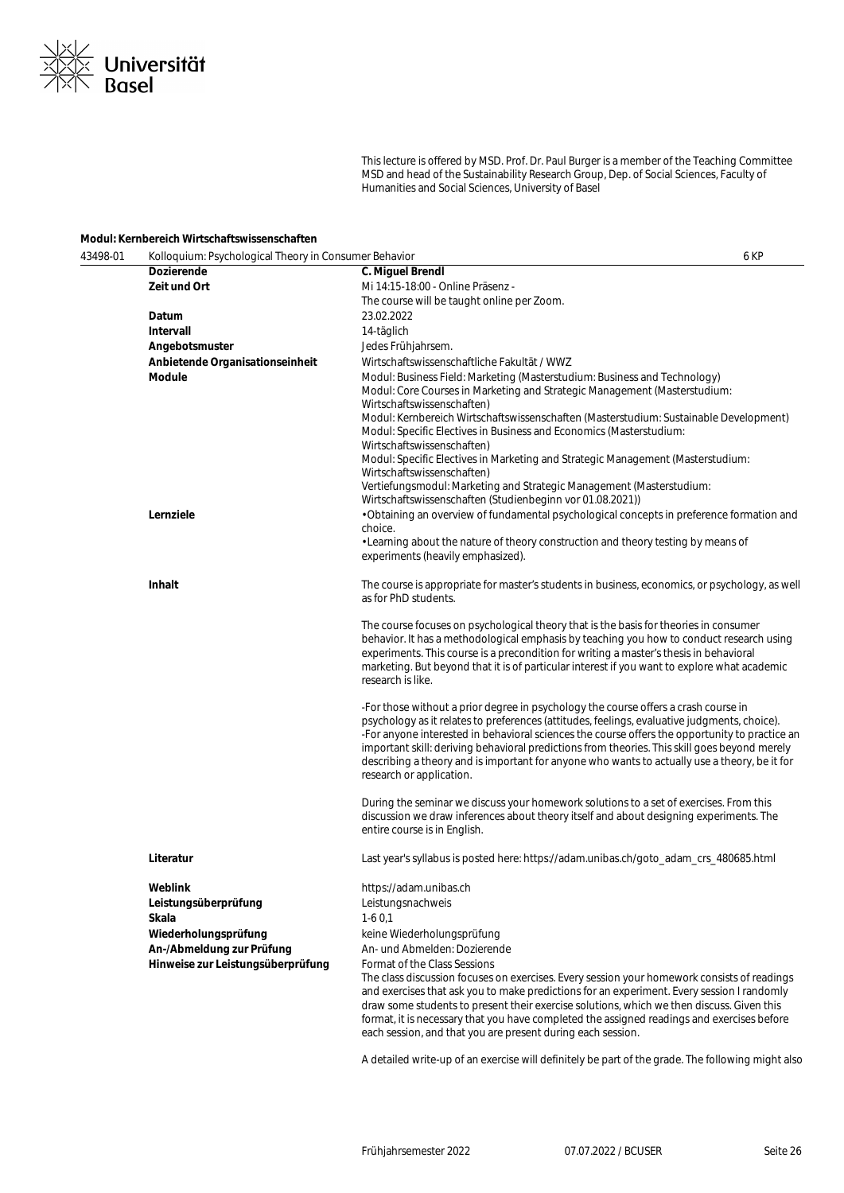This lecture is offered by MSD. Prof. Dr. Paul Burger is a member of the Teaching Committee MSD and head of the Sustainability Research Group, Dep. of Social Sciences, Faculty of Humanities and Social Sciences, University of Basel

**Modul: Kernbereich Wirtschaftswissenschaften**

| 43498-01 | Kolloquium: Psychological Theory in Consumer Behavior | 6 KP |
|---|---|---|

| | |
|---|---|
| **Dozierende** | **C. Miguel Brendl** |
| **Zeit und Ort** | Mi 14:15-18:00 - Online Präsenz -<br>The course will be taught online per Zoom. |
| **Datum** | 23.02.2022 |
| **Intervall** | 14-täglich |
| **Angebotsmuster** | Jedes Frühjahrsem. |
| **Anbietende Organisationseinheit** | Wirtschaftswissenschaftliche Fakultät / WWZ |
| **Module** | Modul: Business Field: Marketing (Masterstudium: Business and Technology)<br>Modul: Core Courses in Marketing and Strategic Management (Masterstudium: Wirtschaftswissenschaften)<br>Modul: Kernbereich Wirtschaftswissenschaften (Masterstudium: Sustainable Development)<br>Modul: Specific Electives in Business and Economics (Masterstudium: Wirtschaftswissenschaften)<br>Modul: Specific Electives in Marketing and Strategic Management (Masterstudium: Wirtschaftswissenschaften)<br>Vertiefungsmodul: Marketing and Strategic Management (Masterstudium: Wirtschaftswissenschaften (Studienbeginn vor 01.08.2021)) |
| **Lernziele** | •Obtaining an overview of fundamental psychological concepts in preference formation and choice.<br>•Learning about the nature of theory construction and theory testing by means of experiments (heavily emphasized). |
| **Inhalt** | The course is appropriate for master's students in business, economics, or psychology, as well as for PhD students.<br><br>The course focuses on psychological theory that is the basis for theories in consumer behavior. It has a methodological emphasis by teaching you how to conduct research using experiments. This course is a precondition for writing a master's thesis in behavioral marketing. But beyond that it is of particular interest if you want to explore what academic research is like.<br><br>-For those without a prior degree in psychology the course offers a crash course in psychology as it relates to preferences (attitudes, feelings, evaluative judgments, choice).<br>-For anyone interested in behavioral sciences the course offers the opportunity to practice an important skill: deriving behavioral predictions from theories. This skill goes beyond merely describing a theory and is important for anyone who wants to actually use a theory, be it for research or application.<br><br>During the seminar we discuss your homework solutions to a set of exercises. From this discussion we draw inferences about theory itself and about designing experiments. The entire course is in English. |
| **Literatur** | Last year's syllabus is posted here: https://adam.unibas.ch/goto_adam_crs_480685.html |
| **Weblink** | https://adam.unibas.ch |
| **Leistungsüberprüfung** | Leistungsnachweis |
| **Skala** | 1-6 0,1 |
| **Wiederholungsprüfung** | keine Wiederholungsprüfung |
| **An-/Abmeldung zur Prüfung** | An- und Abmelden: Dozierende |
| **Hinweise zur Leistungsüberprüfung** | Format of the Class Sessions<br>The class discussion focuses on exercises. Every session your homework consists of readings and exercises that ask you to make predictions for an experiment. Every session I randomly draw some students to present their exercise solutions, which we then discuss. Given this format, it is necessary that you have completed the assigned readings and exercises before each session, and that you are present during each session.<br><br>A detailed write-up of an exercise will definitely be part of the grade. The following might also |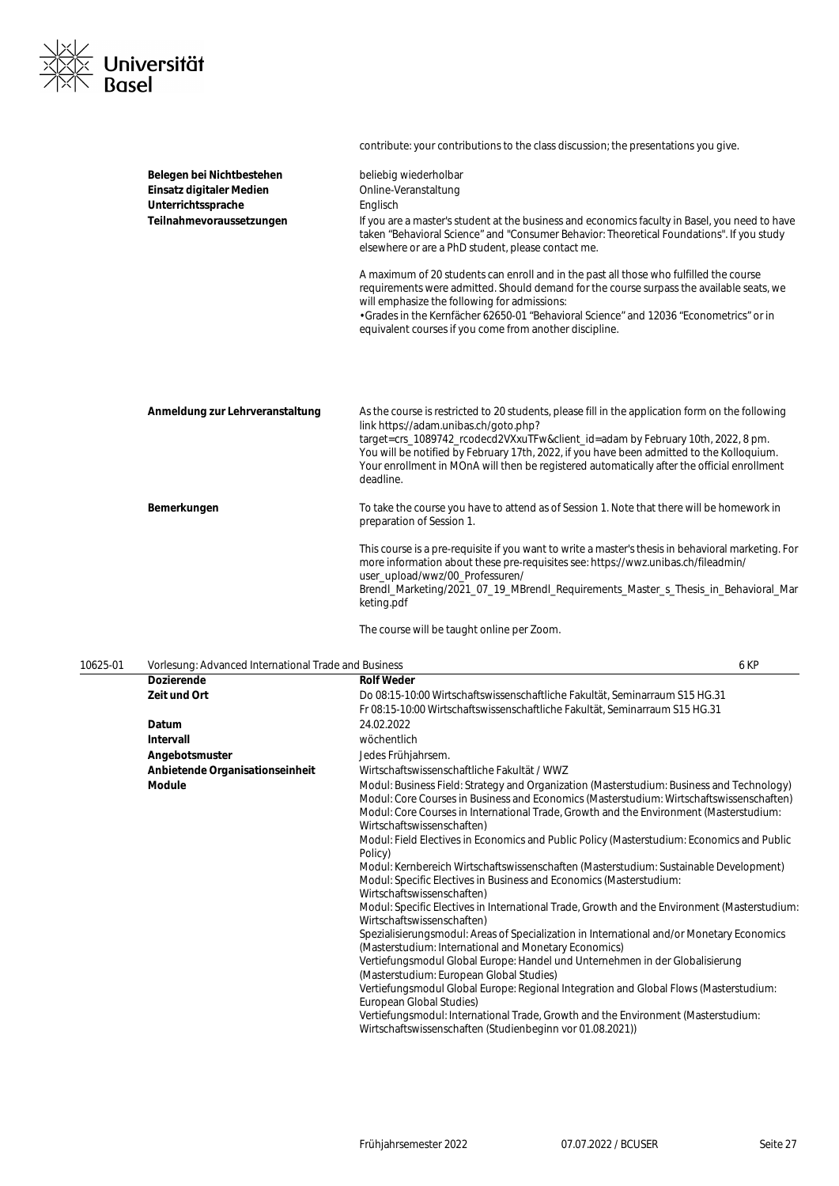contribute: your contributions to the class discussion; the presentations you give.

| | |
|---|---|
| **Belegen bei Nichtbestehen** | beliebig wiederholbar |
| **Einsatz digitaler Medien** | Online-Veranstaltung |
| **Unterrichtssprache** | Englisch |
| **Teilnahmevoraussetzungen** | If you are a master's student at the business and economics faculty in Basel, you need to have taken "Behavioral Science" and "Consumer Behavior: Theoretical Foundations". If you study elsewhere or are a PhD student, please contact me.<br><br>A maximum of 20 students can enroll and in the past all those who fulfilled the course requirements were admitted. Should demand for the course surpass the available seats, we will emphasize the following for admissions:<br>• Grades in the Kernfächer 62650-01 "Behavioral Science" and 12036 "Econometrics" or in equivalent courses if you come from another discipline. |
| **Anmeldung zur Lehrveranstaltung** | As the course is restricted to 20 students, please fill in the application form on the following link https://adam.unibas.ch/goto.php?target=crs_1089742_rcodecd2VXxuTFw&client_id=adam by February 10th, 2022, 8 pm. You will be notified by February 17th, 2022, if you have been admitted to the Kolloquium. Your enrollment in MOnA will then be registered automatically after the official enrollment deadline. |
| **Bemerkungen** | To take the course you have to attend as of Session 1. Note that there will be homework in preparation of Session 1.<br><br>This course is a pre-requisite if you want to write a master's thesis in behavioral marketing. For more information about these pre-requisites see: https://wwz.unibas.ch/fileadmin/user_upload/wwz/00_Professuren/Brendl_Marketing/2021_07_19_MBrendl_Requirements_Master_s_Thesis_in_Behavioral_Marketing.pdf<br><br>The course will be taught online per Zoom. |

**10625-01 Vorlesung: Advanced International Trade and Business — 6 KP**

| | |
|---|---|
| **Dozierende** | **Rolf Weder** |
| **Zeit und Ort** | Do 08:15-10:00 Wirtschaftswissenschaftliche Fakultät, Seminarraum S15 HG.31<br>Fr 08:15-10:00 Wirtschaftswissenschaftliche Fakultät, Seminarraum S15 HG.31 |
| **Datum** | 24.02.2022 |
| **Intervall** | wöchentlich |
| **Angebotsmuster** | Jedes Frühjahrsem. |
| **Anbietende Organisationseinheit** | Wirtschaftswissenschaftliche Fakultät / WWZ |
| **Module** | Modul: Business Field: Strategy and Organization (Masterstudium: Business and Technology)<br>Modul: Core Courses in Business and Economics (Masterstudium: Wirtschaftswissenschaften)<br>Modul: Core Courses in International Trade, Growth and the Environment (Masterstudium: Wirtschaftswissenschaften)<br>Modul: Field Electives in Economics and Public Policy (Masterstudium: Economics and Public Policy)<br>Modul: Kernbereich Wirtschaftswissenschaften (Masterstudium: Sustainable Development)<br>Modul: Specific Electives in Business and Economics (Masterstudium: Wirtschaftswissenschaften)<br>Modul: Specific Electives in International Trade, Growth and the Environment (Masterstudium: Wirtschaftswissenschaften)<br>Spezialisierungsmodul: Areas of Specialization in International and/or Monetary Economics (Masterstudium: International and Monetary Economics)<br>Vertiefungsmodul Global Europe: Handel und Unternehmen in der Globalisierung (Masterstudium: European Global Studies)<br>Vertiefungsmodul Global Europe: Regional Integration and Global Flows (Masterstudium: European Global Studies)<br>Vertiefungsmodul: International Trade, Growth and the Environment (Masterstudium: Wirtschaftswissenschaften (Studienbeginn vor 01.08.2021)) |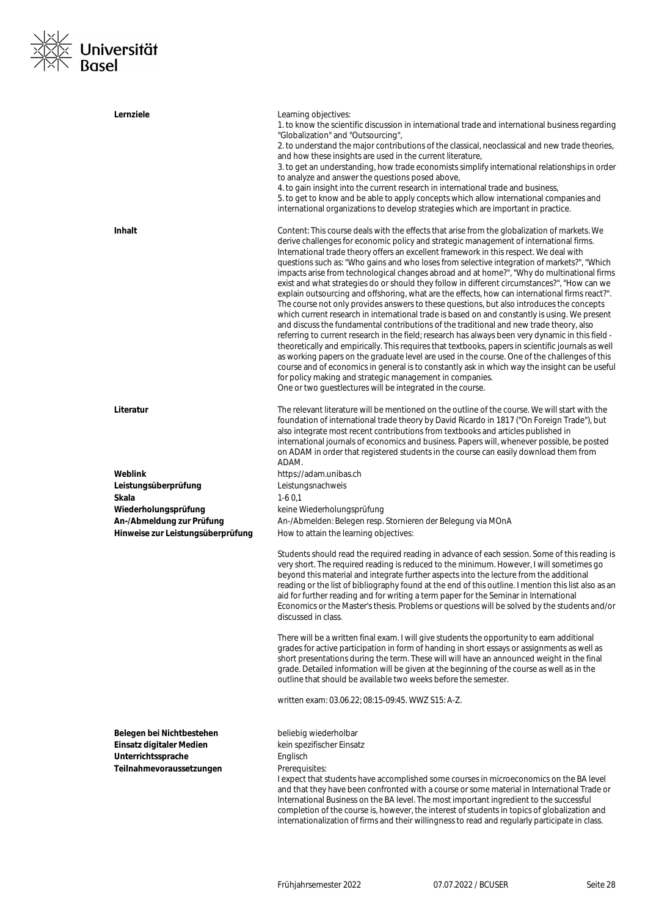**Lernziele**

Learning objectives:
1. to know the scientific discussion in international trade and international business regarding "Globalization" and "Outsourcing",
2. to understand the major contributions of the classical, neoclassical and new trade theories, and how these insights are used in the current literature,
3. to get an understanding, how trade economists simplify international relationships in order to analyze and answer the questions posed above,
4. to gain insight into the current research in international trade and business,
5. to get to know and be able to apply concepts which allow international companies and international organizations to develop strategies which are important in practice.

**Inhalt**

Content: This course deals with the effects that arise from the globalization of markets. We derive challenges for economic policy and strategic management of international firms. International trade theory offers an excellent framework in this respect. We deal with questions such as: "Who gains and who loses from selective integration of markets?", "Which impacts arise from technological changes abroad and at home?", "Why do multinational firms exist and what strategies do or should they follow in different circumstances?", "How can we explain outsourcing and offshoring, what are the effects, how can international firms react?". The course not only provides answers to these questions, but also introduces the concepts which current research in international trade is based on and constantly is using. We present and discuss the fundamental contributions of the traditional and new trade theory, also referring to current research in the field; research has always been very dynamic in this field - theoretically and empirically. This requires that textbooks, papers in scientific journals as well as working papers on the graduate level are used in the course. One of the challenges of this course and of economics in general is to constantly ask in which way the insight can be useful for policy making and strategic management in companies.
One or two guestlectures will be integrated in the course.

**Literatur**

The relevant literature will be mentioned on the outline of the course. We will start with the foundation of international trade theory by David Ricardo in 1817 ("On Foreign Trade"), but also integrate most recent contributions from textbooks and articles published in international journals of economics and business. Papers will, whenever possible, be posted on ADAM in order that registered students in the course can easily download them from ADAM.

**Weblink** https://adam.unibas.ch

**Leistungsüberprüfung** Leistungsnachweis

**Skala** 1-6 0,1

**Wiederholungsprüfung** keine Wiederholungsprüfung

**An-/Abmeldung zur Prüfung** An-/Abmelden: Belegen resp. Stornieren der Belegung via MOnA

**Hinweise zur Leistungsüberprüfung**

How to attain the learning objectives:

Students should read the required reading in advance of each session. Some of this reading is very short. The required reading is reduced to the minimum. However, I will sometimes go beyond this material and integrate further aspects into the lecture from the additional reading or the list of bibliography found at the end of this outline. I mention this list also as an aid for further reading and for writing a term paper for the Seminar in International Economics or the Master's thesis. Problems or questions will be solved by the students and/or discussed in class.

There will be a written final exam. I will give students the opportunity to earn additional grades for active participation in form of handing in short essays or assignments as well as short presentations during the term. These will will have an announced weight in the final grade. Detailed information will be given at the beginning of the course as well as in the outline that should be available two weeks before the semester.

written exam: 03.06.22; 08:15-09:45. WWZ S15: A-Z.

**Belegen bei Nichtbestehen** beliebig wiederholbar

**Einsatz digitaler Medien** kein spezifischer Einsatz

**Unterrichtssprache** Englisch

**Teilnahmevoraussetzungen**

Prerequisites:
I expect that students have accomplished some courses in microeconomics on the BA level and that they have been confronted with a course or some material in International Trade or International Business on the BA level. The most important ingredient to the successful completion of the course is, however, the interest of students in topics of globalization and internationalization of firms and their willingness to read and regularly participate in class.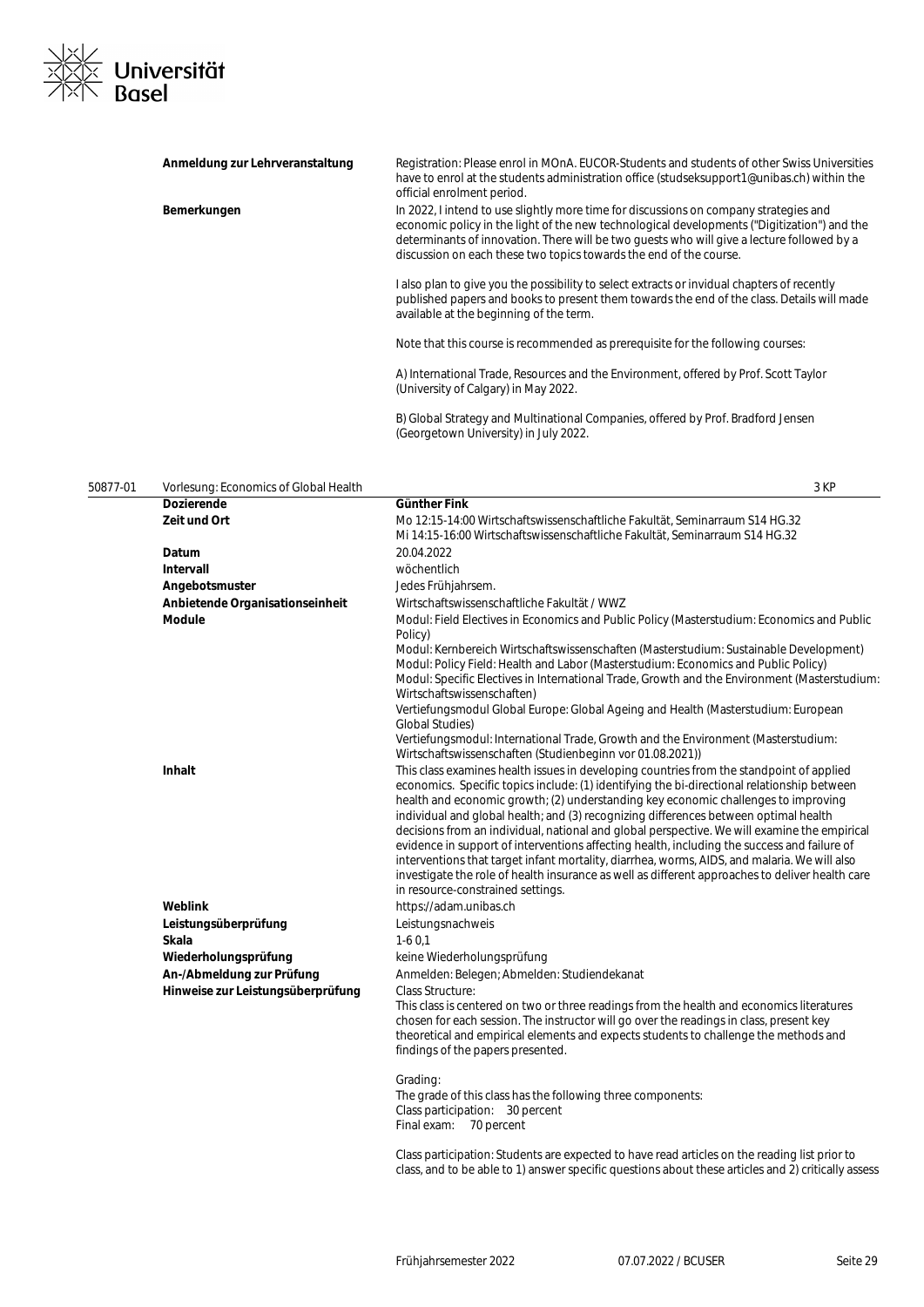| | |
|---|---|
| **Anmeldung zur Lehrveranstaltung** | Registration: Please enrol in MOnA. EUCOR-Students and students of other Swiss Universities have to enrol at the students administration office (studseksupport1@unibas.ch) within the official enrolment period. |
| **Bemerkungen** | In 2022, I intend to use slightly more time for discussions on company strategies and economic policy in the light of the new technological developments ("Digitization") and the determinants of innovation. There will be two guests who will give a lecture followed by a discussion on each these two topics towards the end of the course.<br><br>I also plan to give you the possibility to select extracts or invidual chapters of recently published papers and books to present them towards the end of the class. Details will made available at the beginning of the term.<br><br>Note that this course is recommended as prerequisite for the following courses:<br><br>A) International Trade, Resources and the Environment, offered by Prof. Scott Taylor (University of Calgary) in May 2022.<br><br>B) Global Strategy and Multinational Companies, offered by Prof. Bradford Jensen (Georgetown University) in July 2022. |

## 50877-01 Vorlesung: Economics of Global Health — 3 KP

| | |
|---|---|
| **Dozierende** | **Günther Fink** |
| **Zeit und Ort** | Mo 12:15-14:00 Wirtschaftswissenschaftliche Fakultät, Seminarraum S14 HG.32<br>Mi 14:15-16:00 Wirtschaftswissenschaftliche Fakultät, Seminarraum S14 HG.32 |
| **Datum** | 20.04.2022 |
| **Intervall** | wöchentlich |
| **Angebotsmuster** | Jedes Frühjahrsem. |
| **Anbietende Organisationseinheit** | Wirtschaftswissenschaftliche Fakultät / WWZ |
| **Module** | Modul: Field Electives in Economics and Public Policy (Masterstudium: Economics and Public Policy)<br>Modul: Kernbereich Wirtschaftswissenschaften (Masterstudium: Sustainable Development)<br>Modul: Policy Field: Health and Labor (Masterstudium: Economics and Public Policy)<br>Modul: Specific Electives in International Trade, Growth and the Environment (Masterstudium: Wirtschaftswissenschaften)<br>Vertiefungsmodul Global Europe: Global Ageing and Health (Masterstudium: European Global Studies)<br>Vertiefungsmodul: International Trade, Growth and the Environment (Masterstudium: Wirtschaftswissenschaften (Studienbeginn vor 01.08.2021)) |
| **Inhalt** | This class examines health issues in developing countries from the standpoint of applied economics. Specific topics include: (1) identifying the bi-directional relationship between health and economic growth; (2) understanding key economic challenges to improving individual and global health; and (3) recognizing differences between optimal health decisions from an individual, national and global perspective. We will examine the empirical evidence in support of interventions affecting health, including the success and failure of interventions that target infant mortality, diarrhea, worms, AIDS, and malaria. We will also investigate the role of health insurance as well as different approaches to deliver health care in resource-constrained settings. |
| **Weblink** | https://adam.unibas.ch |
| **Leistungsüberprüfung** | Leistungsnachweis |
| **Skala** | 1-6 0,1 |
| **Wiederholungsprüfung** | keine Wiederholungsprüfung |
| **An-/Abmeldung zur Prüfung** | Anmelden: Belegen; Abmelden: Studiendekanat |
| **Hinweise zur Leistungsüberprüfung** | Class Structure:<br>This class is centered on two or three readings from the health and economics literatures chosen for each session. The instructor will go over the readings in class, present key theoretical and empirical elements and expects students to challenge the methods and findings of the papers presented.<br><br>Grading:<br>The grade of this class has the following three components:<br>Class participation: 30 percent<br>Final exam: 70 percent<br><br>Class participation: Students are expected to have read articles on the reading list prior to class, and to be able to 1) answer specific questions about these articles and 2) critically assess |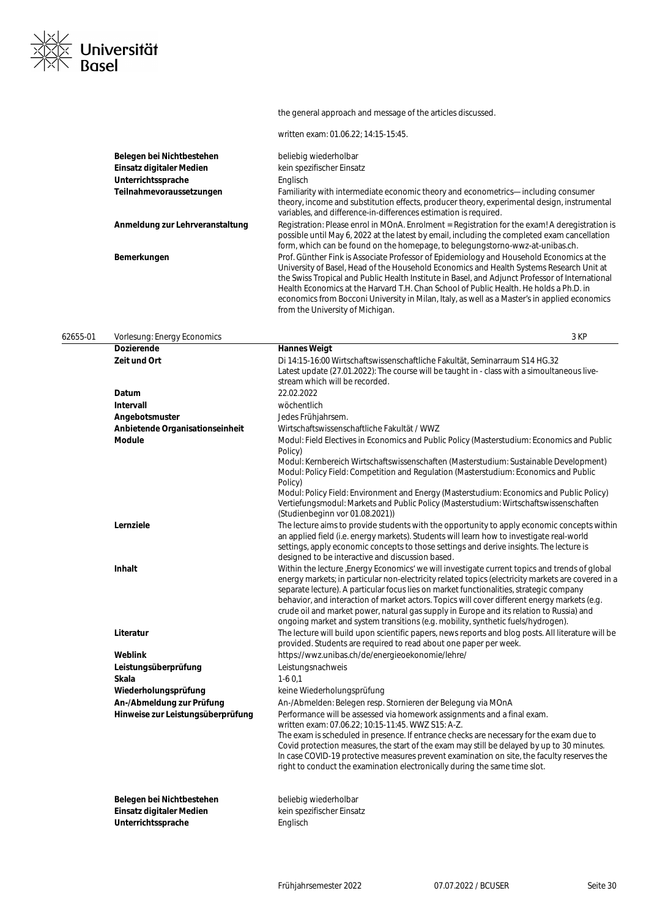the general approach and message of the articles discussed.

written exam: 01.06.22; 14:15-15:45.

| | |
|---|---|
| **Belegen bei Nichtbestehen** | beliebig wiederholbar |
| **Einsatz digitaler Medien** | kein spezifischer Einsatz |
| **Unterrichtssprache** | Englisch |
| **Teilnahmevoraussetzungen** | Familiarity with intermediate economic theory and econometrics— including consumer theory, income and substitution effects, producer theory, experimental design, instrumental variables, and difference-in-differences estimation is required. |
| **Anmeldung zur Lehrveranstaltung** | Registration: Please enrol in MOnA. Enrolment = Registration for the exam! A deregistration is possible until May 6, 2022 at the latest by email, including the completed exam cancellation form, which can be found on the homepage, to belegungstorno-wwz-at-unibas.ch. |
| **Bemerkungen** | Prof. Günther Fink is Associate Professor of Epidemiology and Household Economics at the University of Basel, Head of the Household Economics and Health Systems Research Unit at the Swiss Tropical and Public Health Institute in Basel, and Adjunct Professor of International Health Economics at the Harvard T.H. Chan School of Public Health. He holds a Ph.D. in economics from Bocconi University in Milan, Italy, as well as a Master's in applied economics from the University of Michigan. |

## 62655-01 Vorlesung: Energy Economics — 3 KP

| | |
|---|---|
| **Dozierende** | **Hannes Weigt** |
| **Zeit und Ort** | Di 14:15-16:00 Wirtschaftswissenschaftliche Fakultät, Seminarraum S14 HG.32<br>Latest update (27.01.2022): The course will be taught in - class with a simoultaneous live-stream which will be recorded. |
| **Datum** | 22.02.2022 |
| **Intervall** | wöchentlich |
| **Angebotsmuster** | Jedes Frühjahrsem. |
| **Anbietende Organisationseinheit** | Wirtschaftswissenschaftliche Fakultät / WWZ |
| **Module** | Modul: Field Electives in Economics and Public Policy (Masterstudium: Economics and Public Policy)<br>Modul: Kernbereich Wirtschaftswissenschaften (Masterstudium: Sustainable Development)<br>Modul: Policy Field: Competition and Regulation (Masterstudium: Economics and Public Policy)<br>Modul: Policy Field: Environment and Energy (Masterstudium: Economics and Public Policy)<br>Vertiefungsmodul: Markets and Public Policy (Masterstudium: Wirtschaftswissenschaften (Studienbeginn vor 01.08.2021)) |
| **Lernziele** | The lecture aims to provide students with the opportunity to apply economic concepts within an applied field (i.e. energy markets). Students will learn how to investigate real-world settings, apply economic concepts to those settings and derive insights. The lecture is designed to be interactive and discussion based. |
| **Inhalt** | Within the lecture ,Energy Economics' we will investigate current topics and trends of global energy markets; in particular non-electricity related topics (electricity markets are covered in a separate lecture). A particular focus lies on market functionalities, strategic company behavior, and interaction of market actors. Topics will cover different energy markets (e.g. crude oil and market power, natural gas supply in Europe and its relation to Russia) and ongoing market and system transitions (e.g. mobility, synthetic fuels/hydrogen). |
| **Literatur** | The lecture will build upon scientific papers, news reports and blog posts. All literature will be provided. Students are required to read about one paper per week. |
| **Weblink** | https://wwz.unibas.ch/de/energieoekonomie/lehre/ |
| **Leistungsüberprüfung** | Leistungsnachweis |
| **Skala** | 1-6 0,1 |
| **Wiederholungsprüfung** | keine Wiederholungsprüfung |
| **An-/Abmeldung zur Prüfung** | An-/Abmelden: Belegen resp. Stornieren der Belegung via MOnA |
| **Hinweise zur Leistungsüberprüfung** | Performance will be assessed via homework assignments and a final exam.<br>written exam: 07.06.22; 10:15-11:45. WWZ S15: A-Z.<br>The exam is scheduled in presence. If entrance checks are necessary for the exam due to Covid protection measures, the start of the exam may still be delayed by up to 30 minutes. In case COVID-19 protective measures prevent examination on site, the faculty reserves the right to conduct the examination electronically during the same time slot. |
| **Belegen bei Nichtbestehen** | beliebig wiederholbar |
| **Einsatz digitaler Medien** | kein spezifischer Einsatz |
| **Unterrichtssprache** | Englisch |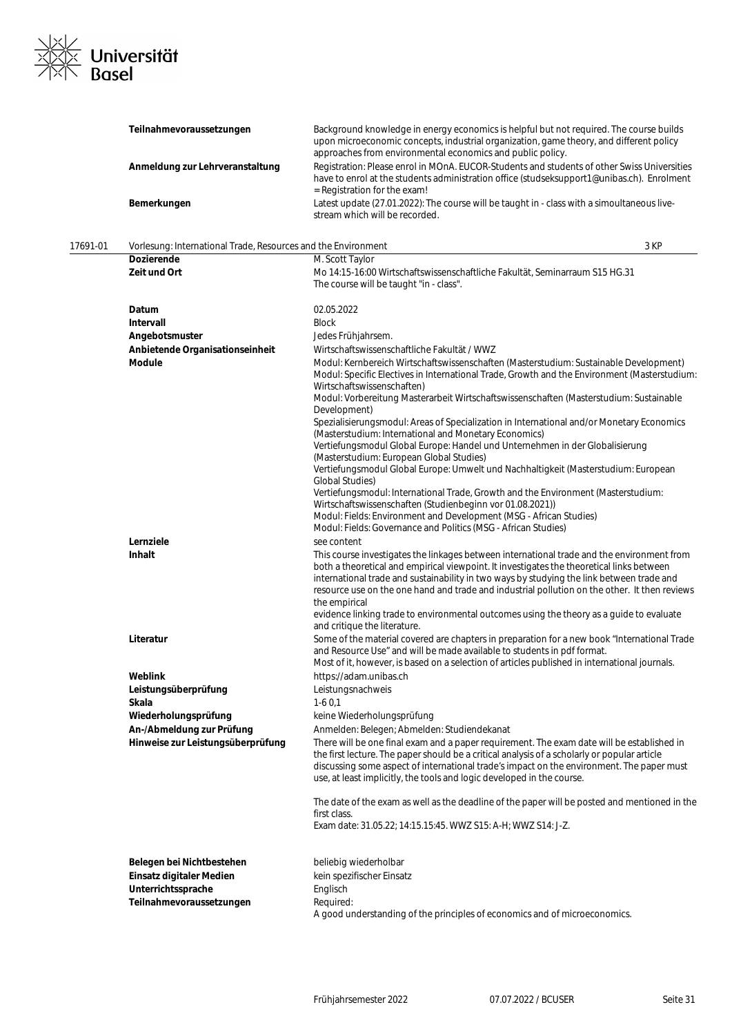| | |
|---|---|
| **Teilnahmevoraussetzungen** | Background knowledge in energy economics is helpful but not required. The course builds upon microeconomic concepts, industrial organization, game theory, and different policy approaches from environmental economics and public policy. |
| **Anmeldung zur Lehrveranstaltung** | Registration: Please enrol in MOnA. EUCOR-Students and students of other Swiss Universities have to enrol at the students administration office (studseksupport1@unibas.ch). Enrolment = Registration for the exam! |
| **Bemerkungen** | Latest update (27.01.2022): The course will be taught in - class with a simoultaneous live-stream which will be recorded. |

## 17691-01 Vorlesung: International Trade, Resources and the Environment — 3 KP

| | |
|---|---|
| **Dozierende** | M. Scott Taylor |
| **Zeit und Ort** | Mo 14:15-16:00 Wirtschaftswissenschaftliche Fakultät, Seminarraum S15 HG.31<br>The course will be taught "in - class". |
| **Datum** | 02.05.2022 |
| **Intervall** | Block |
| **Angebotsmuster** | Jedes Frühjahrsem. |
| **Anbietende Organisationseinheit** | Wirtschaftswissenschaftliche Fakultät / WWZ |
| **Module** | Modul: Kernbereich Wirtschaftswissenschaften (Masterstudium: Sustainable Development)<br>Modul: Specific Electives in International Trade, Growth and the Environment (Masterstudium: Wirtschaftswissenschaften)<br>Modul: Vorbereitung Masterarbeit Wirtschaftswissenschaften (Masterstudium: Sustainable Development)<br>Spezialisierungsmodul: Areas of Specialization in International and/or Monetary Economics (Masterstudium: International and Monetary Economics)<br>Vertiefungsmodul Global Europe: Handel und Unternehmen in der Globalisierung (Masterstudium: European Global Studies)<br>Vertiefungsmodul Global Europe: Umwelt und Nachhaltigkeit (Masterstudium: European Global Studies)<br>Vertiefungsmodul: International Trade, Growth and the Environment (Masterstudium: Wirtschaftswissenschaften (Studienbeginn vor 01.08.2021))<br>Modul: Fields: Environment and Development (MSG - African Studies)<br>Modul: Fields: Governance and Politics (MSG - African Studies) |
| **Lernziele** | see content |
| **Inhalt** | This course investigates the linkages between international trade and the environment from both a theoretical and empirical viewpoint. It investigates the theoretical links between international trade and sustainability in two ways by studying the link between trade and resource use on the one hand and trade and industrial pollution on the other. It then reviews the empirical<br>evidence linking trade to environmental outcomes using the theory as a guide to evaluate and critique the literature. |
| **Literatur** | Some of the material covered are chapters in preparation for a new book "International Trade and Resource Use" and will be made available to students in pdf format.<br>Most of it, however, is based on a selection of articles published in international journals. |
| **Weblink** | https://adam.unibas.ch |
| **Leistungsüberprüfung** | Leistungsnachweis |
| **Skala** | 1-6 0,1 |
| **Wiederholungsprüfung** | keine Wiederholungsprüfung |
| **An-/Abmeldung zur Prüfung** | Anmelden: Belegen; Abmelden: Studiendekanat |
| **Hinweise zur Leistungsüberprüfung** | There will be one final exam and a paper requirement. The exam date will be established in the first lecture. The paper should be a critical analysis of a scholarly or popular article discussing some aspect of international trade's impact on the environment. The paper must use, at least implicitly, the tools and logic developed in the course.<br><br>The date of the exam as well as the deadline of the paper will be posted and mentioned in the first class.<br>Exam date: 31.05.22; 14:15.15:45. WWZ S15: A-H; WWZ S14: J-Z. |
| **Belegen bei Nichtbestehen** | beliebig wiederholbar |
| **Einsatz digitaler Medien** | kein spezifischer Einsatz |
| **Unterrichtssprache** | Englisch |
| **Teilnahmevoraussetzungen** | Required:<br>A good understanding of the principles of economics and of microeconomics. |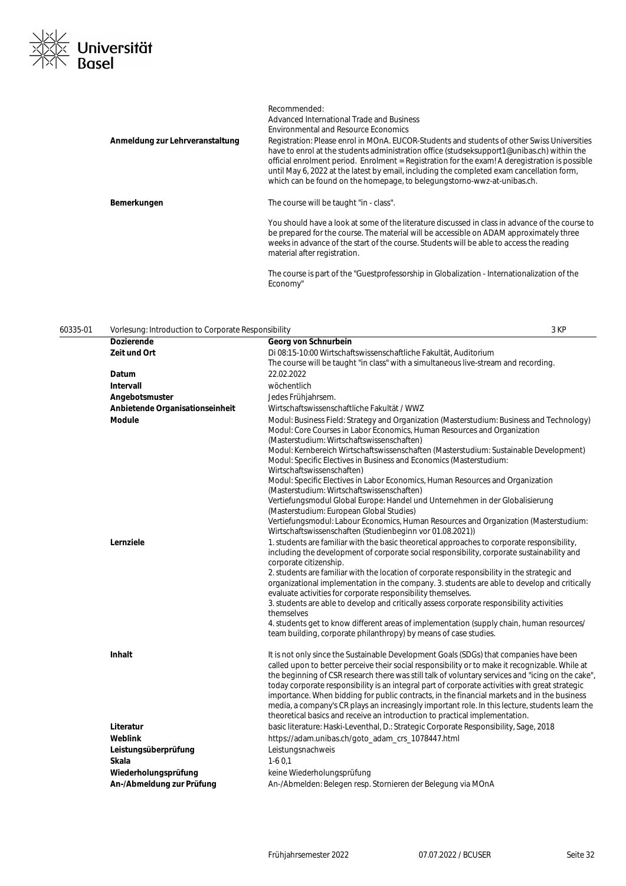| | |
|---|---|
| | Recommended:<br>Advanced International Trade and Business<br>Environmental and Resource Economics |
| **Anmeldung zur Lehrveranstaltung** | Registration: Please enrol in MOnA. EUCOR-Students and students of other Swiss Universities have to enrol at the students administration office (studseksupport1@unibas.ch) within the official enrolment period. Enrolment = Registration for the exam! A deregistration is possible until May 6, 2022 at the latest by email, including the completed exam cancellation form, which can be found on the homepage, to belegungstorno-wwz-at-unibas.ch. |
| **Bemerkungen** | The course will be taught "in - class".<br><br>You should have a look at some of the literature discussed in class in advance of the course to be prepared for the course. The material will be accessible on ADAM approximately three weeks in advance of the start of the course. Students will be able to access the reading material after registration.<br><br>The course is part of the "Guestprofessorship in Globalization - Internationalization of the Economy" |

## 60335-01 Vorlesung: Introduction to Corporate Responsibility — 3 KP

| | |
|---|---|
| **Dozierende** | **Georg von Schnurbein** |
| **Zeit und Ort** | Di 08:15-10:00 Wirtschaftswissenschaftliche Fakultät, Auditorium<br>The course will be taught "in class" with a simultaneous live-stream and recording. |
| **Datum** | 22.02.2022 |
| **Intervall** | wöchentlich |
| **Angebotsmuster** | Jedes Frühjahrsem. |
| **Anbietende Organisationseinheit** | Wirtschaftswissenschaftliche Fakultät / WWZ |
| **Module** | Modul: Business Field: Strategy and Organization (Masterstudium: Business and Technology)<br>Modul: Core Courses in Labor Economics, Human Resources and Organization (Masterstudium: Wirtschaftswissenschaften)<br>Modul: Kernbereich Wirtschaftswissenschaften (Masterstudium: Sustainable Development)<br>Modul: Specific Electives in Business and Economics (Masterstudium: Wirtschaftswissenschaften)<br>Modul: Specific Electives in Labor Economics, Human Resources and Organization (Masterstudium: Wirtschaftswissenschaften)<br>Vertiefungsmodul Global Europe: Handel und Unternehmen in der Globalisierung (Masterstudium: European Global Studies)<br>Vertiefungsmodul: Labour Economics, Human Resources and Organization (Masterstudium: Wirtschaftswissenschaften (Studienbeginn vor 01.08.2021)) |
| **Lernziele** | 1. students are familiar with the basic theoretical approaches to corporate responsibility, including the development of corporate social responsibility, corporate sustainability and corporate citizenship.<br>2. students are familiar with the location of corporate responsibility in the strategic and organizational implementation in the company. 3. students are able to develop and critically evaluate activities for corporate responsibility themselves.<br>3. students are able to develop and critically assess corporate responsibility activities themselves<br>4. students get to know different areas of implementation (supply chain, human resources/ team building, corporate philanthropy) by means of case studies. |
| **Inhalt** | It is not only since the Sustainable Development Goals (SDGs) that companies have been called upon to better perceive their social responsibility or to make it recognizable. While at the beginning of CSR research there was still talk of voluntary services and "icing on the cake", today corporate responsibility is an integral part of corporate activities with great strategic importance. When bidding for public contracts, in the financial markets and in the business media, a company's CR plays an increasingly important role. In this lecture, students learn the theoretical basics and receive an introduction to practical implementation. |
| **Literatur** | basic literature: Haski-Leventhal, D.: Strategic Corporate Responsibility, Sage, 2018 |
| **Weblink** | https://adam.unibas.ch/goto_adam_crs_1078447.html |
| **Leistungsüberprüfung** | Leistungsnachweis |
| **Skala** | 1-6 0,1 |
| **Wiederholungsprüfung** | keine Wiederholungsprüfung |
| **An-/Abmeldung zur Prüfung** | An-/Abmelden: Belegen resp. Stornieren der Belegung via MOnA |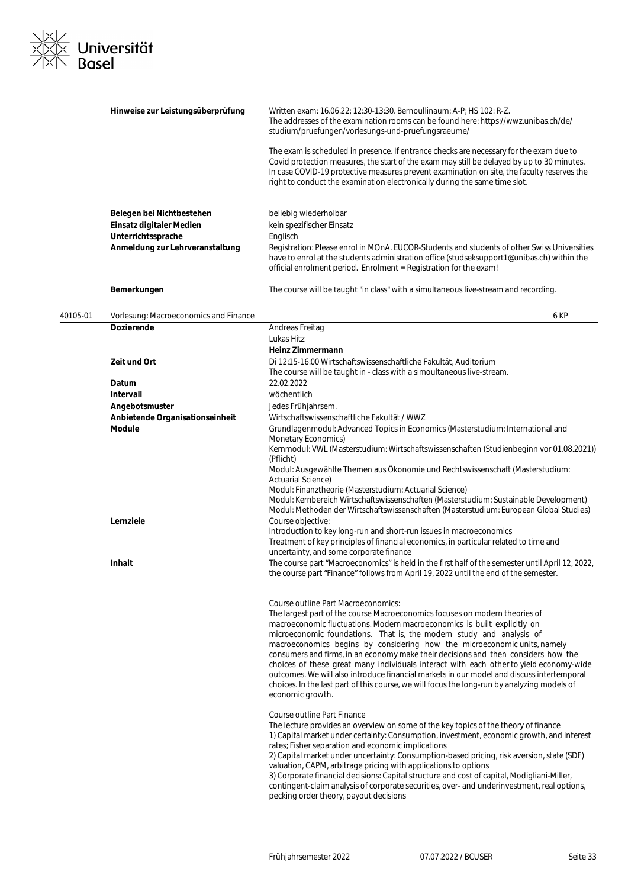| | |
|---|---|
| **Hinweise zur Leistungsüberprüfung** | Written exam: 16.06.22; 12:30-13:30. Bernoullinaum: A-P; HS 102: R-Z. The addresses of the examination rooms can be found here: https://wwz.unibas.ch/de/studium/pruefungen/vorlesungs-und-pruefungsraeume/<br><br>The exam is scheduled in presence. If entrance checks are necessary for the exam due to Covid protection measures, the start of the exam may still be delayed by up to 30 minutes. In case COVID-19 protective measures prevent examination on site, the faculty reserves the right to conduct the examination electronically during the same time slot. |
| **Belegen bei Nichtbestehen** | beliebig wiederholbar |
| **Einsatz digitaler Medien** | kein spezifischer Einsatz |
| **Unterrichtssprache** | Englisch |
| **Anmeldung zur Lehrveranstaltung** | Registration: Please enrol in MOnA. EUCOR-Students and students of other Swiss Universities have to enrol at the students administration office (studseksupport1@unibas.ch) within the official enrolment period. Enrolment = Registration for the exam! |
| **Bemerkungen** | The course will be taught "in class" with a simultaneous live-stream and recording. |

## 40105-01 Vorlesung: Macroeconomics and Finance — 6 KP

| | |
|---|---|
| **Dozierende** | Andreas Freitag<br>Lukas Hitz<br>**Heinz Zimmermann** |
| **Zeit und Ort** | Di 12:15-16:00 Wirtschaftswissenschaftliche Fakultät, Auditorium<br>The course will be taught in - class with a simoultaneous live-stream. |
| **Datum** | 22.02.2022 |
| **Intervall** | wöchentlich |
| **Angebotsmuster** | Jedes Frühjahrsem. |
| **Anbietende Organisationseinheit** | Wirtschaftswissenschaftliche Fakultät / WWZ |
| **Module** | Grundlagenmodul: Advanced Topics in Economics (Masterstudium: International and Monetary Economics)<br>Kernmodul: VWL (Masterstudium: Wirtschaftswissenschaften (Studienbeginn vor 01.08.2021)) (Pflicht)<br>Modul: Ausgewählte Themen aus Ökonomie und Rechtswissenschaft (Masterstudium: Actuarial Science)<br>Modul: Finanztheorie (Masterstudium: Actuarial Science)<br>Modul: Kernbereich Wirtschaftswissenschaften (Masterstudium: Sustainable Development)<br>Modul: Methoden der Wirtschaftswissenschaften (Masterstudium: European Global Studies) |
| **Lernziele** | Course objective:<br>Introduction to key long-run and short-run issues in macroeconomics<br>Treatment of key principles of financial economics, in particular related to time and uncertainty, and some corporate finance |
| **Inhalt** | The course part "Macroeconomics" is held in the first half of the semester until April 12, 2022, the course part "Finance" follows from April 19, 2022 until the end of the semester.<br><br>Course outline Part Macroeconomics:<br>The largest part of the course Macroeconomics focuses on modern theories of macroeconomic fluctuations. Modern macroeconomics is built explicitly on microeconomic foundations. That is, the modern study and analysis of macroeconomics begins by considering how the microeconomic units, namely consumers and firms, in an economy make their decisions and then considers how the choices of these great many individuals interact with each other to yield economy-wide outcomes. We will also introduce financial markets in our model and discuss intertemporal choices. In the last part of this course, we will focus the long-run by analyzing models of economic growth.<br><br>Course outline Part Finance<br>The lecture provides an overview on some of the key topics of the theory of finance<br>1) Capital market under certainty: Consumption, investment, economic growth, and interest rates; Fisher separation and economic implications<br>2) Capital market under uncertainty: Consumption-based pricing, risk aversion, state (SDF) valuation, CAPM, arbitrage pricing with applications to options<br>3) Corporate financial decisions: Capital structure and cost of capital, Modigliani-Miller, contingent-claim analysis of corporate securities, over- and underinvestment, real options, pecking order theory, payout decisions |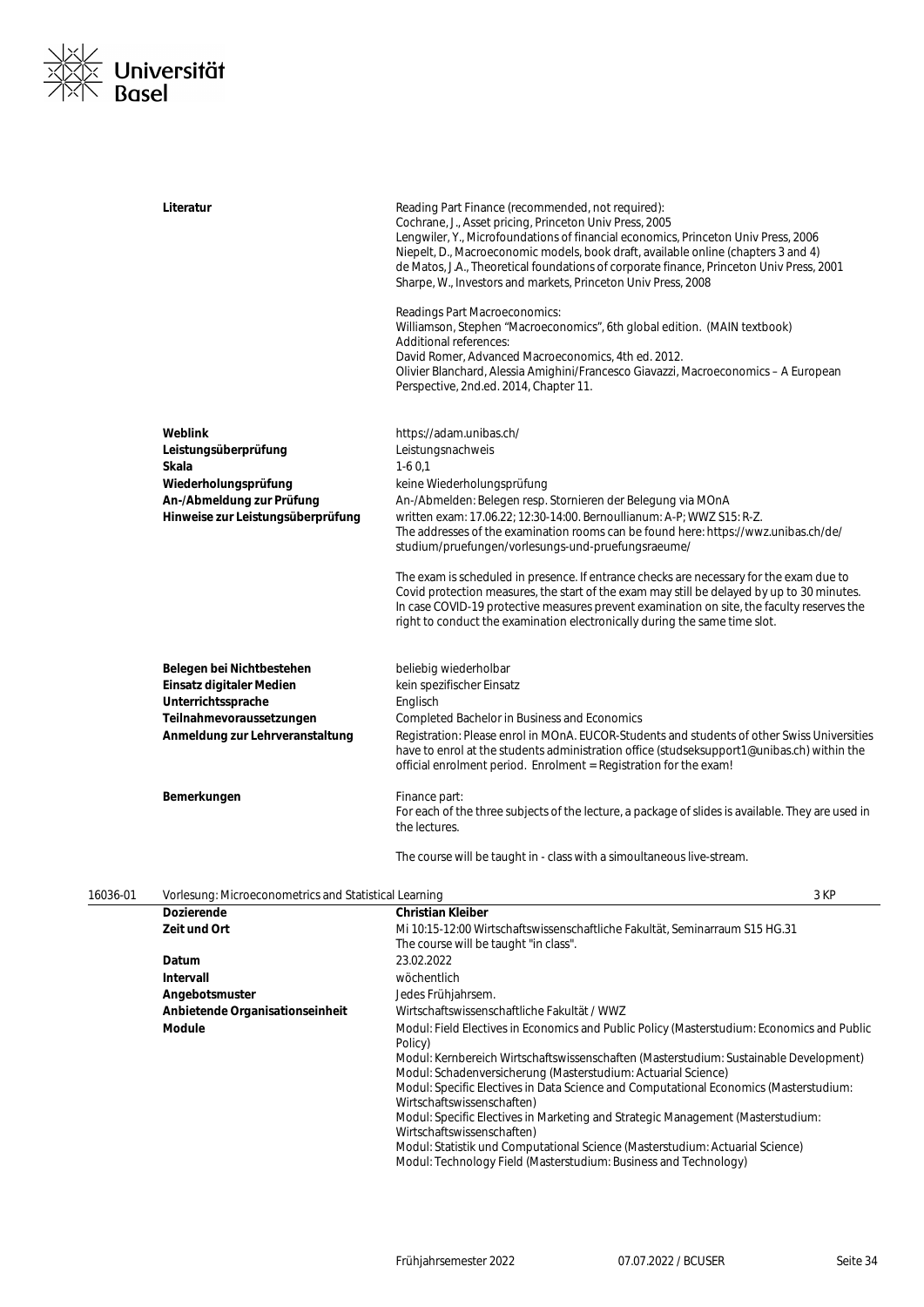| | |
|---|---|
| **Literatur** | Reading Part Finance (recommended, not required):<br>Cochrane, J., Asset pricing, Princeton Univ Press, 2005<br>Lengwiler, Y., Microfoundations of financial economics, Princeton Univ Press, 2006<br>Niepelt, D., Macroeconomic models, book draft, available online (chapters 3 and 4)<br>de Matos, J.A., Theoretical foundations of corporate finance, Princeton Univ Press, 2001<br>Sharpe, W., Investors and markets, Princeton Univ Press, 2008<br><br>Readings Part Macroeconomics:<br>Williamson, Stephen "Macroeconomics", 6th global edition. (MAIN textbook)<br>Additional references:<br>David Romer, Advanced Macroeconomics, 4th ed. 2012.<br>Olivier Blanchard, Alessia Amighini/Francesco Giavazzi, Macroeconomics – A European Perspective, 2nd.ed. 2014, Chapter 11. |
| **Weblink** | https://adam.unibas.ch/ |
| **Leistungsüberprüfung** | Leistungsnachweis |
| **Skala** | 1-6 0,1 |
| **Wiederholungsprüfung** | keine Wiederholungsprüfung |
| **An-/Abmeldung zur Prüfung** | An-/Abmelden: Belegen resp. Stornieren der Belegung via MOnA |
| **Hinweise zur Leistungsüberprüfung** | written exam: 17.06.22; 12:30-14:00. Bernoullianum: A-P; WWZ S15: R-Z.<br>The addresses of the examination rooms can be found here: https://wwz.unibas.ch/de/studium/pruefungen/vorlesungs-und-pruefungsraeume/<br><br>The exam is scheduled in presence. If entrance checks are necessary for the exam due to Covid protection measures, the start of the exam may still be delayed by up to 30 minutes. In case COVID-19 protective measures prevent examination on site, the faculty reserves the right to conduct the examination electronically during the same time slot. |
| **Belegen bei Nichtbestehen** | beliebig wiederholbar |
| **Einsatz digitaler Medien** | kein spezifischer Einsatz |
| **Unterrichtssprache** | Englisch |
| **Teilnahmevoraussetzungen** | Completed Bachelor in Business and Economics |
| **Anmeldung zur Lehrveranstaltung** | Registration: Please enrol in MOnA. EUCOR-Students and students of other Swiss Universities have to enrol at the students administration office (studseksupport1@unibas.ch) within the official enrolment period. Enrolment = Registration for the exam! |
| **Bemerkungen** | Finance part:<br>For each of the three subjects of the lecture, a package of slides is available. They are used in the lectures.<br><br>The course will be taught in - class with a simoultaneous live-stream. |

**16036-01 Vorlesung: Microeconometrics and Statistical Learning** — 3 KP

| | |
|---|---|
| **Dozierende** | **Christian Kleiber** |
| **Zeit und Ort** | Mi 10:15-12:00 Wirtschaftswissenschaftliche Fakultät, Seminarraum S15 HG.31<br>The course will be taught "in class". |
| **Datum** | 23.02.2022 |
| **Intervall** | wöchentlich |
| **Angebotsmuster** | Jedes Frühjahrsem. |
| **Anbietende Organisationseinheit** | Wirtschaftswissenschaftliche Fakultät / WWZ |
| **Module** | Modul: Field Electives in Economics and Public Policy (Masterstudium: Economics and Public Policy)<br>Modul: Kernbereich Wirtschaftswissenschaften (Masterstudium: Sustainable Development)<br>Modul: Schadenversicherung (Masterstudium: Actuarial Science)<br>Modul: Specific Electives in Data Science and Computational Economics (Masterstudium: Wirtschaftswissenschaften)<br>Modul: Specific Electives in Marketing and Strategic Management (Masterstudium: Wirtschaftswissenschaften)<br>Modul: Statistik und Computational Science (Masterstudium: Actuarial Science)<br>Modul: Technology Field (Masterstudium: Business and Technology) |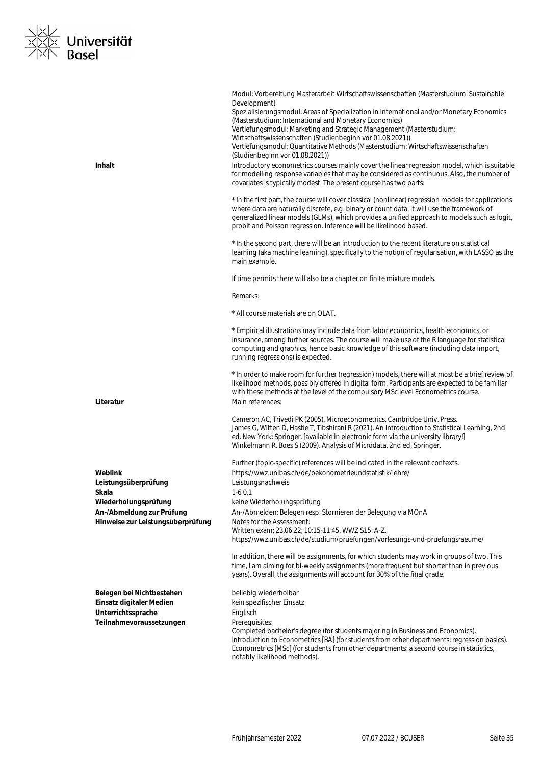Modul: Vorbereitung Masterarbeit Wirtschaftswissenschaften (Masterstudium: Sustainable Development)
Spezialisierungsmodul: Areas of Specialization in International and/or Monetary Economics (Masterstudium: International and Monetary Economics)
Vertiefungsmodul: Marketing and Strategic Management (Masterstudium: Wirtschaftswissenschaften (Studienbeginn vor 01.08.2021))
Vertiefungsmodul: Quantitative Methods (Masterstudium: Wirtschaftswissenschaften (Studienbeginn vor 01.08.2021))

**Inhalt**

Introductory econometrics courses mainly cover the linear regression model, which is suitable for modelling response variables that may be considered as continuous. Also, the number of covariates is typically modest. The present course has two parts:

* In the first part, the course will cover classical (nonlinear) regression models for applications where data are naturally discrete, e.g. binary or count data. It will use the framework of generalized linear models (GLMs), which provides a unified approach to models such as logit, probit and Poisson regression. Inference will be likelihood based.

* In the second part, there will be an introduction to the recent literature on statistical learning (aka machine learning), specifically to the notion of regularisation, with LASSO as the main example.

If time permits there will also be a chapter on finite mixture models.

Remarks:

* All course materials are on OLAT.

* Empirical illustrations may include data from labor economics, health economics, or insurance, among further sources. The course will make use of the R language for statistical computing and graphics, hence basic knowledge of this software (including data import, running regressions) is expected.

* In order to make room for further (regression) models, there will at most be a brief review of likelihood methods, possibly offered in digital form. Participants are expected to be familiar with these methods at the level of the compulsory MSc level Econometrics course.

**Literatur**

Main references:

Cameron AC, Trivedi PK (2005). Microeconometrics, Cambridge Univ. Press.
James G, Witten D, Hastie T, Tibshirani R (2021). An Introduction to Statistical Learning, 2nd ed. New York: Springer. [available in electronic form via the university library!]
Winkelmann R, Boes S (2009). Analysis of Microdata, 2nd ed, Springer.

Further (topic-specific) references will be indicated in the relevant contexts.

**Weblink** https://wwz.unibas.ch/de/oekonometrieundstatistik/lehre/

**Leistungsüberprüfung** Leistungsnachweis

**Skala** 1-6 0,1

**Wiederholungsprüfung** keine Wiederholungsprüfung

**An-/Abmeldung zur Prüfung** An-/Abmelden: Belegen resp. Stornieren der Belegung via MOnA

**Hinweise zur Leistungsüberprüfung**

Notes for the Assessment:
Written exam; 23.06.22; 10:15-11:45. WWZ S15: A-Z.
https://wwz.unibas.ch/de/studium/pruefungen/vorlesungs-und-pruefungsraeume/

In addition, there will be assignments, for which students may work in groups of two. This time, I am aiming for bi-weekly assignments (more frequent but shorter than in previous years). Overall, the assignments will account for 30% of the final grade.

**Belegen bei Nichtbestehen** beliebig wiederholbar

**Einsatz digitaler Medien** kein spezifischer Einsatz

**Unterrichtssprache** Englisch

**Teilnahmevoraussetzungen**

Prerequisites:
Completed bachelor's degree (for students majoring in Business and Economics).
Introduction to Econometrics [BA] (for students from other departments: regression basics).
Econometrics [MSc] (for students from other departments: a second course in statistics, notably likelihood methods).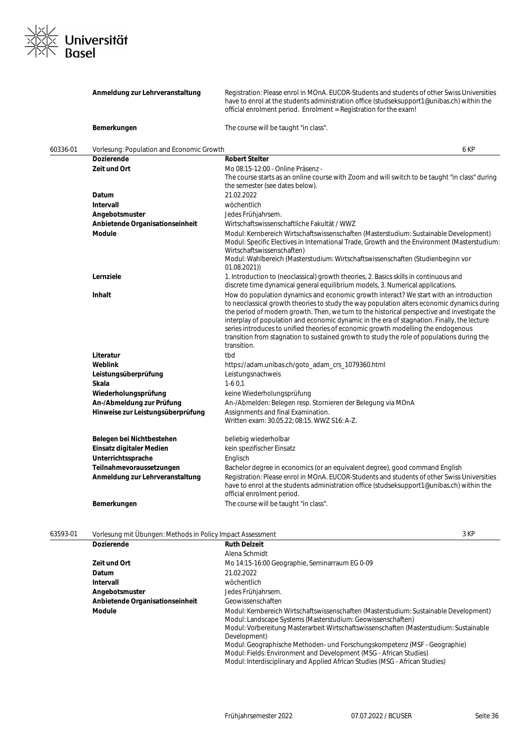| | |
|---|---|
| **Anmeldung zur Lehrveranstaltung** | Registration: Please enrol in MOnA. EUCOR-Students and students of other Swiss Universities have to enrol at the students administration office (studseksupport1@unibas.ch) within the official enrolment period. Enrolment = Registration for the exam! |
| **Bemerkungen** | The course will be taught "in class". |

## 60336-01 Vorlesung: Population and Economic Growth — 6 KP

| | |
|---|---|
| **Dozierende** | **Robert Stelter** |
| **Zeit und Ort** | Mo 08:15-12:00 - Online Präsenz - <br> The course starts as an online course with Zoom and will switch to be taught "in class" during the semester (see dates below). |
| **Datum** | 21.02.2022 |
| **Intervall** | wöchentlich |
| **Angebotsmuster** | Jedes Frühjahrsem. |
| **Anbietende Organisationseinheit** | Wirtschaftswissenschaftliche Fakultät / WWZ |
| **Module** | Modul: Kernbereich Wirtschaftswissenschaften (Masterstudium: Sustainable Development) <br> Modul: Specific Electives in International Trade, Growth and the Environment (Masterstudium: Wirtschaftswissenschaften) <br> Modul: Wahlbereich (Masterstudium: Wirtschaftswissenschaften (Studienbeginn vor 01.08.2021)) |
| **Lernziele** | 1. Introduction to (neoclassical) growth theories, 2. Basics skills in continuous and discrete time dynamical general equilibrium models, 3. Numerical applications. |
| **Inhalt** | How do population dynamics and economic growth interact? We start with an introduction to neoclassical growth theories to study the way population alters economic dynamics during the period of modern growth. Then, we turn to the historical perspective and investigate the interplay of population and economic dynamic in the era of stagnation. Finally, the lecture series introduces to unified theories of economic growth modelling the endogenous transition from stagnation to sustained growth to study the role of populations during the transition. |
| **Literatur** | tbd |
| **Weblink** | https://adam.unibas.ch/goto_adam_crs_1079360.html |
| **Leistungsüberprüfung** | Leistungsnachweis |
| **Skala** | 1-6 0,1 |
| **Wiederholungsprüfung** | keine Wiederholungsprüfung |
| **An-/Abmeldung zur Prüfung** | An-/Abmelden: Belegen resp. Stornieren der Belegung via MOnA |
| **Hinweise zur Leistungsüberprüfung** | Assignments and final Examination. <br> Written exam: 30.05.22; 08:15. WWZ S16: A-Z. |
| **Belegen bei Nichtbestehen** | beliebig wiederholbar |
| **Einsatz digitaler Medien** | kein spezifischer Einsatz |
| **Unterrichtssprache** | Englisch |
| **Teilnahmevoraussetzungen** | Bachelor degree in economics (or an equivalent degree), good command English |
| **Anmeldung zur Lehrveranstaltung** | Registration: Please enrol in MOnA. EUCOR-Students and students of other Swiss Universities have to enrol at the students administration office (studseksupport1@unibas.ch) within the official enrolment period. |
| **Bemerkungen** | The course will be taught "in class". |

## 63593-01 Vorlesung mit Übungen: Methods in Policy Impact Assessment — 3 KP

| | |
|---|---|
| **Dozierende** | **Ruth Delzeit** <br> Alena Schmidt |
| **Zeit und Ort** | Mo 14:15-16:00 Geographie, Seminarraum EG 0-09 |
| **Datum** | 21.02.2022 |
| **Intervall** | wöchentlich |
| **Angebotsmuster** | Jedes Frühjahrsem. |
| **Anbietende Organisationseinheit** | Geowissenschaften |
| **Module** | Modul: Kernbereich Wirtschaftswissenschaften (Masterstudium: Sustainable Development) <br> Modul: Landscape Systems (Masterstudium: Geowissenschaften) <br> Modul: Vorbereitung Masterarbeit Wirtschaftswissenschaften (Masterstudium: Sustainable Development) <br> Modul: Geographische Methoden- und Forschungskompetenz (MSF - Geographie) <br> Modul: Fields: Environment and Development (MSG - African Studies) <br> Modul: Interdisciplinary and Applied African Studies (MSG - African Studies) |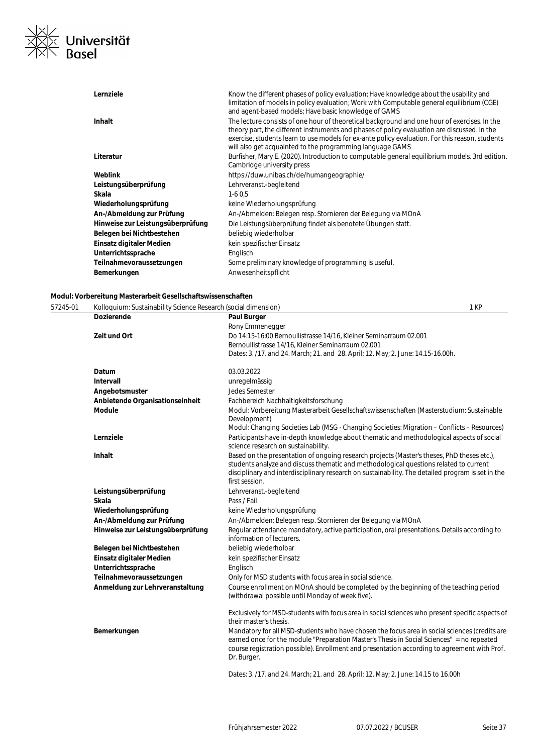| | |
|---|---|
| **Lernziele** | Know the different phases of policy evaluation; Have knowledge about the usability and limitation of models in policy evaluation; Work with Computable general equilibrium (CGE) and agent-based models; Have basic knowledge of GAMS |
| **Inhalt** | The lecture consists of one hour of theoretical background and one hour of exercises. In the theory part, the different instruments and phases of policy evaluation are discussed. In the exercise, students learn to use models for ex-ante policy evaluation. For this reason, students will also get acquainted to the programming language GAMS |
| **Literatur** | Burfisher, Mary E. (2020). Introduction to computable general equilibrium models. 3rd edition. Cambridge university press |
| **Weblink** | https://duw.unibas.ch/de/humangeographie/ |
| **Leistungsüberprüfung** | Lehrveranst.-begleitend |
| **Skala** | 1-6 0,5 |
| **Wiederholungsprüfung** | keine Wiederholungsprüfung |
| **An-/Abmeldung zur Prüfung** | An-/Abmelden: Belegen resp. Stornieren der Belegung via MOnA |
| **Hinweise zur Leistungsüberprüfung** | Die Leistungsüberprüfung findet als benotete Übungen statt. |
| **Belegen bei Nichtbestehen** | beliebig wiederholbar |
| **Einsatz digitaler Medien** | kein spezifischer Einsatz |
| **Unterrichtssprache** | Englisch |
| **Teilnahmevoraussetzungen** | Some preliminary knowledge of programming is useful. |
| **Bemerkungen** | Anwesenheitspflicht |

## Modul: Vorbereitung Masterarbeit Gesellschaftswissenschaften

**57245-01** Kolloquium: Sustainability Science Research (social dimension) — 1 KP

| | |
|---|---|
| **Dozierende** | **Paul Burger**<br>Rony Emmenegger |
| **Zeit und Ort** | Do 14:15-16:00 Bernoullistrasse 14/16, Kleiner Seminarraum 02.001<br>Bernoullistrasse 14/16, Kleiner Seminarraum 02.001<br>Dates: 3. /17. and 24. March; 21. and 28. April; 12. May; 2. June: 14.15-16.00h. |
| **Datum** | 03.03.2022 |
| **Intervall** | unregelmässig |
| **Angebotsmuster** | Jedes Semester |
| **Anbietende Organisationseinheit** | Fachbereich Nachhaltigkeitsforschung |
| **Module** | Modul: Vorbereitung Masterarbeit Gesellschaftswissenschaften (Masterstudium: Sustainable Development)<br>Modul: Changing Societies Lab (MSG - Changing Societies: Migration – Conflicts – Resources) |
| **Lernziele** | Participants have in-depth knowledge about thematic and methodological aspects of social science research on sustainability. |
| **Inhalt** | Based on the presentation of ongoing research projects (Master's theses, PhD theses etc.), students analyze and discuss thematic and methodological questions related to current disciplinary and interdisciplinary research on sustainability. The detailed program is set in the first session. |
| **Leistungsüberprüfung** | Lehrveranst.-begleitend |
| **Skala** | Pass / Fail |
| **Wiederholungsprüfung** | keine Wiederholungsprüfung |
| **An-/Abmeldung zur Prüfung** | An-/Abmelden: Belegen resp. Stornieren der Belegung via MOnA |
| **Hinweise zur Leistungsüberprüfung** | Regular attendance mandatory, active participation, oral presentations. Details according to information of lecturers. |
| **Belegen bei Nichtbestehen** | beliebig wiederholbar |
| **Einsatz digitaler Medien** | kein spezifischer Einsatz |
| **Unterrichtssprache** | Englisch |
| **Teilnahmevoraussetzungen** | Only for MSD students with focus area in social science. |
| **Anmeldung zur Lehrveranstaltung** | Course enrollment on MOnA should be completed by the beginning of the teaching period (withdrawal possible until Monday of week five).<br><br>Exclusively for MSD-students with focus area in social sciences who present specific aspects of their master's thesis. |
| **Bemerkungen** | Mandatory for all MSD-students who have chosen the focus area in social sciences (credits are earned once for the module "Preparation Master's Thesis in Social Sciences" = no repeated course registration possible). Enrollment and presentation according to agreement with Prof. Dr. Burger.<br><br>Dates: 3. /17. and 24. March; 21. and 28. April; 12. May; 2. June: 14.15 to 16.00h |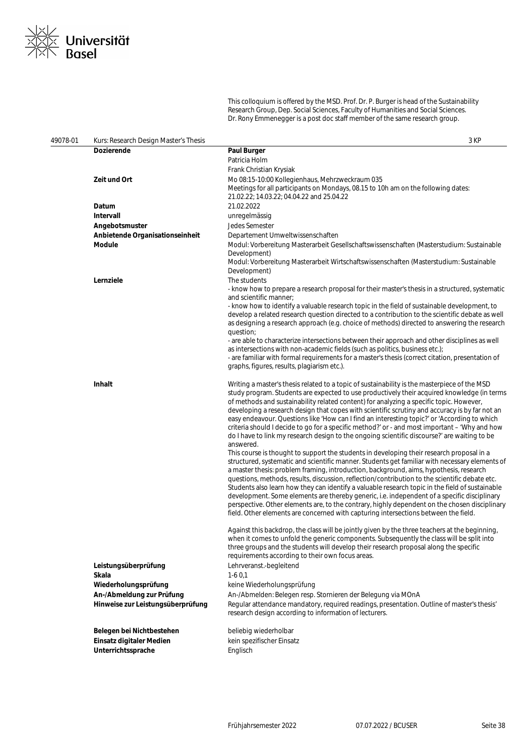This colloquium is offered by the MSD. Prof. Dr. P. Burger is head of the Sustainability Research Group, Dep. Social Sciences, Faculty of Humanities and Social Sciences. Dr. Rony Emmenegger is a post doc staff member of the same research group.

| 49078-01 | Kurs: Research Design Master's Thesis | 3 KP |
|---|---|---|
| | **Dozierende** | **Paul Burger**<br>Patricia Holm<br>Frank Christian Krysiak |
| | **Zeit und Ort** | Mo 08:15-10:00 Kollegienhaus, Mehrzweckraum 035<br>Meetings for all participants on Mondays, 08.15 to 10h am on the following dates: 21.02.22; 14.03.22; 04.04.22 and 25.04.22 |
| | **Datum** | 21.02.2022 |
| | **Intervall** | unregelmässig |
| | **Angebotsmuster** | Jedes Semester |
| | **Anbietende Organisationseinheit** | Departement Umweltwissenschaften |
| | **Module** | Modul: Vorbereitung Masterarbeit Gesellschaftswissenschaften (Masterstudium: Sustainable Development)<br>Modul: Vorbereitung Masterarbeit Wirtschaftswissenschaften (Masterstudium: Sustainable Development) |
| | **Lernziele** | The students<br>- know how to prepare a research proposal for their master's thesis in a structured, systematic and scientific manner;<br>- know how to identify a valuable research topic in the field of sustainable development, to develop a related research question directed to a contribution to the scientific debate as well as designing a research approach (e.g. choice of methods) directed to answering the research question;<br>- are able to characterize intersections between their approach and other disciplines as well as intersections with non-academic fields (such as politics, business etc.);<br>- are familiar with formal requirements for a master's thesis (correct citation, presentation of graphs, figures, results, plagiarism etc.). |
| | **Inhalt** | Writing a master's thesis related to a topic of sustainability is the masterpiece of the MSD study program. Students are expected to use productively their acquired knowledge (in terms of methods and sustainability related content) for analyzing a specific topic. However, developing a research design that copes with scientific scrutiny and accuracy is by far not an easy endeavour. Questions like 'How can I find an interesting topic?' or 'According to which criteria should I decide to go for a specific method?' or - and most important – 'Why and how do I have to link my research design to the ongoing scientific discourse?' are waiting to be answered.<br>This course is thought to support the students in developing their research proposal in a structured, systematic and scientific manner. Students get familiar with necessary elements of a master thesis: problem framing, introduction, background, aims, hypothesis, research questions, methods, results, discussion, reflection/contribution to the scientific debate etc. Students also learn how they can identify a valuable research topic in the field of sustainable development. Some elements are thereby generic, i.e. independent of a specific disciplinary perspective. Other elements are, to the contrary, highly dependent on the chosen disciplinary field. Other elements are concerned with capturing intersections between the field.<br><br>Against this backdrop, the class will be jointly given by the three teachers at the beginning, when it comes to unfold the generic components. Subsequently the class will be split into three groups and the students will develop their research proposal along the specific requirements according to their own focus areas. |
| | **Leistungsüberprüfung** | Lehrveranst.-begleitend |
| | **Skala** | 1-6 0,1 |
| | **Wiederholungsprüfung** | keine Wiederholungsprüfung |
| | **An-/Abmeldung zur Prüfung** | An-/Abmelden: Belegen resp. Stornieren der Belegung via MOnA |
| | **Hinweise zur Leistungsüberprüfung** | Regular attendance mandatory, required readings, presentation. Outline of master's thesis' research design according to information of lecturers. |
| | **Belegen bei Nichtbestehen** | beliebig wiederholbar |
| | **Einsatz digitaler Medien** | kein spezifischer Einsatz |
| | **Unterrichtssprache** | Englisch |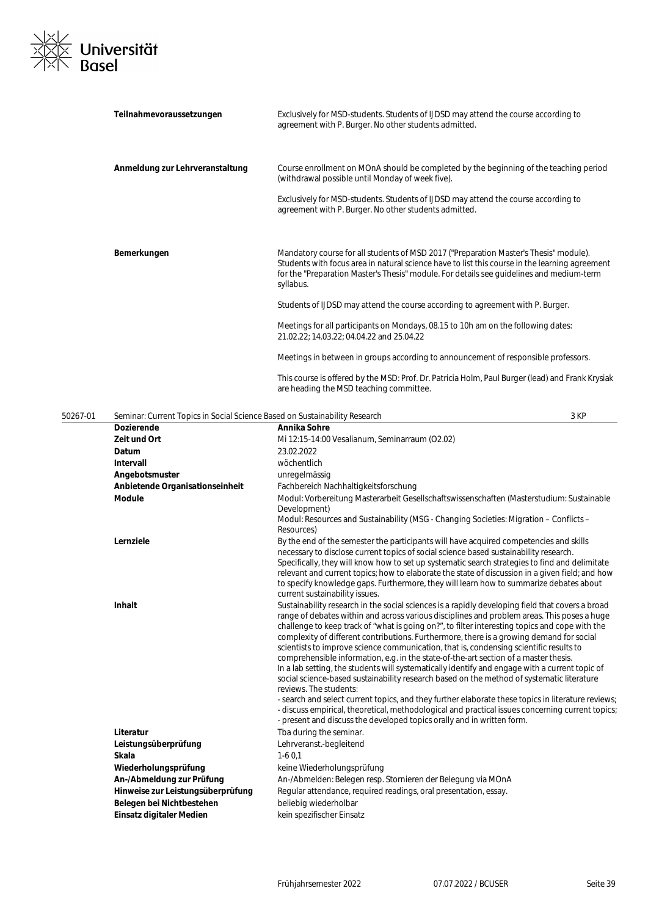| | |
|---|---|
| **Teilnahmevoraussetzungen** | Exclusively for MSD-students. Students of IJDSD may attend the course according to agreement with P. Burger. No other students admitted. |
| **Anmeldung zur Lehrveranstaltung** | Course enrollment on MOnA should be completed by the beginning of the teaching period (withdrawal possible until Monday of week five).<br><br>Exclusively for MSD-students. Students of IJDSD may attend the course according to agreement with P. Burger. No other students admitted. |
| **Bemerkungen** | Mandatory course for all students of MSD 2017 ("Preparation Master's Thesis" module). Students with focus area in natural science have to list this course in the learning agreement for the "Preparation Master's Thesis" module. For details see guidelines and medium-term syllabus.<br><br>Students of IJDSD may attend the course according to agreement with P. Burger.<br><br>Meetings for all participants on Mondays, 08.15 to 10h am on the following dates: 21.02.22; 14.03.22; 04.04.22 and 25.04.22<br><br>Meetings in between in groups according to announcement of responsible professors.<br><br>This course is offered by the MSD: Prof. Dr. Patricia Holm, Paul Burger (lead) and Frank Krysiak are heading the MSD teaching committee. |

### 50267-01 Seminar: Current Topics in Social Science Based on Sustainability Research — 3 KP

| | |
|---|---|
| **Dozierende** | **Annika Sohre** |
| **Zeit und Ort** | Mi 12:15-14:00 Vesalianum, Seminarraum (O2.02) |
| **Datum** | 23.02.2022 |
| **Intervall** | wöchentlich |
| **Angebotsmuster** | unregelmässig |
| **Anbietende Organisationseinheit** | Fachbereich Nachhaltigkeitsforschung |
| **Module** | Modul: Vorbereitung Masterarbeit Gesellschaftswissenschaften (Masterstudium: Sustainable Development)<br>Modul: Resources and Sustainability (MSG - Changing Societies: Migration – Conflicts – Resources) |
| **Lernziele** | By the end of the semester the participants will have acquired competencies and skills necessary to disclose current topics of social science based sustainability research. Specifically, they will know how to set up systematic search strategies to find and delimitate relevant and current topics; how to elaborate the state of discussion in a given field; and how to specify knowledge gaps. Furthermore, they will learn how to summarize debates about current sustainability issues. |
| **Inhalt** | Sustainability research in the social sciences is a rapidly developing field that covers a broad range of debates within and across various disciplines and problem areas. This poses a huge challenge to keep track of "what is going on?", to filter interesting topics and cope with the complexity of different contributions. Furthermore, there is a growing demand for social scientists to improve science communication, that is, condensing scientific results to comprehensible information, e.g. in the state-of-the-art section of a master thesis.<br>In a lab setting, the students will systematically identify and engage with a current topic of social science-based sustainability research based on the method of systematic literature reviews. The students:<br>- search and select current topics, and they further elaborate these topics in literature reviews;<br>- discuss empirical, theoretical, methodological and practical issues concerning current topics;<br>- present and discuss the developed topics orally and in written form. |
| **Literatur** | Tba during the seminar. |
| **Leistungsüberprüfung** | Lehrveranst.-begleitend |
| **Skala** | 1-6 0,1 |
| **Wiederholungsprüfung** | keine Wiederholungsprüfung |
| **An-/Abmeldung zur Prüfung** | An-/Abmelden: Belegen resp. Stornieren der Belegung via MOnA |
| **Hinweise zur Leistungsüberprüfung** | Regular attendance, required readings, oral presentation, essay. |
| **Belegen bei Nichtbestehen** | beliebig wiederholbar |
| **Einsatz digitaler Medien** | kein spezifischer Einsatz |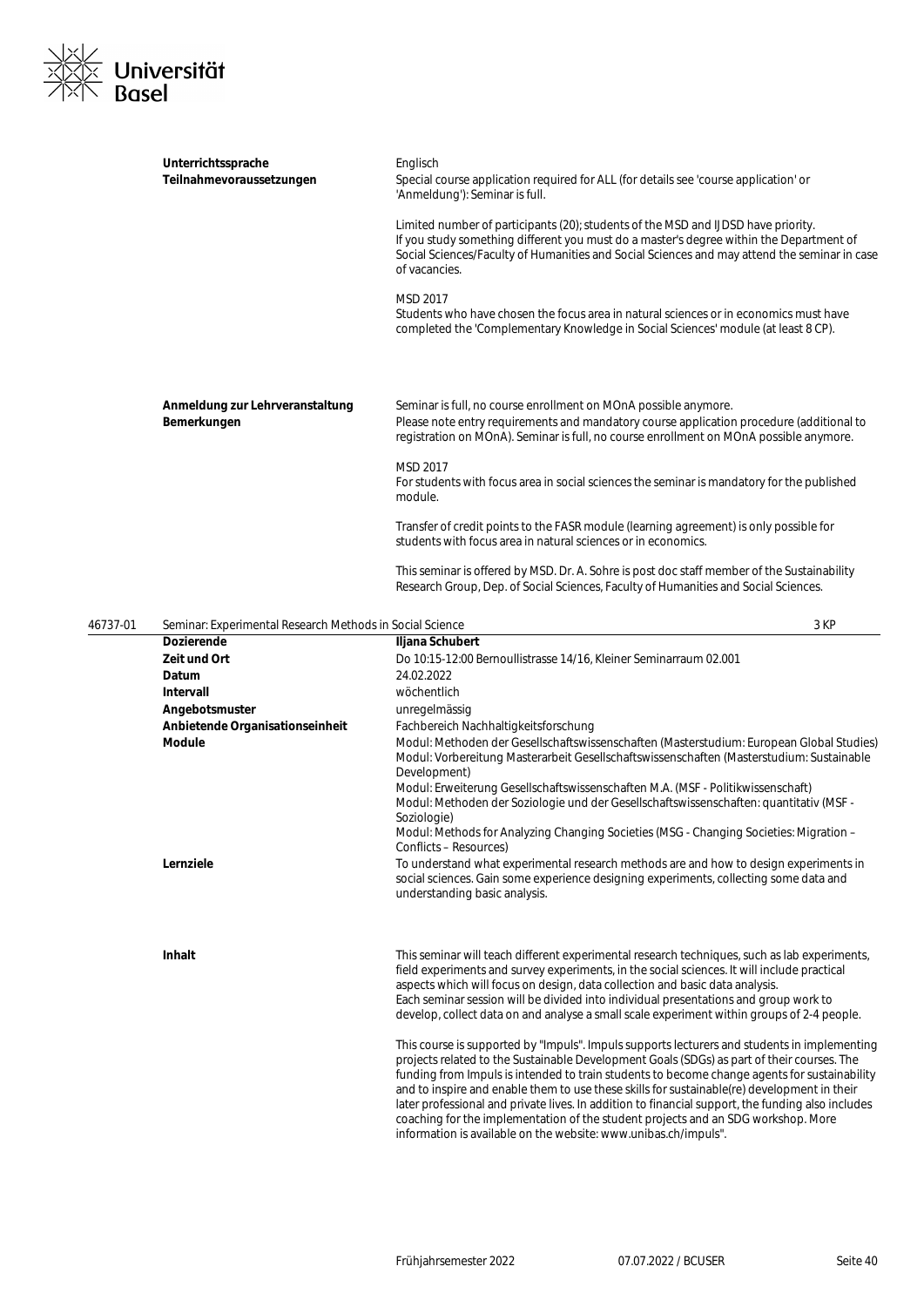| | |
|---|---|
| **Unterrichtssprache** | Englisch |
| **Teilnahmevoraussetzungen** | Special course application required for ALL (for details see 'course application' or 'Anmeldung'): Seminar is full.<br><br>Limited number of participants (20); students of the MSD and IJDSD have priority. If you study something different you must do a master's degree within the Department of Social Sciences/Faculty of Humanities and Social Sciences and may attend the seminar in case of vacancies.<br><br>MSD 2017<br>Students who have chosen the focus area in natural sciences or in economics must have completed the 'Complementary Knowledge in Social Sciences' module (at least 8 CP). |
| **Anmeldung zur Lehrveranstaltung** | Seminar is full, no course enrollment on MOnA possible anymore. |
| **Bemerkungen** | Please note entry requirements and mandatory course application procedure (additional to registration on MOnA). Seminar is full, no course enrollment on MOnA possible anymore.<br><br>MSD 2017<br>For students with focus area in social sciences the seminar is mandatory for the published module.<br><br>Transfer of credit points to the FASR module (learning agreement) is only possible for students with focus area in natural sciences or in economics.<br><br>This seminar is offered by MSD. Dr. A. Sohre is post doc staff member of the Sustainability Research Group, Dep. of Social Sciences, Faculty of Humanities and Social Sciences. |

## 46737-01 Seminar: Experimental Research Methods in Social Science — 3 KP

| | |
|---|---|
| **Dozierende** | **Iljana Schubert** |
| **Zeit und Ort** | Do 10:15-12:00 Bernoullistrasse 14/16, Kleiner Seminarraum 02.001 |
| **Datum** | 24.02.2022 |
| **Intervall** | wöchentlich |
| **Angebotsmuster** | unregelmässig |
| **Anbietende Organisationseinheit** | Fachbereich Nachhaltigkeitsforschung |
| **Module** | Modul: Methoden der Gesellschaftswissenschaften (Masterstudium: European Global Studies)<br>Modul: Vorbereitung Masterarbeit Gesellschaftswissenschaften (Masterstudium: Sustainable Development)<br>Modul: Erweiterung Gesellschaftswissenschaften M.A. (MSF - Politikwissenschaft)<br>Modul: Methoden der Soziologie und der Gesellschaftswissenschaften: quantitativ (MSF - Soziologie)<br>Modul: Methods for Analyzing Changing Societies (MSG - Changing Societies: Migration – Conflicts – Resources) |
| **Lernziele** | To understand what experimental research methods are and how to design experiments in social sciences. Gain some experience designing experiments, collecting some data and understanding basic analysis. |
| **Inhalt** | This seminar will teach different experimental research techniques, such as lab experiments, field experiments and survey experiments, in the social sciences. It will include practical aspects which will focus on design, data collection and basic data analysis.<br>Each seminar session will be divided into individual presentations and group work to develop, collect data on and analyse a small scale experiment within groups of 2-4 people.<br><br>This course is supported by "Impuls". Impuls supports lecturers and students in implementing projects related to the Sustainable Development Goals (SDGs) as part of their courses. The funding from Impuls is intended to train students to become change agents for sustainability and to inspire and enable them to use these skills for sustainable(re) development in their later professional and private lives. In addition to financial support, the funding also includes coaching for the implementation of the student projects and an SDG workshop. More information is available on the website: www.unibas.ch/impuls". |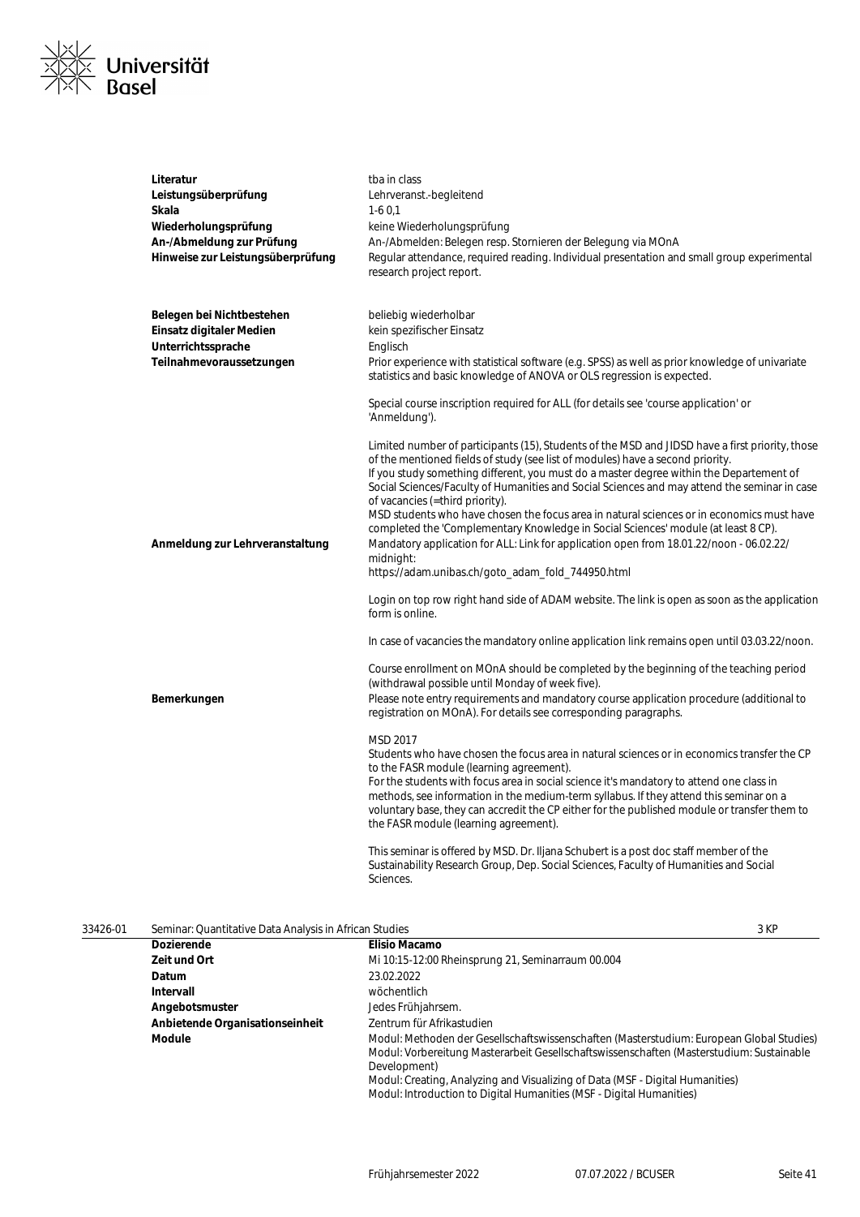| | |
|---|---|
| **Literatur** | tba in class |
| **Leistungsüberprüfung** | Lehrveranst.-begleitend |
| **Skala** | 1-6 0,1 |
| **Wiederholungsprüfung** | keine Wiederholungsprüfung |
| **An-/Abmeldung zur Prüfung** | An-/Abmelden: Belegen resp. Stornieren der Belegung via MOnA |
| **Hinweise zur Leistungsüberprüfung** | Regular attendance, required reading. Individual presentation and small group experimental research project report. |
| **Belegen bei Nichtbestehen** | beliebig wiederholbar |
| **Einsatz digitaler Medien** | kein spezifischer Einsatz |
| **Unterrichtssprache** | Englisch |
| **Teilnahmevoraussetzungen** | Prior experience with statistical software (e.g. SPSS) as well as prior knowledge of univariate statistics and basic knowledge of ANOVA or OLS regression is expected.<br><br>Special course inscription required for ALL (for details see 'course application' or 'Anmeldung').<br><br>Limited number of participants (15), Students of the MSD and JIDSD have a first priority, those of the mentioned fields of study (see list of modules) have a second priority.<br>If you study something different, you must do a master degree within the Departement of Social Sciences/Faculty of Humanities and Social Sciences and may attend the seminar in case of vacancies (=third priority).<br>MSD students who have chosen the focus area in natural sciences or in economics must have completed the 'Complementary Knowledge in Social Sciences' module (at least 8 CP). |
| **Anmeldung zur Lehrveranstaltung** | Mandatory application for ALL: Link for application open from 18.01.22/noon - 06.02.22/ midnight:<br>https://adam.unibas.ch/goto_adam_fold_744950.html<br><br>Login on top row right hand side of ADAM website. The link is open as soon as the application form is online.<br><br>In case of vacancies the mandatory online application link remains open until 03.03.22/noon.<br><br>Course enrollment on MOnA should be completed by the beginning of the teaching period (withdrawal possible until Monday of week five). |
| **Bemerkungen** | Please note entry requirements and mandatory course application procedure (additional to registration on MOnA). For details see corresponding paragraphs.<br><br>MSD 2017<br>Students who have chosen the focus area in natural sciences or in economics transfer the CP to the FASR module (learning agreement).<br>For the students with focus area in social science it's mandatory to attend one class in methods, see information in the medium-term syllabus. If they attend this seminar on a voluntary base, they can accredit the CP either for the published module or transfer them to the FASR module (learning agreement).<br><br>This seminar is offered by MSD. Dr. Iljana Schubert is a post doc staff member of the Sustainability Research Group, Dep. Social Sciences, Faculty of Humanities and Social Sciences. |

**33426-01 Seminar: Quantitative Data Analysis in African Studies — 3 KP**

| | |
|---|---|
| **Dozierende** | **Elisio Macamo** |
| **Zeit und Ort** | Mi 10:15-12:00 Rheinsprung 21, Seminarraum 00.004 |
| **Datum** | 23.02.2022 |
| **Intervall** | wöchentlich |
| **Angebotsmuster** | Jedes Frühjahrsem. |
| **Anbietende Organisationseinheit** | Zentrum für Afrikastudien |
| **Module** | Modul: Methoden der Gesellschaftswissenschaften (Masterstudium: European Global Studies)<br>Modul: Vorbereitung Masterarbeit Gesellschaftswissenschaften (Masterstudium: Sustainable Development)<br>Modul: Creating, Analyzing and Visualizing of Data (MSF - Digital Humanities)<br>Modul: Introduction to Digital Humanities (MSF - Digital Humanities) |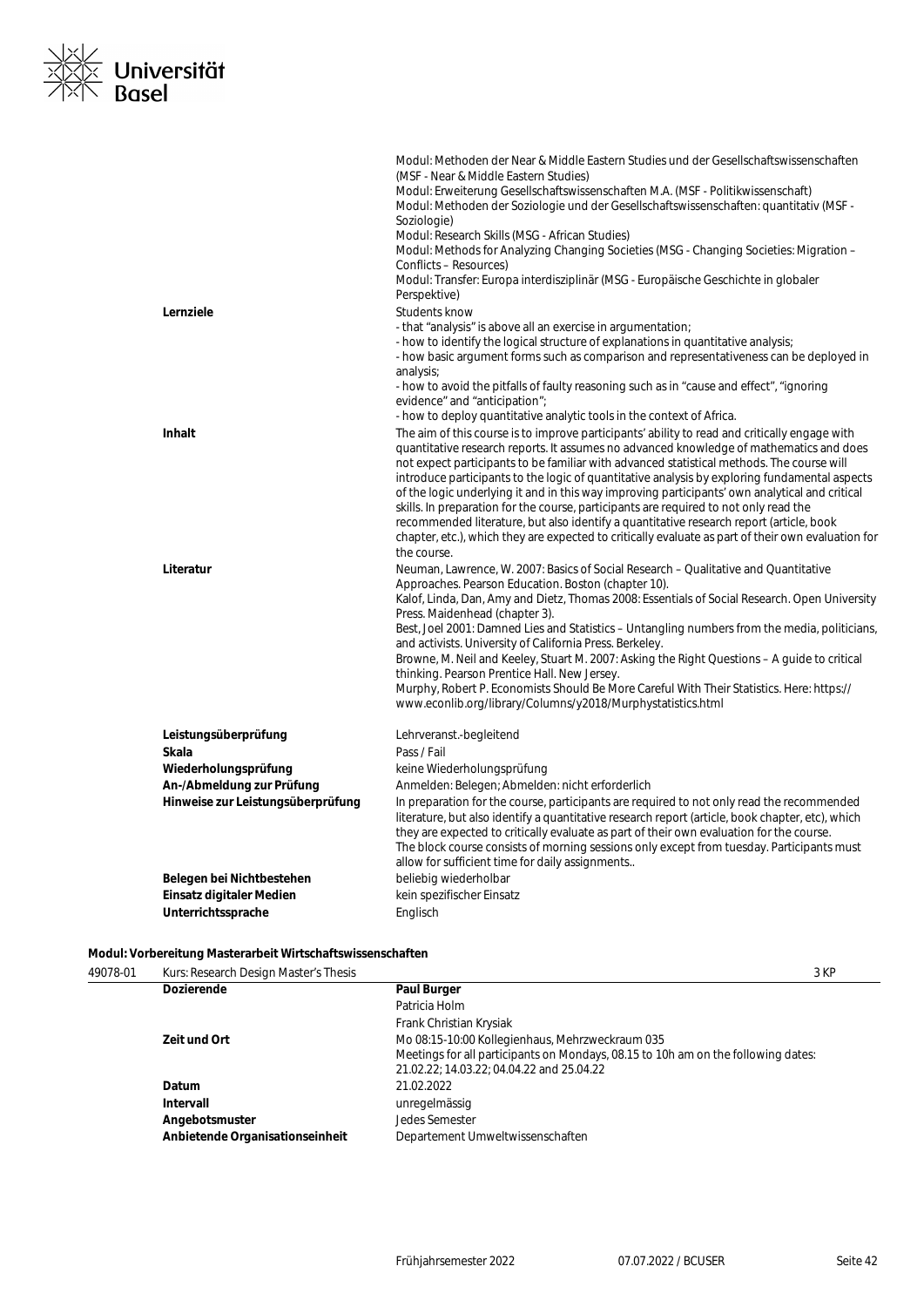| | |
|---|---|
| | Modul: Methoden der Near & Middle Eastern Studies und der Gesellschaftswissenschaften (MSF - Near & Middle Eastern Studies)<br>Modul: Erweiterung Gesellschaftswissenschaften M.A. (MSF - Politikwissenschaft)<br>Modul: Methoden der Soziologie und der Gesellschaftswissenschaften: quantitativ (MSF - Soziologie)<br>Modul: Research Skills (MSG - African Studies)<br>Modul: Methods for Analyzing Changing Societies (MSG - Changing Societies: Migration – Conflicts – Resources)<br>Modul: Transfer: Europa interdisziplinär (MSG - Europäische Geschichte in globaler Perspektive) |
| **Lernziele** | Students know<br>- that "analysis" is above all an exercise in argumentation;<br>- how to identify the logical structure of explanations in quantitative analysis;<br>- how basic argument forms such as comparison and representativeness can be deployed in analysis;<br>- how to avoid the pitfalls of faulty reasoning such as in "cause and effect", "ignoring evidence" and "anticipation";<br>- how to deploy quantitative analytic tools in the context of Africa. |
| **Inhalt** | The aim of this course is to improve participants' ability to read and critically engage with quantitative research reports. It assumes no advanced knowledge of mathematics and does not expect participants to be familiar with advanced statistical methods. The course will introduce participants to the logic of quantitative analysis by exploring fundamental aspects of the logic underlying it and in this way improving participants' own analytical and critical skills. In preparation for the course, participants are required to not only read the recommended literature, but also identify a quantitative research report (article, book chapter, etc.), which they are expected to critically evaluate as part of their own evaluation for the course. |
| **Literatur** | Neuman, Lawrence, W. 2007: Basics of Social Research – Qualitative and Quantitative Approaches. Pearson Education. Boston (chapter 10).<br>Kalof, Linda, Dan, Amy and Dietz, Thomas 2008: Essentials of Social Research. Open University Press. Maidenhead (chapter 3).<br>Best, Joel 2001: Damned Lies and Statistics – Untangling numbers from the media, politicians, and activists. University of California Press. Berkeley.<br>Browne, M. Neil and Keeley, Stuart M. 2007: Asking the Right Questions – A guide to critical thinking. Pearson Prentice Hall. New Jersey.<br>Murphy, Robert P. Economists Should Be More Careful With Their Statistics. Here: https://www.econlib.org/library/Columns/y2018/Murphystatistics.html |
| **Leistungsüberprüfung** | Lehrveranst.-begleitend |
| **Skala** | Pass / Fail |
| **Wiederholungsprüfung** | keine Wiederholungsprüfung |
| **An-/Abmeldung zur Prüfung** | Anmelden: Belegen; Abmelden: nicht erforderlich |
| **Hinweise zur Leistungsüberprüfung** | In preparation for the course, participants are required to not only read the recommended literature, but also identify a quantitative research report (article, book chapter, etc), which they are expected to critically evaluate as part of their own evaluation for the course.<br>The block course consists of morning sessions only except from tuesday. Participants must allow for sufficient time for daily assignments.. |
| **Belegen bei Nichtbestehen** | beliebig wiederholbar |
| **Einsatz digitaler Medien** | kein spezifischer Einsatz |
| **Unterrichtssprache** | Englisch |

**Modul: Vorbereitung Masterarbeit Wirtschaftswissenschaften**

49078-01 Kurs: Research Design Master's Thesis — 3 KP

| | |
|---|---|
| **Dozierende** | **Paul Burger**<br>Patricia Holm<br>Frank Christian Krysiak |
| **Zeit und Ort** | Mo 08:15-10:00 Kollegienhaus, Mehrzweckraum 035<br>Meetings for all participants on Mondays, 08.15 to 10h am on the following dates: 21.02.22; 14.03.22; 04.04.22 and 25.04.22 |
| **Datum** | 21.02.2022 |
| **Intervall** | unregelmässig |
| **Angebotsmuster** | Jedes Semester |
| **Anbietende Organisationseinheit** | Departement Umweltwissenschaften |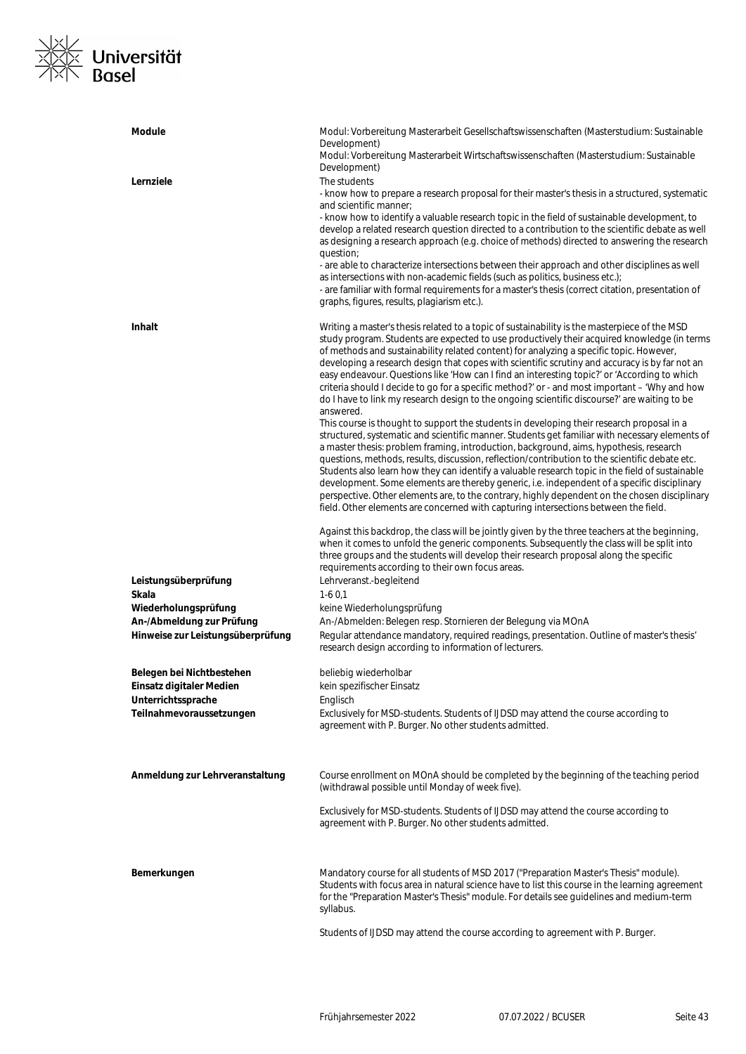| | |
|---|---|
| **Module** | Modul: Vorbereitung Masterarbeit Gesellschaftswissenschaften (Masterstudium: Sustainable Development)<br>Modul: Vorbereitung Masterarbeit Wirtschaftswissenschaften (Masterstudium: Sustainable Development) |
| **Lernziele** | The students<br>- know how to prepare a research proposal for their master's thesis in a structured, systematic and scientific manner;<br>- know how to identify a valuable research topic in the field of sustainable development, to develop a related research question directed to a contribution to the scientific debate as well as designing a research approach (e.g. choice of methods) directed to answering the research question;<br>- are able to characterize intersections between their approach and other disciplines as well as intersections with non-academic fields (such as politics, business etc.);<br>- are familiar with formal requirements for a master's thesis (correct citation, presentation of graphs, figures, results, plagiarism etc.). |
| **Inhalt** | Writing a master's thesis related to a topic of sustainability is the masterpiece of the MSD study program. Students are expected to use productively their acquired knowledge (in terms of methods and sustainability related content) for analyzing a specific topic. However, developing a research design that copes with scientific scrutiny and accuracy is by far not an easy endeavour. Questions like 'How can I find an interesting topic?' or 'According to which criteria should I decide to go for a specific method?' or - and most important – 'Why and how do I have to link my research design to the ongoing scientific discourse?' are waiting to be answered.<br>This course is thought to support the students in developing their research proposal in a structured, systematic and scientific manner. Students get familiar with necessary elements of a master thesis: problem framing, introduction, background, aims, hypothesis, research questions, methods, results, discussion, reflection/contribution to the scientific debate etc. Students also learn how they can identify a valuable research topic in the field of sustainable development. Some elements are thereby generic, i.e. independent of a specific disciplinary perspective. Other elements are, to the contrary, highly dependent on the chosen disciplinary field. Other elements are concerned with capturing intersections between the field.<br><br>Against this backdrop, the class will be jointly given by the three teachers at the beginning, when it comes to unfold the generic components. Subsequently the class will be split into three groups and the students will develop their research proposal along the specific requirements according to their own focus areas. |
| **Leistungsüberprüfung** | Lehrveranst.-begleitend |
| **Skala** | 1-6 0,1 |
| **Wiederholungsprüfung** | keine Wiederholungsprüfung |
| **An-/Abmeldung zur Prüfung** | An-/Abmelden: Belegen resp. Stornieren der Belegung via MOnA |
| **Hinweise zur Leistungsüberprüfung** | Regular attendance mandatory, required readings, presentation. Outline of master's thesis' research design according to information of lecturers. |
| **Belegen bei Nichtbestehen** | beliebig wiederholbar |
| **Einsatz digitaler Medien** | kein spezifischer Einsatz |
| **Unterrichtssprache** | Englisch |
| **Teilnahmevoraussetzungen** | Exclusively for MSD-students. Students of IJDSD may attend the course according to agreement with P. Burger. No other students admitted. |
| **Anmeldung zur Lehrveranstaltung** | Course enrollment on MOnA should be completed by the beginning of the teaching period (withdrawal possible until Monday of week five).<br><br>Exclusively for MSD-students. Students of IJDSD may attend the course according to agreement with P. Burger. No other students admitted. |
| **Bemerkungen** | Mandatory course for all students of MSD 2017 ("Preparation Master's Thesis" module). Students with focus area in natural science have to list this course in the learning agreement for the "Preparation Master's Thesis" module. For details see guidelines and medium-term syllabus.<br><br>Students of IJDSD may attend the course according to agreement with P. Burger. |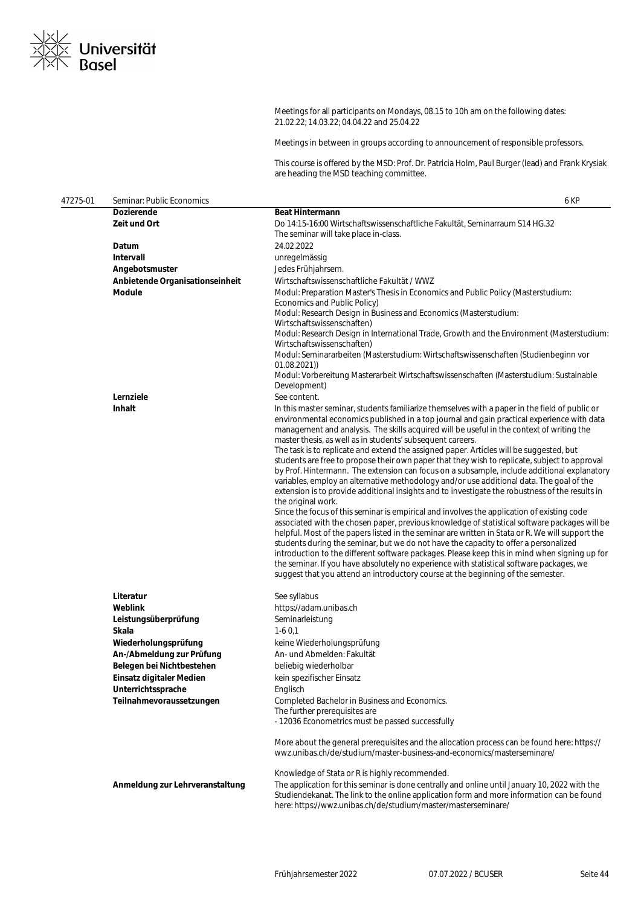Meetings for all participants on Mondays, 08.15 to 10h am on the following dates: 21.02.22; 14.03.22; 04.04.22 and 25.04.22

Meetings in between in groups according to announcement of responsible professors.

This course is offered by the MSD: Prof. Dr. Patricia Holm, Paul Burger (lead) and Frank Krysiak are heading the MSD teaching committee.

| 47275-01 | Seminar: Public Economics | 6 KP |
|---|---|---|
| | **Dozierende** | **Beat Hintermann** |
| | **Zeit und Ort** | Do 14:15-16:00 Wirtschaftswissenschaftliche Fakultät, Seminarraum S14 HG.32<br>The seminar will take place in-class. |
| | **Datum** | 24.02.2022 |
| | **Intervall** | unregelmässig |
| | **Angebotsmuster** | Jedes Frühjahrsem. |
| | **Anbietende Organisationseinheit** | Wirtschaftswissenschaftliche Fakultät / WWZ |
| | **Module** | Modul: Preparation Master's Thesis in Economics and Public Policy (Masterstudium: Economics and Public Policy)<br>Modul: Research Design in Business and Economics (Masterstudium: Wirtschaftswissenschaften)<br>Modul: Research Design in International Trade, Growth and the Environment (Masterstudium: Wirtschaftswissenschaften)<br>Modul: Seminararbeiten (Masterstudium: Wirtschaftswissenschaften (Studienbeginn vor 01.08.2021))<br>Modul: Vorbereitung Masterarbeit Wirtschaftswissenschaften (Masterstudium: Sustainable Development) |
| | **Lernziele** | See content. |
| | **Inhalt** | In this master seminar, students familiarize themselves with a paper in the field of public or environmental economics published in a top journal and gain practical experience with data management and analysis. The skills acquired will be useful in the context of writing the master thesis, as well as in students' subsequent careers.<br>The task is to replicate and extend the assigned paper. Articles will be suggested, but students are free to propose their own paper that they wish to replicate, subject to approval by Prof. Hintermann. The extension can focus on a subsample, include additional explanatory variables, employ an alternative methodology and/or use additional data. The goal of the extension is to provide additional insights and to investigate the robustness of the results in the original work.<br>Since the focus of this seminar is empirical and involves the application of existing code associated with the chosen paper, previous knowledge of statistical software packages will be helpful. Most of the papers listed in the seminar are written in Stata or R. We will support the students during the seminar, but we do not have the capacity to offer a personalized introduction to the different software packages. Please keep this in mind when signing up for the seminar. If you have absolutely no experience with statistical software packages, we suggest that you attend an introductory course at the beginning of the semester. |
| | **Literatur** | See syllabus |
| | **Weblink** | https://adam.unibas.ch |
| | **Leistungsüberprüfung** | Seminarleistung |
| | **Skala** | 1-6 0,1 |
| | **Wiederholungsprüfung** | keine Wiederholungsprüfung |
| | **An-/Abmeldung zur Prüfung** | An- und Abmelden: Fakultät |
| | **Belegen bei Nichtbestehen** | beliebig wiederholbar |
| | **Einsatz digitaler Medien** | kein spezifischer Einsatz |
| | **Unterrichtssprache** | Englisch |
| | **Teilnahmevoraussetzungen** | Completed Bachelor in Business and Economics.<br>The further prerequisites are<br>- 12036 Econometrics must be passed successfully<br><br>More about the general prerequisites and the allocation process can be found here: https://wwz.unibas.ch/de/studium/master-business-and-economics/masterseminare/<br><br>Knowledge of Stata or R is highly recommended. |
| | **Anmeldung zur Lehrveranstaltung** | The application for this seminar is done centrally and online until January 10, 2022 with the Studiendekanat. The link to the online application form and more information can be found here: https://wwz.unibas.ch/de/studium/master/masterseminare/ |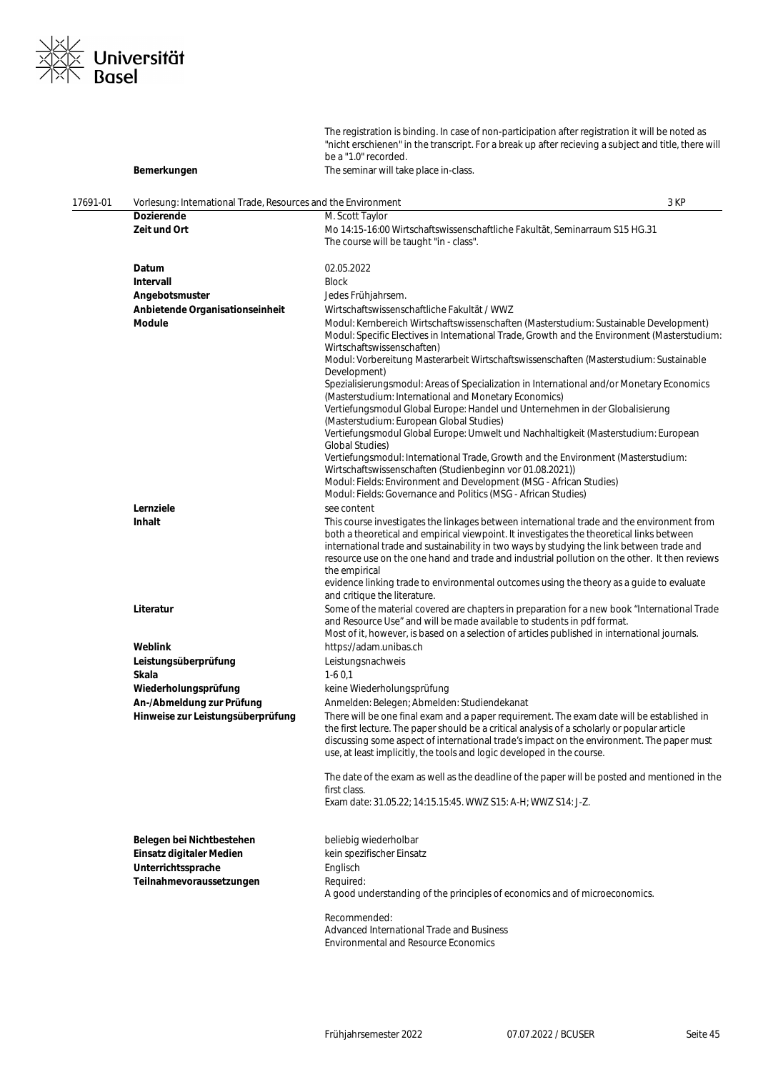The registration is binding. In case of non-participation after registration it will be noted as "nicht erschienen" in the transcript. For a break up after recieving a subject and title, there will be a "1.0" recorded.

**Bemerkungen**: The seminar will take place in-class.

## 17691-01 Vorlesung: International Trade, Resources and the Environment — 3 KP

| | |
|---|---|
| **Dozierende** | M. Scott Taylor |
| **Zeit und Ort** | Mo 14:15-16:00 Wirtschaftswissenschaftliche Fakultät, Seminarraum S15 HG.31<br>The course will be taught "in - class". |
| **Datum** | 02.05.2022 |
| **Intervall** | Block |
| **Angebotsmuster** | Jedes Frühjahrsem. |
| **Anbietende Organisationseinheit** | Wirtschaftswissenschaftliche Fakultät / WWZ |
| **Module** | Modul: Kernbereich Wirtschaftswissenschaften (Masterstudium: Sustainable Development)<br>Modul: Specific Electives in International Trade, Growth and the Environment (Masterstudium: Wirtschaftswissenschaften)<br>Modul: Vorbereitung Masterarbeit Wirtschaftswissenschaften (Masterstudium: Sustainable Development)<br>Spezialisierungsmodul: Areas of Specialization in International and/or Monetary Economics (Masterstudium: International and Monetary Economics)<br>Vertiefungsmodul Global Europe: Handel und Unternehmen in der Globalisierung (Masterstudium: European Global Studies)<br>Vertiefungsmodul Global Europe: Umwelt und Nachhaltigkeit (Masterstudium: European Global Studies)<br>Vertiefungsmodul: International Trade, Growth and the Environment (Masterstudium: Wirtschaftswissenschaften (Studienbeginn vor 01.08.2021))<br>Modul: Fields: Environment and Development (MSG - African Studies)<br>Modul: Fields: Governance and Politics (MSG - African Studies) |
| **Lernziele** | see content |
| **Inhalt** | This course investigates the linkages between international trade and the environment from both a theoretical and empirical viewpoint. It investigates the theoretical links between international trade and sustainability in two ways by studying the link between trade and resource use on the one hand and trade and industrial pollution on the other.  It then reviews the empirical<br>evidence linking trade to environmental outcomes using the theory as a guide to evaluate and critique the literature. |
| **Literatur** | Some of the material covered are chapters in preparation for a new book "International Trade and Resource Use" and will be made available to students in pdf format.<br>Most of it, however, is based on a selection of articles published in international journals. |
| **Weblink** | https://adam.unibas.ch |
| **Leistungsüberprüfung** | Leistungsnachweis |
| **Skala** | 1-6 0,1 |
| **Wiederholungsprüfung** | keine Wiederholungsprüfung |
| **An-/Abmeldung zur Prüfung** | Anmelden: Belegen; Abmelden: Studiendekanat |
| **Hinweise zur Leistungsüberprüfung** | There will be one final exam and a paper requirement. The exam date will be established in the first lecture. The paper should be a critical analysis of a scholarly or popular article discussing some aspect of international trade's impact on the environment. The paper must use, at least implicitly, the tools and logic developed in the course.<br><br>The date of the exam as well as the deadline of the paper will be posted and mentioned in the first class.<br>Exam date: 31.05.22; 14:15.15:45. WWZ S15: A-H; WWZ S14: J-Z. |
| **Belegen bei Nichtbestehen** | beliebig wiederholbar |
| **Einsatz digitaler Medien** | kein spezifischer Einsatz |
| **Unterrichtssprache** | Englisch |
| **Teilnahmevoraussetzungen** | Required:<br>A good understanding of the principles of economics and of microeconomics.<br><br>Recommended:<br>Advanced International Trade and Business<br>Environmental and Resource Economics |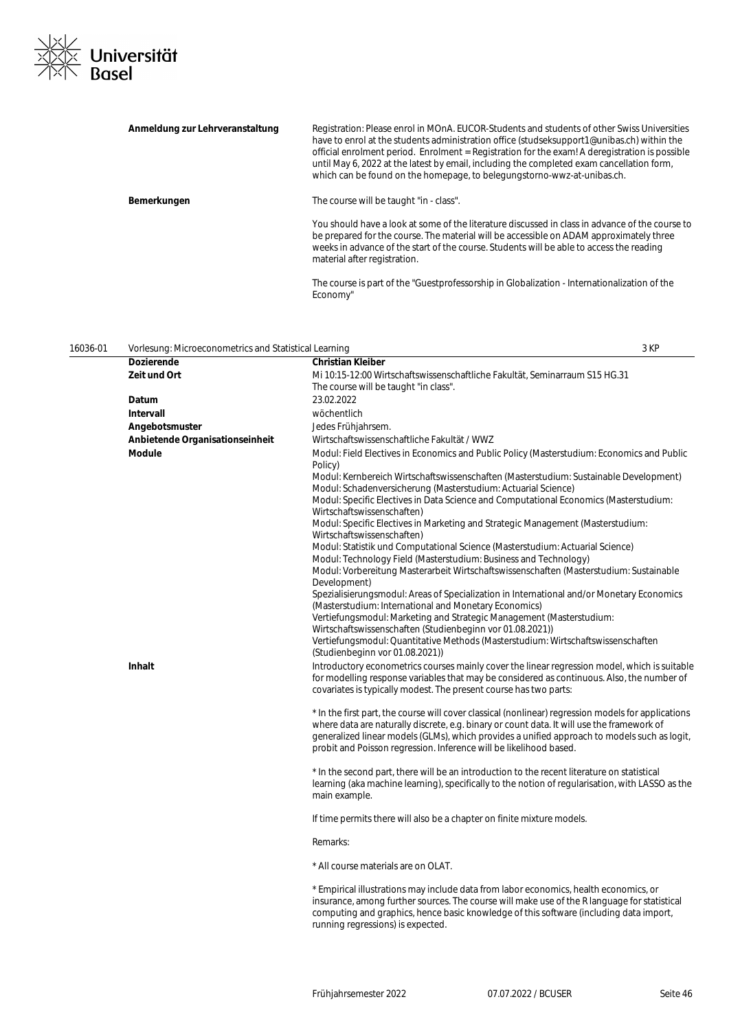| | |
|---|---|
| **Anmeldung zur Lehrveranstaltung** | Registration: Please enrol in MOnA. EUCOR-Students and students of other Swiss Universities have to enrol at the students administration office (studseksupport1@unibas.ch) within the official enrolment period. Enrolment = Registration for the exam! A deregistration is possible until May 6, 2022 at the latest by email, including the completed exam cancellation form, which can be found on the homepage, to belegungstorno-wwz-at-unibas.ch. |
| **Bemerkungen** | The course will be taught "in - class".<br><br>You should have a look at some of the literature discussed in class in advance of the course to be prepared for the course. The material will be accessible on ADAM approximately three weeks in advance of the start of the course. Students will be able to access the reading material after registration.<br><br>The course is part of the "Guestprofessorship in Globalization - Internationalization of the Economy" |

**16036-01 Vorlesung: Microeconometrics and Statistical Learning** — 3 KP

| | |
|---|---|
| **Dozierende** | **Christian Kleiber** |
| **Zeit und Ort** | Mi 10:15-12:00 Wirtschaftswissenschaftliche Fakultät, Seminarraum S15 HG.31<br>The course will be taught "in class". |
| **Datum** | 23.02.2022 |
| **Intervall** | wöchentlich |
| **Angebotsmuster** | Jedes Frühjahrsem. |
| **Anbietende Organisationseinheit** | Wirtschaftswissenschaftliche Fakultät / WWZ |
| **Module** | Modul: Field Electives in Economics and Public Policy (Masterstudium: Economics and Public Policy)<br>Modul: Kernbereich Wirtschaftswissenschaften (Masterstudium: Sustainable Development)<br>Modul: Schadenversicherung (Masterstudium: Actuarial Science)<br>Modul: Specific Electives in Data Science and Computational Economics (Masterstudium: Wirtschaftswissenschaften)<br>Modul: Specific Electives in Marketing and Strategic Management (Masterstudium: Wirtschaftswissenschaften)<br>Modul: Statistik und Computational Science (Masterstudium: Actuarial Science)<br>Modul: Technology Field (Masterstudium: Business and Technology)<br>Modul: Vorbereitung Masterarbeit Wirtschaftswissenschaften (Masterstudium: Sustainable Development)<br>Spezialisierungsmodul: Areas of Specialization in International and/or Monetary Economics (Masterstudium: International and Monetary Economics)<br>Vertiefungsmodul: Marketing and Strategic Management (Masterstudium: Wirtschaftswissenschaften (Studienbeginn vor 01.08.2021))<br>Vertiefungsmodul: Quantitative Methods (Masterstudium: Wirtschaftswissenschaften (Studienbeginn vor 01.08.2021)) |
| **Inhalt** | Introductory econometrics courses mainly cover the linear regression model, which is suitable for modelling response variables that may be considered as continuous. Also, the number of covariates is typically modest. The present course has two parts:<br><br>* In the first part, the course will cover classical (nonlinear) regression models for applications where data are naturally discrete, e.g. binary or count data. It will use the framework of generalized linear models (GLMs), which provides a unified approach to models such as logit, probit and Poisson regression. Inference will be likelihood based.<br><br>* In the second part, there will be an introduction to the recent literature on statistical learning (aka machine learning), specifically to the notion of regularisation, with LASSO as the main example.<br><br>If time permits there will also be a chapter on finite mixture models.<br><br>Remarks:<br><br>* All course materials are on OLAT.<br><br>* Empirical illustrations may include data from labor economics, health economics, or insurance, among further sources. The course will make use of the R language for statistical computing and graphics, hence basic knowledge of this software (including data import, running regressions) is expected. |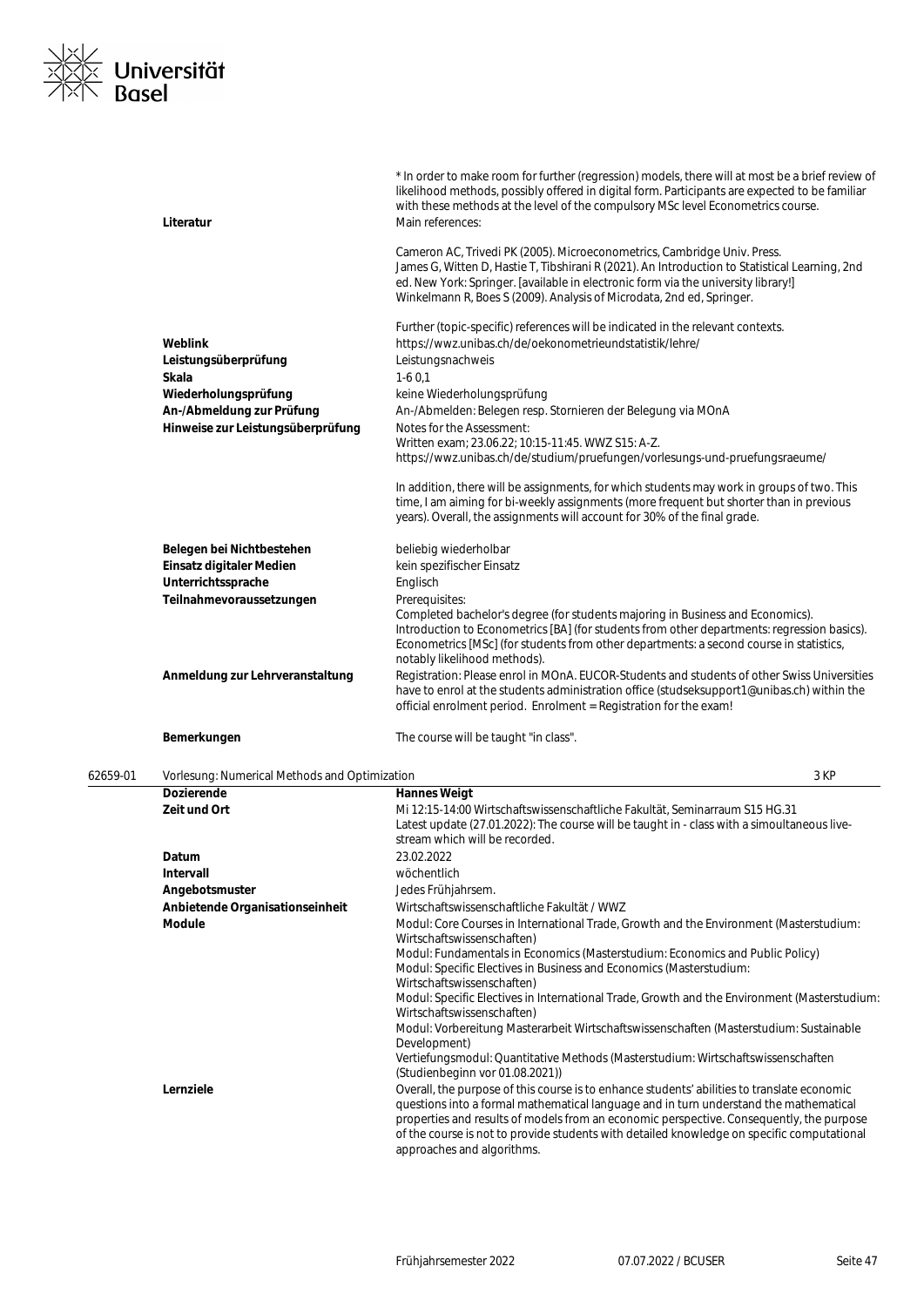| | |
|---|---|
| | * In order to make room for further (regression) models, there will at most be a brief review of likelihood methods, possibly offered in digital form. Participants are expected to be familiar with these methods at the level of the compulsory MSc level Econometrics course. |
| **Literatur** | Main references:<br><br>Cameron AC, Trivedi PK (2005). Microeconometrics, Cambridge Univ. Press.<br>James G, Witten D, Hastie T, Tibshirani R (2021). An Introduction to Statistical Learning, 2nd ed. New York: Springer. [available in electronic form via the university library!]<br>Winkelmann R, Boes S (2009). Analysis of Microdata, 2nd ed, Springer.<br><br>Further (topic-specific) references will be indicated in the relevant contexts. |
| **Weblink** | https://wwz.unibas.ch/de/oekonometrieundstatistik/lehre/ |
| **Leistungsüberprüfung** | Leistungsnachweis |
| **Skala** | 1-6 0,1 |
| **Wiederholungsprüfung** | keine Wiederholungsprüfung |
| **An-/Abmeldung zur Prüfung** | An-/Abmelden: Belegen resp. Stornieren der Belegung via MOnA |
| **Hinweise zur Leistungsüberprüfung** | Notes for the Assessment:<br>Written exam; 23.06.22; 10:15-11:45. WWZ S15: A-Z.<br>https://wwz.unibas.ch/de/studium/pruefungen/vorlesungs-und-pruefungsraeume/<br><br>In addition, there will be assignments, for which students may work in groups of two. This time, I am aiming for bi-weekly assignments (more frequent but shorter than in previous years). Overall, the assignments will account for 30% of the final grade. |
| **Belegen bei Nichtbestehen** | beliebig wiederholbar |
| **Einsatz digitaler Medien** | kein spezifischer Einsatz |
| **Unterrichtssprache** | Englisch |
| **Teilnahmevoraussetzungen** | Prerequisites:<br>Completed bachelor's degree (for students majoring in Business and Economics).<br>Introduction to Econometrics [BA] (for students from other departments: regression basics).<br>Econometrics [MSc] (for students from other departments: a second course in statistics, notably likelihood methods). |
| **Anmeldung zur Lehrveranstaltung** | Registration: Please enrol in MOnA. EUCOR-Students and students of other Swiss Universities have to enrol at the students administration office (studseksupport1@unibas.ch) within the official enrolment period. Enrolment = Registration for the exam! |
| **Bemerkungen** | The course will be taught "in class". |

**62659-01 Vorlesung: Numerical Methods and Optimization — 3 KP**

| | |
|---|---|
| **Dozierende** | **Hannes Weigt** |
| **Zeit und Ort** | Mi 12:15-14:00 Wirtschaftswissenschaftliche Fakultät, Seminarraum S15 HG.31<br>Latest update (27.01.2022): The course will be taught in - class with a simoultaneous live-stream which will be recorded. |
| **Datum** | 23.02.2022 |
| **Intervall** | wöchentlich |
| **Angebotsmuster** | Jedes Frühjahrsem. |
| **Anbietende Organisationseinheit** | Wirtschaftswissenschaftliche Fakultät / WWZ |
| **Module** | Modul: Core Courses in International Trade, Growth and the Environment (Masterstudium: Wirtschaftswissenschaften)<br>Modul: Fundamentals in Economics (Masterstudium: Economics and Public Policy)<br>Modul: Specific Electives in Business and Economics (Masterstudium: Wirtschaftswissenschaften)<br>Modul: Specific Electives in International Trade, Growth and the Environment (Masterstudium: Wirtschaftswissenschaften)<br>Modul: Vorbereitung Masterarbeit Wirtschaftswissenschaften (Masterstudium: Sustainable Development)<br>Vertiefungsmodul: Quantitative Methods (Masterstudium: Wirtschaftswissenschaften (Studienbeginn vor 01.08.2021)) |
| **Lernziele** | Overall, the purpose of this course is to enhance students' abilities to translate economic questions into a formal mathematical language and in turn understand the mathematical properties and results of models from an economic perspective. Consequently, the purpose of the course is not to provide students with detailed knowledge on specific computational approaches and algorithms. |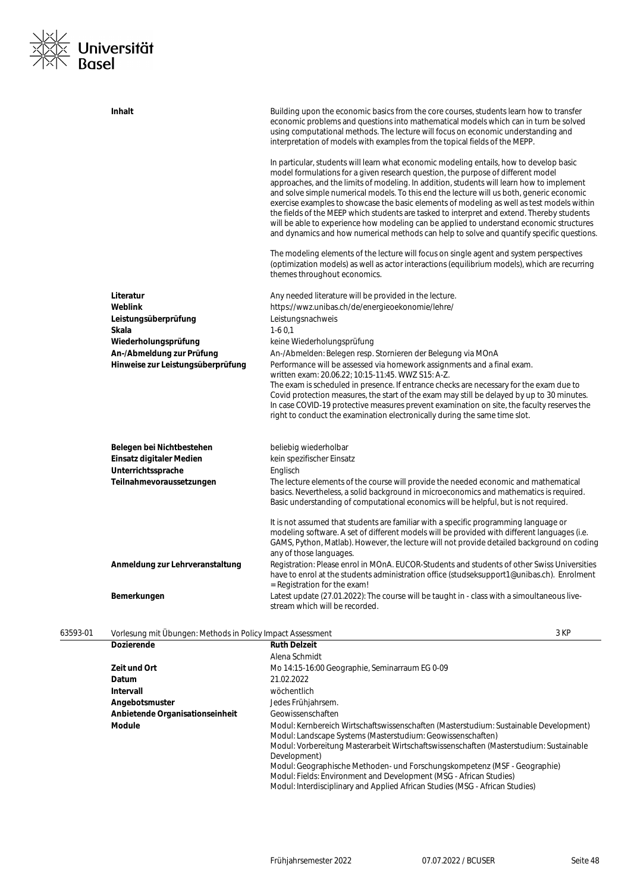| | |
|---|---|
| **Inhalt** | Building upon the economic basics from the core courses, students learn how to transfer economic problems and questions into mathematical models which can in turn be solved using computational methods. The lecture will focus on economic understanding and interpretation of models with examples from the topical fields of the MEPP.<br><br>In particular, students will learn what economic modeling entails, how to develop basic model formulations for a given research question, the purpose of different model approaches, and the limits of modeling. In addition, students will learn how to implement and solve simple numerical models. To this end the lecture will us both, generic economic exercise examples to showcase the basic elements of modeling as well as test models within the fields of the MEEP which students are tasked to interpret and extend. Thereby students will be able to experience how modeling can be applied to understand economic structures and dynamics and how numerical methods can help to solve and quantify specific questions.<br><br>The modeling elements of the lecture will focus on single agent and system perspectives (optimization models) as well as actor interactions (equilibrium models), which are recurring themes throughout economics. |
| **Literatur** | Any needed literature will be provided in the lecture. |
| **Weblink** | https://wwz.unibas.ch/de/energieoekonomie/lehre/ |
| **Leistungsüberprüfung** | Leistungsnachweis |
| **Skala** | 1-6 0,1 |
| **Wiederholungsprüfung** | keine Wiederholungsprüfung |
| **An-/Abmeldung zur Prüfung** | An-/Abmelden: Belegen resp. Stornieren der Belegung via MOnA |
| **Hinweise zur Leistungsüberprüfung** | Performance will be assessed via homework assignments and a final exam.<br>written exam: 20.06.22; 10:15-11:45. WWZ S15: A-Z.<br>The exam is scheduled in presence. If entrance checks are necessary for the exam due to Covid protection measures, the start of the exam may still be delayed by up to 30 minutes. In case COVID-19 protective measures prevent examination on site, the faculty reserves the right to conduct the examination electronically during the same time slot. |
| **Belegen bei Nichtbestehen** | beliebig wiederholbar |
| **Einsatz digitaler Medien** | kein spezifischer Einsatz |
| **Unterrichtssprache** | Englisch |
| **Teilnahmevoraussetzungen** | The lecture elements of the course will provide the needed economic and mathematical basics. Nevertheless, a solid background in microeconomics and mathematics is required. Basic understanding of computational economics will be helpful, but is not required.<br><br>It is not assumed that students are familiar with a specific programming language or modeling software. A set of different models will be provided with different languages (i.e. GAMS, Python, Matlab). However, the lecture will not provide detailed background on coding any of those languages. |
| **Anmeldung zur Lehrveranstaltung** | Registration: Please enrol in MOnA. EUCOR-Students and students of other Swiss Universities have to enrol at the students administration office (studseksupport1@unibas.ch). Enrolment = Registration for the exam! |
| **Bemerkungen** | Latest update (27.01.2022): The course will be taught in - class with a simoultaneous live-stream which will be recorded. |

**63593-01** Vorlesung mit Übungen: Methods in Policy Impact Assessment — 3 KP

| | |
|---|---|
| **Dozierende** | **Ruth Delzeit**<br>Alena Schmidt |
| **Zeit und Ort** | Mo 14:15-16:00 Geographie, Seminarraum EG 0-09 |
| **Datum** | 21.02.2022 |
| **Intervall** | wöchentlich |
| **Angebotsmuster** | Jedes Frühjahrsem. |
| **Anbietende Organisationseinheit** | Geowissenschaften |
| **Module** | Modul: Kernbereich Wirtschaftswissenschaften (Masterstudium: Sustainable Development)<br>Modul: Landscape Systems (Masterstudium: Geowissenschaften)<br>Modul: Vorbereitung Masterarbeit Wirtschaftswissenschaften (Masterstudium: Sustainable Development)<br>Modul: Geographische Methoden- und Forschungskompetenz (MSF - Geographie)<br>Modul: Fields: Environment and Development (MSG - African Studies)<br>Modul: Interdisciplinary and Applied African Studies (MSG - African Studies) |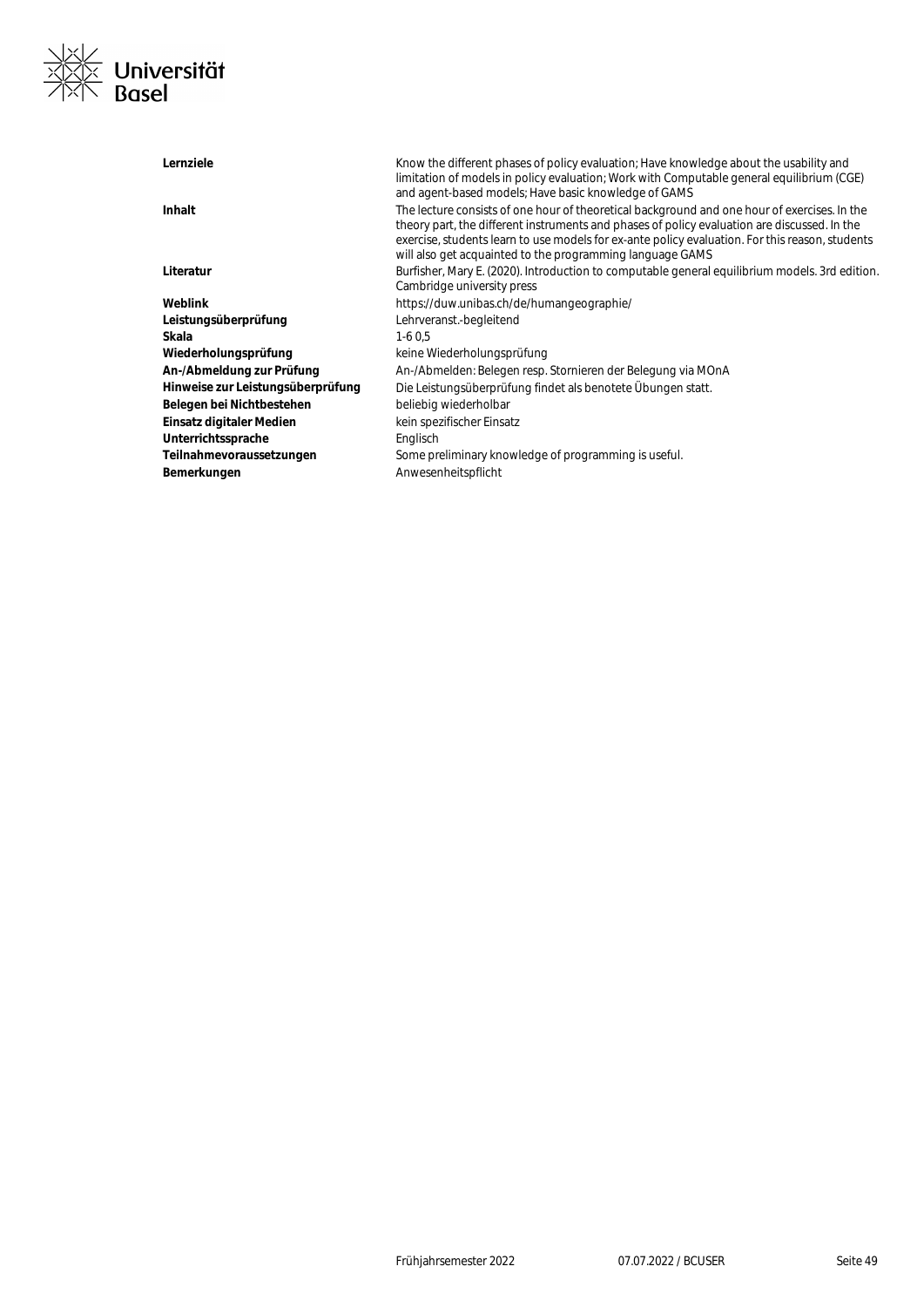| | |
|---|---|
| **Lernziele** | Know the different phases of policy evaluation; Have knowledge about the usability and limitation of models in policy evaluation; Work with Computable general equilibrium (CGE) and agent-based models; Have basic knowledge of GAMS |
| **Inhalt** | The lecture consists of one hour of theoretical background and one hour of exercises. In the theory part, the different instruments and phases of policy evaluation are discussed. In the exercise, students learn to use models for ex-ante policy evaluation. For this reason, students will also get acquainted to the programming language GAMS |
| **Literatur** | Burfisher, Mary E. (2020). Introduction to computable general equilibrium models. 3rd edition. Cambridge university press |
| **Weblink** | https://duw.unibas.ch/de/humangeographie/ |
| **Leistungsüberprüfung** | Lehrveranst.-begleitend |
| **Skala** | 1-6 0,5 |
| **Wiederholungsprüfung** | keine Wiederholungsprüfung |
| **An-/Abmeldung zur Prüfung** | An-/Abmelden: Belegen resp. Stornieren der Belegung via MOnA |
| **Hinweise zur Leistungsüberprüfung** | Die Leistungsüberprüfung findet als benotete Übungen statt. |
| **Belegen bei Nichtbestehen** | beliebig wiederholbar |
| **Einsatz digitaler Medien** | kein spezifischer Einsatz |
| **Unterrichtssprache** | Englisch |
| **Teilnahmevoraussetzungen** | Some preliminary knowledge of programming is useful. |
| **Bemerkungen** | Anwesenheitspflicht |